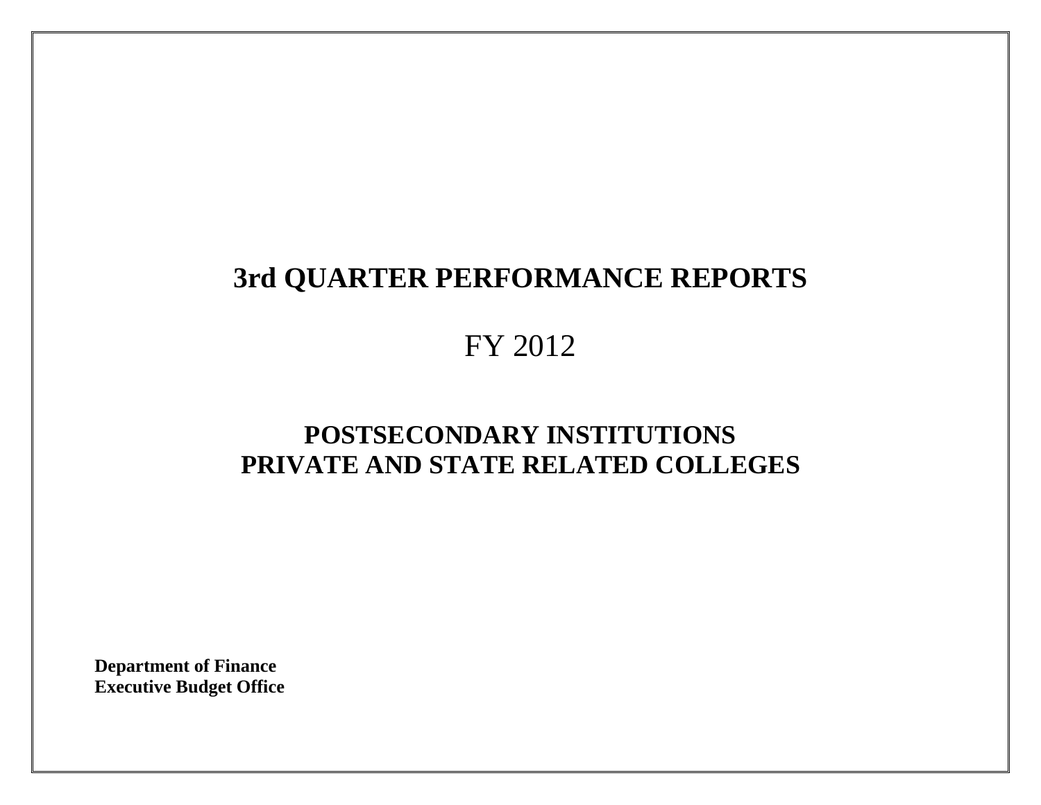# 3rd QUARTER PERFORMANCE REPORTS

FY 2012

## POSTSECONDARY INSTITUTIONS
## PRIVATE AND STATE RELATED COLLEGES

**Department of Finance**
**Executive Budget Office**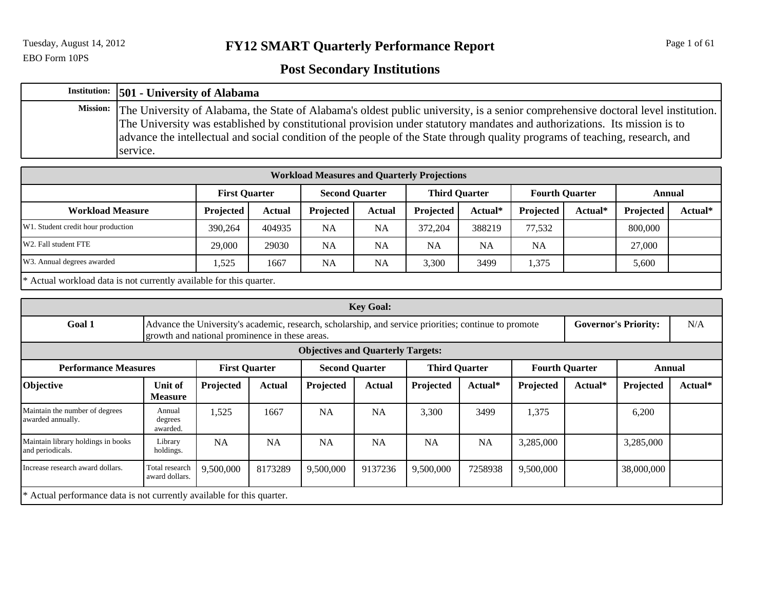EBO Form 10PS

# FY12 SMART Quarterly Performance Report

## Post Secondary Institutions

| Institution: | 501 - University of Alabama |
|---|---|
| Mission: | The University of Alabama, the State of Alabama's oldest public university, is a senior comprehensive doctoral level institution. The University was established by constitutional provision under statutory mandates and authorizations. Its mission is to advance the intellectual and social condition of the people of the State through quality programs of teaching, research, and service. |

**Workload Measures and Quarterly Projections**

| | First Quarter | | Second Quarter | | Third Quarter | | Fourth Quarter | | Annual | |
|---|---|---|---|---|---|---|---|---|---|---|
| Workload Measure | Projected | Actual | Projected | Actual | Projected | Actual* | Projected | Actual* | Projected | Actual* |
| W1. Student credit hour production | 390,264 | 404935 | NA | NA | 372,204 | 388219 | 77,532 | | 800,000 | |
| W2. Fall student FTE | 29,000 | 29030 | NA | NA | NA | NA | NA | | 27,000 | |
| W3. Annual degrees awarded | 1,525 | 1667 | NA | NA | 3,300 | 3499 | 1,375 | | 5,600 | |

* Actual workload data is not currently available for this quarter.

**Key Goal:**

| Goal 1 | Advance the University's academic, research, scholarship, and service priorities; continue to promote growth and national prominence in these areas. | Governor's Priority: | N/A |
|---|---|---|---|

**Objectives and Quarterly Targets:**

| Performance Measures | | First Quarter | | Second Quarter | | Third Quarter | | Fourth Quarter | | Annual | |
|---|---|---|---|---|---|---|---|---|---|---|---|
| Objective | Unit of Measure | Projected | Actual | Projected | Actual | Projected | Actual* | Projected | Actual* | Projected | Actual* |
| Maintain the number of degrees awarded annually. | Annual degrees awarded. | 1,525 | 1667 | NA | NA | 3,300 | 3499 | 1,375 | | 6,200 | |
| Maintain library holdings in books and periodicals. | Library holdings. | NA | NA | NA | NA | NA | NA | 3,285,000 | | 3,285,000 | |
| Increase research award dollars. | Total research award dollars. | 9,500,000 | 8173289 | 9,500,000 | 9137236 | 9,500,000 | 7258938 | 9,500,000 | | 38,000,000 | |

* Actual performance data is not currently available for this quarter.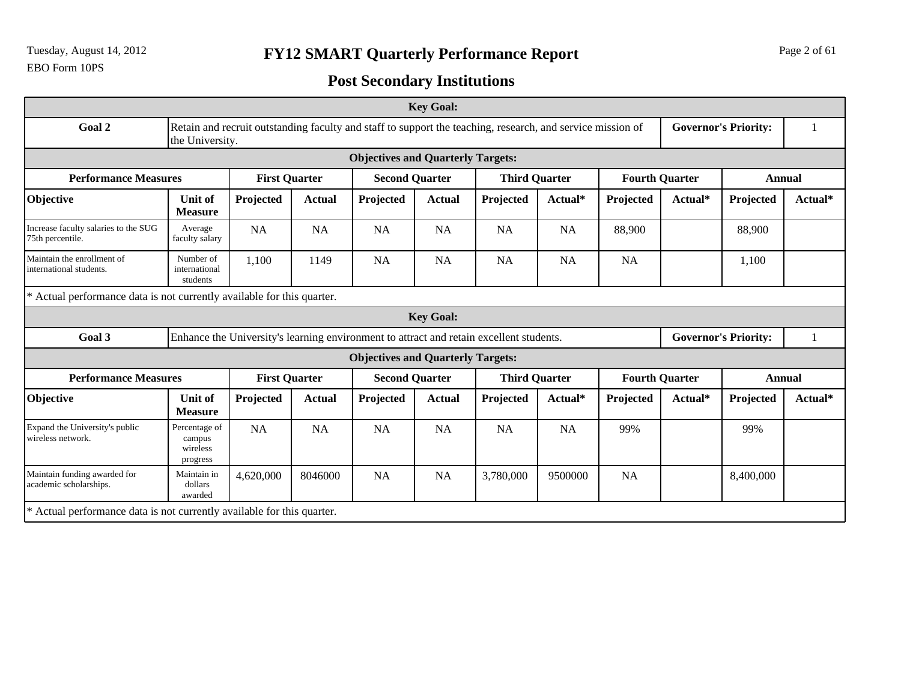# FY12 SMART Quarterly Performance Report

## Post Secondary Institutions

Tuesday, August 14, 2012

EBO Form 10PS

| Key Goal: | | | | | | | | | | | |
|---|---|---|---|---|---|---|---|---|---|---|---|
| **Goal 2** | Retain and recruit outstanding faculty and staff to support the teaching, research, and service mission of the University. | | | | | | | | **Governor's Priority:** | | 1 |
| **Objectives and Quarterly Targets:** | | | | | | | | | | | |
| **Performance Measures** | | **First Quarter** | | **Second Quarter** | | **Third Quarter** | | **Fourth Quarter** | | **Annual** | |
| **Objective** | **Unit of Measure** | **Projected** | **Actual** | **Projected** | **Actual** | **Projected** | **Actual*** | **Projected** | **Actual*** | **Projected** | **Actual*** |
| Increase faculty salaries to the SUG 75th percentile. | Average faculty salary | NA | NA | NA | NA | NA | NA | 88,900 | | 88,900 | |
| Maintain the enrollment of international students. | Number of international students | 1,100 | 1149 | NA | NA | NA | NA | NA | | 1,100 | |

* Actual performance data is not currently available for this quarter.

| Key Goal: | | | | | | | | | | | |
|---|---|---|---|---|---|---|---|---|---|---|---|
| **Goal 3** | Enhance the University's learning environment to attract and retain excellent students. | | | | | | | | **Governor's Priority:** | | 1 |
| **Objectives and Quarterly Targets:** | | | | | | | | | | | |
| **Performance Measures** | | **First Quarter** | | **Second Quarter** | | **Third Quarter** | | **Fourth Quarter** | | **Annual** | |
| **Objective** | **Unit of Measure** | **Projected** | **Actual** | **Projected** | **Actual** | **Projected** | **Actual*** | **Projected** | **Actual*** | **Projected** | **Actual*** |
| Expand the University's public wireless network. | Percentage of campus wireless progress | NA | NA | NA | NA | NA | NA | 99% | | 99% | |
| Maintain funding awarded for academic scholarships. | Maintain in dollars awarded | 4,620,000 | 8046000 | NA | NA | 3,780,000 | 9500000 | NA | | 8,400,000 | |

* Actual performance data is not currently available for this quarter.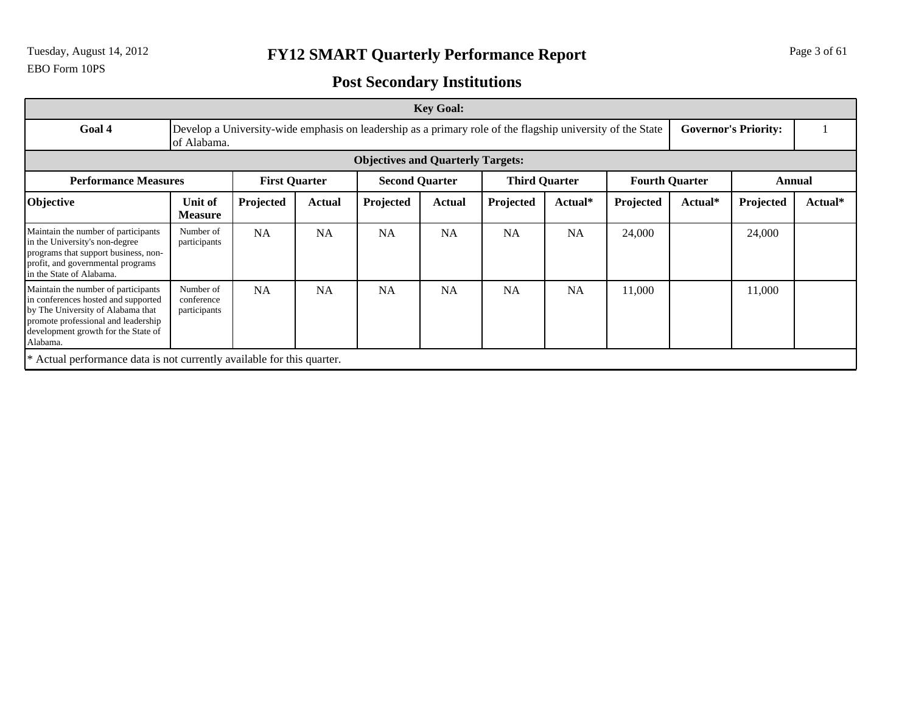# FY12 SMART Quarterly Performance Report

## Post Secondary Institutions

EBO Form 10PS

| Key Goal: | | | | | | | | | | | |
|---|---|---|---|---|---|---|---|---|---|---|---|
| **Goal 4** | Develop a University-wide emphasis on leadership as a primary role of the flagship university of the State of Alabama. | | | | | | | | **Governor's Priority:** | | 1 |
| **Objectives and Quarterly Targets:** | | | | | | | | | | | |
| **Performance Measures** | | **First Quarter** | | **Second Quarter** | | **Third Quarter** | | **Fourth Quarter** | | **Annual** | |
| **Objective** | **Unit of Measure** | **Projected** | **Actual** | **Projected** | **Actual** | **Projected** | **Actual*** | **Projected** | **Actual*** | **Projected** | **Actual*** |
| Maintain the number of participants in the University's non-degree programs that support business, non-profit, and governmental programs in the State of Alabama. | Number of participants | NA | NA | NA | NA | NA | NA | 24,000 | | 24,000 | |
| Maintain the number of participants in conferences hosted and supported by The University of Alabama that promote professional and leadership development growth for the State of Alabama. | Number of conference participants | NA | NA | NA | NA | NA | NA | 11,000 | | 11,000 | |

* Actual performance data is not currently available for this quarter.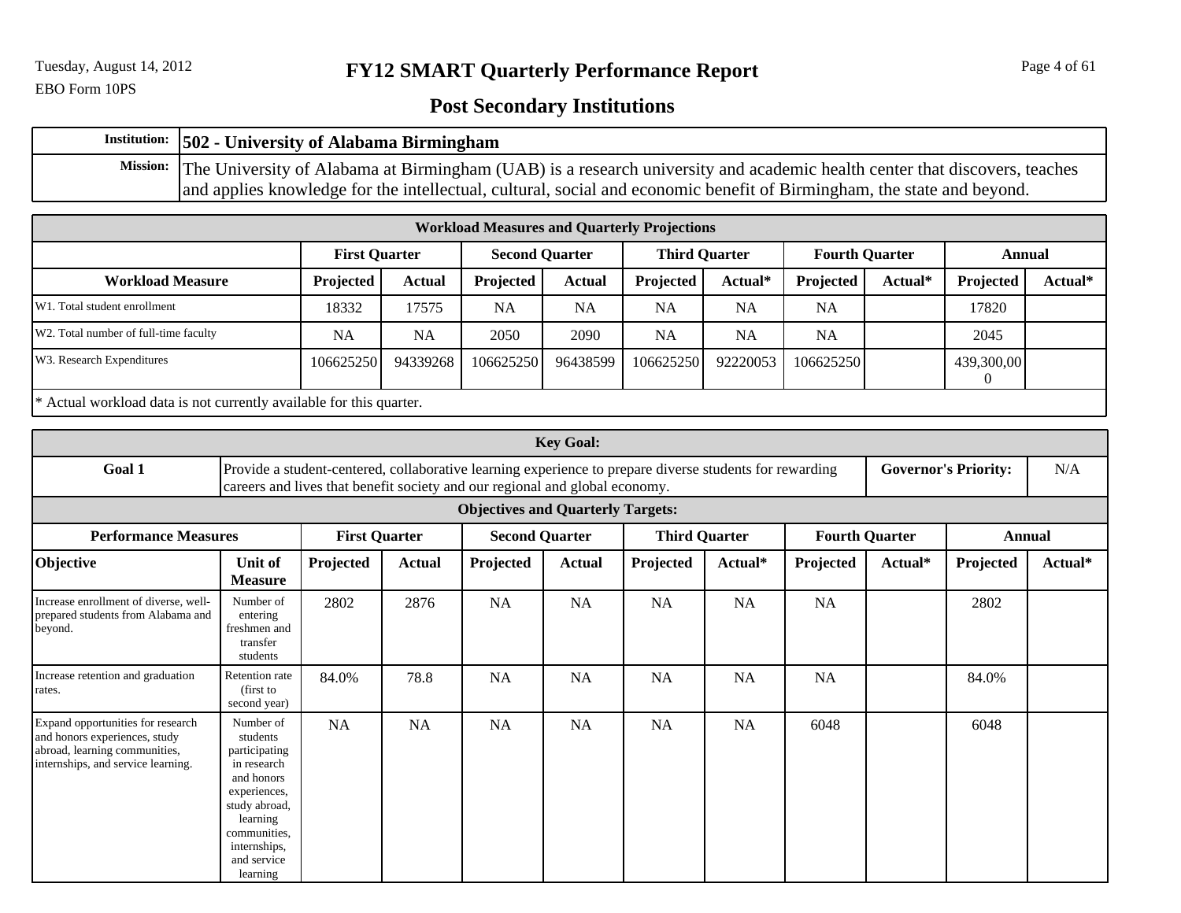# FY12 SMART Quarterly Performance Report

EBO Form 10PS

## Post Secondary Institutions

| | |
|---|---|
| **Institution:** | **502 - University of Alabama Birmingham** |
| **Mission:** | The University of Alabama at Birmingham (UAB) is a research university and academic health center that discovers, teaches and applies knowledge for the intellectual, cultural, social and economic benefit of Birmingham, the state and beyond. |

**Workload Measures and Quarterly Projections**

| | First Quarter | | Second Quarter | | Third Quarter | | Fourth Quarter | | Annual | |
|---|---|---|---|---|---|---|---|---|---|---|
| **Workload Measure** | **Projected** | **Actual** | **Projected** | **Actual** | **Projected** | **Actual*** | **Projected** | **Actual*** | **Projected** | **Actual*** |
| W1. Total student enrollment | 18332 | 17575 | NA | NA | NA | NA | NA | | 17820 | |
| W2. Total number of full-time faculty | NA | NA | 2050 | 2090 | NA | NA | NA | | 2045 | |
| W3. Research Expenditures | 106625250 | 94339268 | 106625250 | 96438599 | 106625250 | 92220053 | 106625250 | | 439,300,000 | |

\* Actual workload data is not currently available for this quarter.

**Key Goal:**

| | | |
|---|---|---|
| **Goal 1** | Provide a student-centered, collaborative learning experience to prepare diverse students for rewarding careers and lives that benefit society and our regional and global economy. | **Governor's Priority:** N/A |

**Objectives and Quarterly Targets:**

| Performance Measures | | First Quarter | | Second Quarter | | Third Quarter | | Fourth Quarter | | Annual | |
|---|---|---|---|---|---|---|---|---|---|---|---|
| **Objective** | **Unit of Measure** | **Projected** | **Actual** | **Projected** | **Actual** | **Projected** | **Actual*** | **Projected** | **Actual*** | **Projected** | **Actual*** |
| Increase enrollment of diverse, well-prepared students from Alabama and beyond. | Number of entering freshmen and transfer students | 2802 | 2876 | NA | NA | NA | NA | NA | | 2802 | |
| Increase retention and graduation rates. | Retention rate (first to second year) | 84.0% | 78.8 | NA | NA | NA | NA | NA | | 84.0% | |
| Expand opportunities for research and honors experiences, study abroad, learning communities, internships, and service learning. | Number of students participating in research and honors experiences, study abroad, learning communities, internships, and service learning | NA | NA | NA | NA | NA | NA | 6048 | | 6048 | |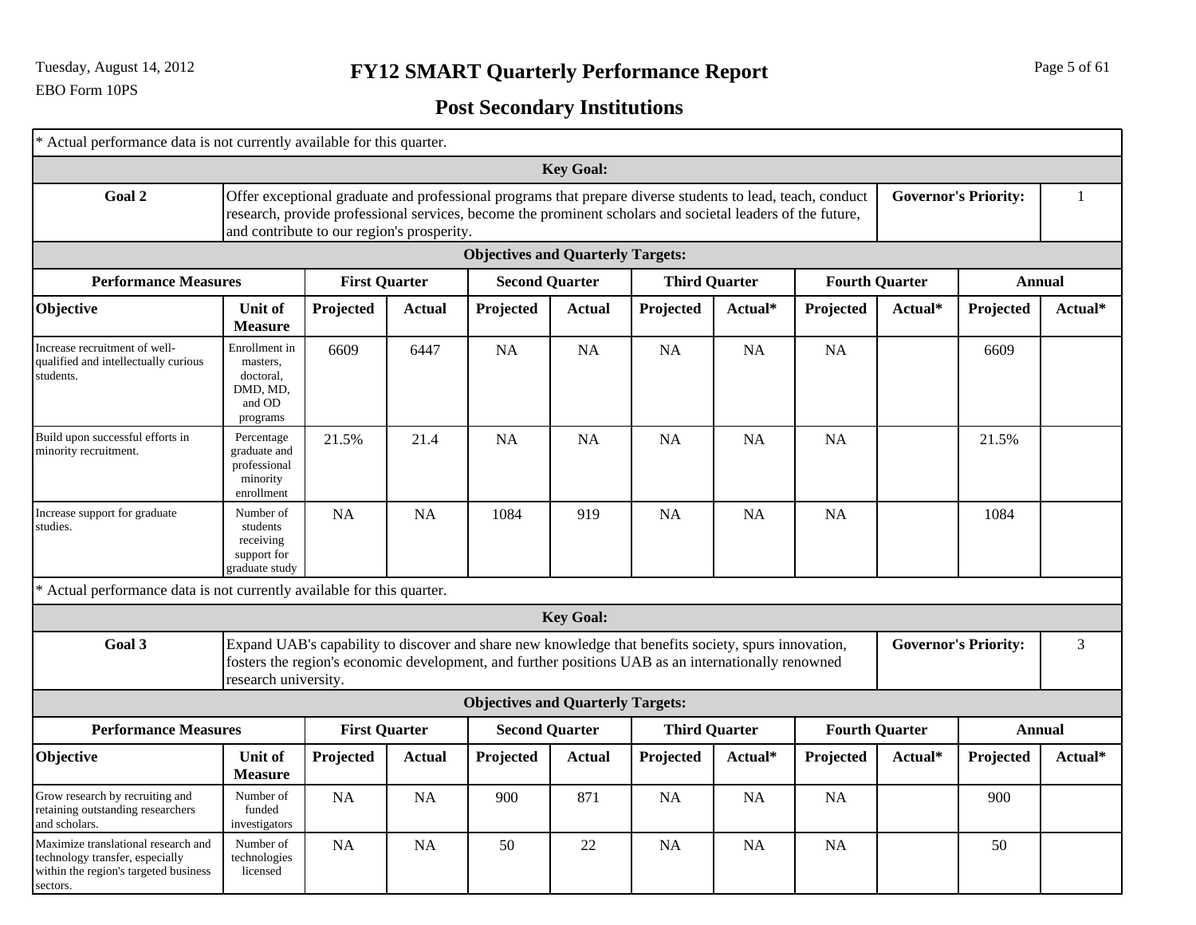# FY12 SMART Quarterly Performance Report

## Post Secondary Institutions

EBO Form 10PS

\* Actual performance data is not currently available for this quarter.

**Key Goal:**

| Goal 2 | Offer exceptional graduate and professional programs that prepare diverse students to lead, teach, conduct research, provide professional services, become the prominent scholars and societal leaders of the future, and contribute to our region's prosperity. | Governor's Priority: | 1 |
|---|---|---|---|

**Objectives and Quarterly Targets:**

| Performance Measures | | First Quarter | | Second Quarter | | Third Quarter | | Fourth Quarter | | Annual | |
|---|---|---|---|---|---|---|---|---|---|---|---|
| **Objective** | **Unit of Measure** | **Projected** | **Actual** | **Projected** | **Actual** | **Projected** | **Actual\*** | **Projected** | **Actual\*** | **Projected** | **Actual\*** |
| Increase recruitment of well-qualified and intellectually curious students. | Enrollment in masters, doctoral, DMD, MD, and OD programs | 6609 | 6447 | NA | NA | NA | NA | NA | | 6609 | |
| Build upon successful efforts in minority recruitment. | Percentage graduate and professional minority enrollment | 21.5% | 21.4 | NA | NA | NA | NA | NA | | 21.5% | |
| Increase support for graduate studies. | Number of students receiving support for graduate study | NA | NA | 1084 | 919 | NA | NA | NA | | 1084 | |

\* Actual performance data is not currently available for this quarter.

**Key Goal:**

| Goal 3 | Expand UAB's capability to discover and share new knowledge that benefits society, spurs innovation, fosters the region's economic development, and further positions UAB as an internationally renowned research university. | Governor's Priority: | 3 |
|---|---|---|---|

**Objectives and Quarterly Targets:**

| Performance Measures | | First Quarter | | Second Quarter | | Third Quarter | | Fourth Quarter | | Annual | |
|---|---|---|---|---|---|---|---|---|---|---|---|
| **Objective** | **Unit of Measure** | **Projected** | **Actual** | **Projected** | **Actual** | **Projected** | **Actual\*** | **Projected** | **Actual\*** | **Projected** | **Actual\*** |
| Grow research by recruiting and retaining outstanding researchers and scholars. | Number of funded investigators | NA | NA | 900 | 871 | NA | NA | NA | | 900 | |
| Maximize translational research and technology transfer, especially within the region's targeted business sectors. | Number of technologies licensed | NA | NA | 50 | 22 | NA | NA | NA | | 50 | |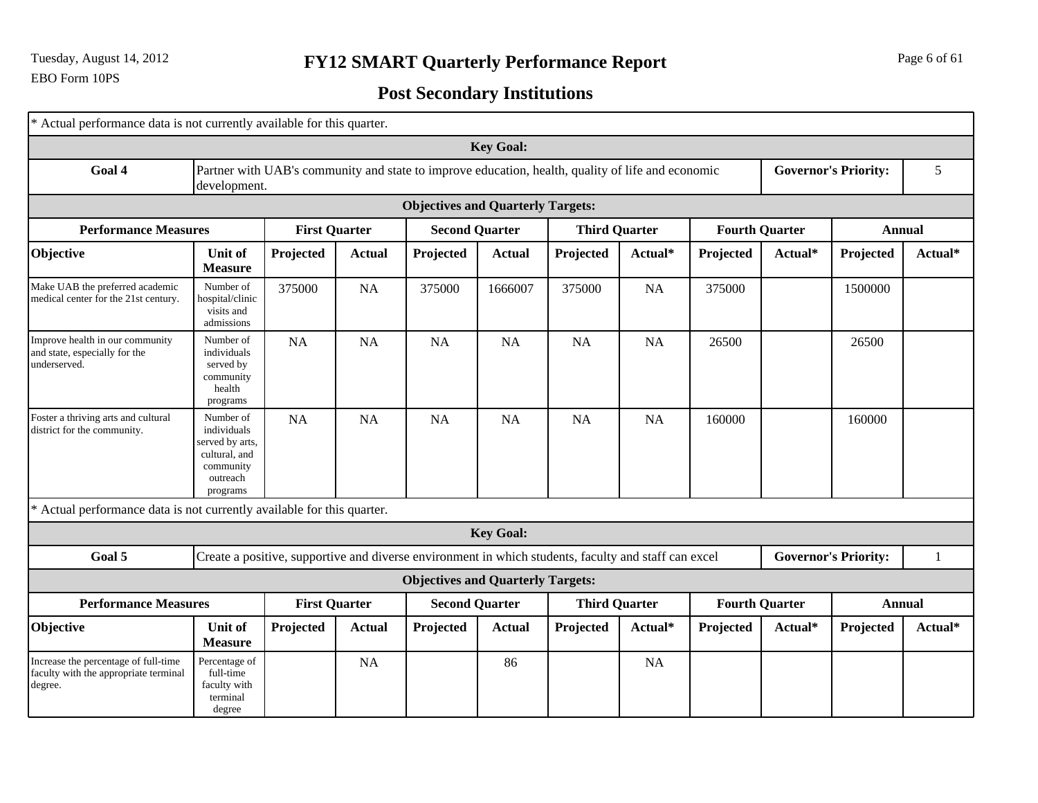# FY12 SMART Quarterly Performance Report

## Post Secondary Institutions

\* Actual performance data is not currently available for this quarter.

**Key Goal:**

| Goal 4 | Partner with UAB's community and state to improve education, health, quality of life and economic development. | Governor's Priority: | 5 |
|---|---|---|---|

**Objectives and Quarterly Targets:**

| Performance Measures | | First Quarter | | Second Quarter | | Third Quarter | | Fourth Quarter | | Annual | |
|---|---|---|---|---|---|---|---|---|---|---|---|
| **Objective** | **Unit of Measure** | **Projected** | **Actual** | **Projected** | **Actual** | **Projected** | **Actual*** | **Projected** | **Actual*** | **Projected** | **Actual*** |
| Make UAB the preferred academic medical center for the 21st century. | Number of hospital/clinic visits and admissions | 375000 | NA | 375000 | 1666007 | 375000 | NA | 375000 | | 1500000 | |
| Improve health in our community and state, especially for the underserved. | Number of individuals served by community health programs | NA | NA | NA | NA | NA | NA | 26500 | | 26500 | |
| Foster a thriving arts and cultural district for the community. | Number of individuals served by arts, cultural, and community outreach programs | NA | NA | NA | NA | NA | NA | 160000 | | 160000 | |

\* Actual performance data is not currently available for this quarter.

**Key Goal:**

| Goal 5 | Create a positive, supportive and diverse environment in which students, faculty and staff can excel | Governor's Priority: | 1 |
|---|---|---|---|

**Objectives and Quarterly Targets:**

| Performance Measures | | First Quarter | | Second Quarter | | Third Quarter | | Fourth Quarter | | Annual | |
|---|---|---|---|---|---|---|---|---|---|---|---|
| **Objective** | **Unit of Measure** | **Projected** | **Actual** | **Projected** | **Actual** | **Projected** | **Actual*** | **Projected** | **Actual*** | **Projected** | **Actual*** |
| Increase the percentage of full-time faculty with the appropriate terminal degree. | Percentage of full-time faculty with terminal degree | | NA | | 86 | | NA | | | | |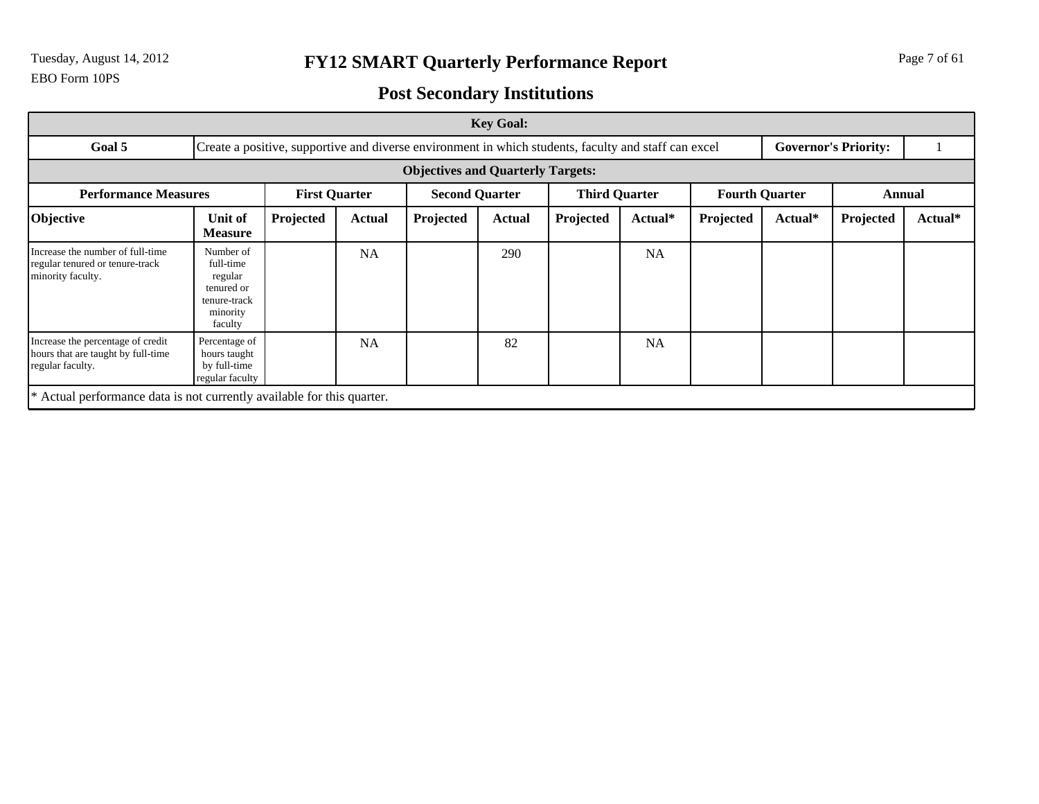EBO Form 10PS

# FY12 SMART Quarterly Performance Report

## Post Secondary Institutions

| Key Goal: | | | | | | | | | | | |
|---|---|---|---|---|---|---|---|---|---|---|---|
| **Goal 5** | Create a positive, supportive and diverse environment in which students, faculty and staff can excel | | | | | | | | | **Governor's Priority:** | 1 |
| **Objectives and Quarterly Targets:** | | | | | | | | | | | |
| **Performance Measures** | | **First Quarter** | | **Second Quarter** | | **Third Quarter** | | **Fourth Quarter** | | **Annual** | |
| **Objective** | **Unit of Measure** | **Projected** | **Actual** | **Projected** | **Actual** | **Projected** | **Actual*** | **Projected** | **Actual*** | **Projected** | **Actual*** |
| Increase the number of full-time regular tenured or tenure-track minority faculty. | Number of full-time regular tenured or tenure-track minority faculty | | NA | | 290 | | NA | | | | |
| Increase the percentage of credit hours that are taught by full-time regular faculty. | Percentage of hours taught by full-time regular faculty | | NA | | 82 | | NA | | | | |

* Actual performance data is not currently available for this quarter.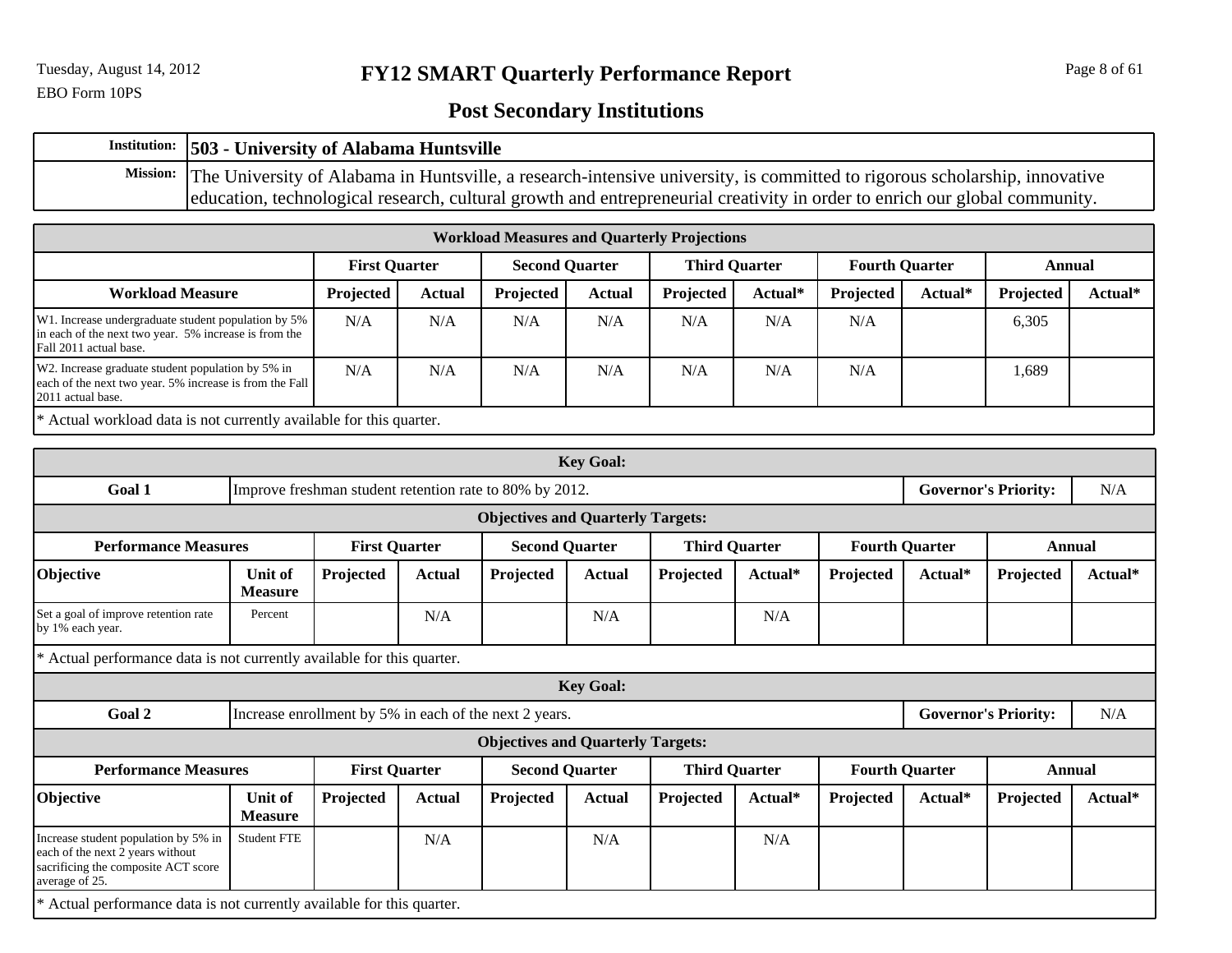Tuesday, August 14, 2012

EBO Form 10PS

# FY12 SMART Quarterly Performance Report

## Post Secondary Institutions

| | |
|---|---|
| **Institution:** | **503 - University of Alabama Huntsville** |
| **Mission:** | The University of Alabama in Huntsville, a research-intensive university, is committed to rigorous scholarship, innovative education, technological research, cultural growth and entrepreneurial creativity in order to enrich our global community. |

**Workload Measures and Quarterly Projections**

| | First Quarter | | Second Quarter | | Third Quarter | | Fourth Quarter | | Annual | |
|---|---|---|---|---|---|---|---|---|---|---|
| **Workload Measure** | **Projected** | **Actual** | **Projected** | **Actual** | **Projected** | **Actual*** | **Projected** | **Actual*** | **Projected** | **Actual*** |
| W1. Increase undergraduate student population by 5% in each of the next two year. 5% increase is from the Fall 2011 actual base. | N/A | N/A | N/A | N/A | N/A | N/A | N/A | | 6,305 | |
| W2. Increase graduate student population by 5% in each of the next two year. 5% increase is from the Fall 2011 actual base. | N/A | N/A | N/A | N/A | N/A | N/A | N/A | | 1,689 | |

* Actual workload data is not currently available for this quarter.

**Key Goal:**

| | | | |
|---|---|---|---|
| **Goal 1** | Improve freshman student retention rate to 80% by 2012. | **Governor's Priority:** | N/A |

**Objectives and Quarterly Targets:**

| Performance Measures | | First Quarter | | Second Quarter | | Third Quarter | | Fourth Quarter | | Annual | |
|---|---|---|---|---|---|---|---|---|---|---|---|
| **Objective** | **Unit of Measure** | **Projected** | **Actual** | **Projected** | **Actual** | **Projected** | **Actual*** | **Projected** | **Actual*** | **Projected** | **Actual*** |
| Set a goal of improve retention rate by 1% each year. | Percent | | N/A | | N/A | | N/A | | | | |

* Actual performance data is not currently available for this quarter.

**Key Goal:**

| | | | |
|---|---|---|---|
| **Goal 2** | Increase enrollment by 5% in each of the next 2 years. | **Governor's Priority:** | N/A |

**Objectives and Quarterly Targets:**

| Performance Measures | | First Quarter | | Second Quarter | | Third Quarter | | Fourth Quarter | | Annual | |
|---|---|---|---|---|---|---|---|---|---|---|---|
| **Objective** | **Unit of Measure** | **Projected** | **Actual** | **Projected** | **Actual** | **Projected** | **Actual*** | **Projected** | **Actual*** | **Projected** | **Actual*** |
| Increase student population by 5% in each of the next 2 years without sacrificing the composite ACT score average of 25. | Student FTE | | N/A | | N/A | | N/A | | | | |

* Actual performance data is not currently available for this quarter.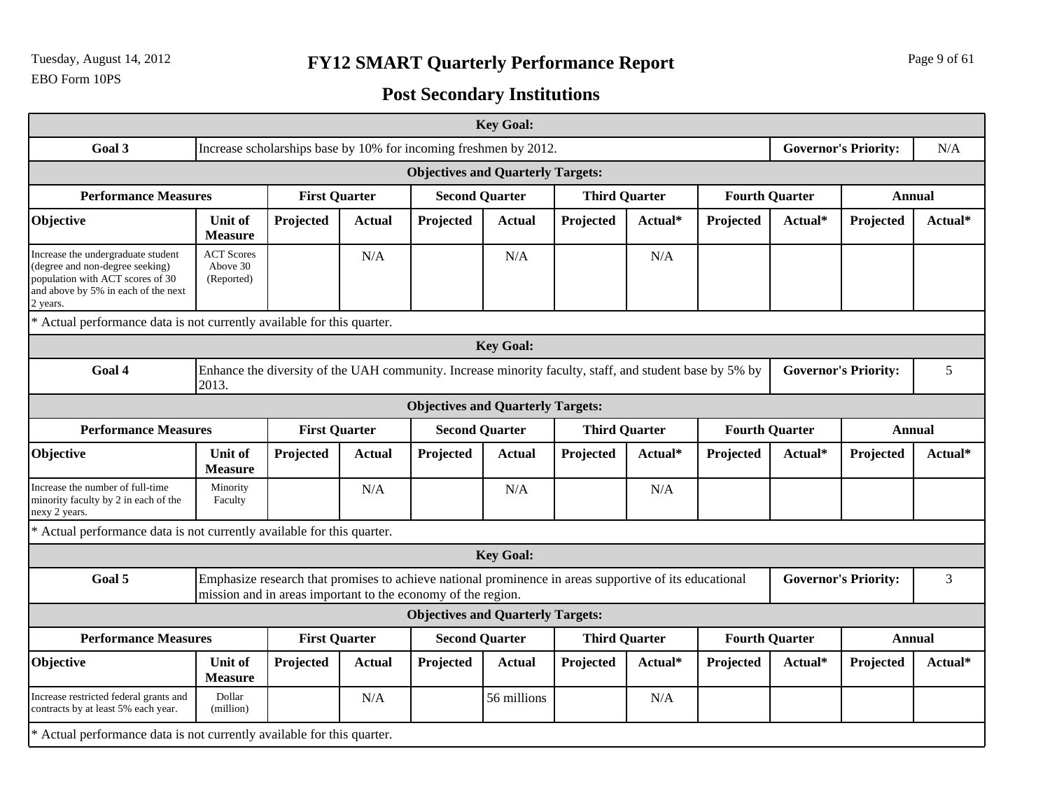# FY12 SMART Quarterly Performance Report

## Post Secondary Institutions

| Key Goal: | | | | | | | | | | | |
|---|---|---|---|---|---|---|---|---|---|---|---|
| **Goal 3** | Increase scholarships base by 10% for incoming freshmen by 2012. | | | | | | | | **Governor's Priority:** | | N/A |
| **Objectives and Quarterly Targets:** | | | | | | | | | | | |
| **Performance Measures** | | **First Quarter** | | **Second Quarter** | | **Third Quarter** | | **Fourth Quarter** | | **Annual** | |
| **Objective** | **Unit of Measure** | **Projected** | **Actual** | **Projected** | **Actual** | **Projected** | **Actual*** | **Projected** | **Actual*** | **Projected** | **Actual*** |
| Increase the undergraduate student (degree and non-degree seeking) population with ACT scores of 30 and above by 5% in each of the next 2 years. | ACT Scores Above 30 (Reported) | | N/A | | N/A | | N/A | | | | |

* Actual performance data is not currently available for this quarter.

| Key Goal: | | | | | | | | | | | |
|---|---|---|---|---|---|---|---|---|---|---|---|
| **Goal 4** | Enhance the diversity of the UAH community. Increase minority faculty, staff, and student base by 5% by 2013. | | | | | | | | **Governor's Priority:** | | 5 |
| **Objectives and Quarterly Targets:** | | | | | | | | | | | |
| **Performance Measures** | | **First Quarter** | | **Second Quarter** | | **Third Quarter** | | **Fourth Quarter** | | **Annual** | |
| **Objective** | **Unit of Measure** | **Projected** | **Actual** | **Projected** | **Actual** | **Projected** | **Actual*** | **Projected** | **Actual*** | **Projected** | **Actual*** |
| Increase the number of full-time minority faculty by 2 in each of the nexy 2 years. | Minority Faculty | | N/A | | N/A | | N/A | | | | |

* Actual performance data is not currently available for this quarter.

| Key Goal: | | | | | | | | | | | |
|---|---|---|---|---|---|---|---|---|---|---|---|
| **Goal 5** | Emphasize research that promises to achieve national prominence in areas supportive of its educational mission and in areas important to the economy of the region. | | | | | | | | **Governor's Priority:** | | 3 |
| **Objectives and Quarterly Targets:** | | | | | | | | | | | |
| **Performance Measures** | | **First Quarter** | | **Second Quarter** | | **Third Quarter** | | **Fourth Quarter** | | **Annual** | |
| **Objective** | **Unit of Measure** | **Projected** | **Actual** | **Projected** | **Actual** | **Projected** | **Actual*** | **Projected** | **Actual*** | **Projected** | **Actual*** |
| Increase restricted federal grants and contracts by at least 5% each year. | Dollar (million) | | N/A | | 56 millions | | N/A | | | | |

* Actual performance data is not currently available for this quarter.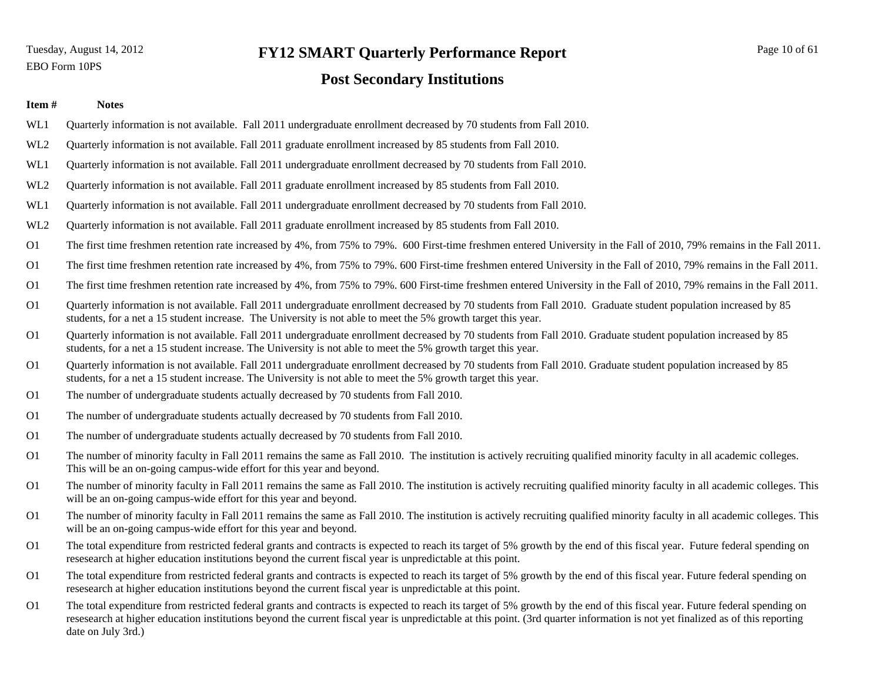# FY12 SMART Quarterly Performance Report

## Post Secondary Institutions

| Item # | Notes |
|---|---|
| WL1 | Quarterly information is not available. Fall 2011 undergraduate enrollment decreased by 70 students from Fall 2010. |
| WL2 | Quarterly information is not available. Fall 2011 graduate enrollment increased by 85 students from Fall 2010. |
| WL1 | Quarterly information is not available. Fall 2011 undergraduate enrollment decreased by 70 students from Fall 2010. |
| WL2 | Quarterly information is not available. Fall 2011 graduate enrollment increased by 85 students from Fall 2010. |
| WL1 | Quarterly information is not available. Fall 2011 undergraduate enrollment decreased by 70 students from Fall 2010. |
| WL2 | Quarterly information is not available. Fall 2011 graduate enrollment increased by 85 students from Fall 2010. |
| O1 | The first time freshmen retention rate increased by 4%, from 75% to 79%. 600 First-time freshmen entered University in the Fall of 2010, 79% remains in the Fall 2011. |
| O1 | The first time freshmen retention rate increased by 4%, from 75% to 79%. 600 First-time freshmen entered University in the Fall of 2010, 79% remains in the Fall 2011. |
| O1 | The first time freshmen retention rate increased by 4%, from 75% to 79%. 600 First-time freshmen entered University in the Fall of 2010, 79% remains in the Fall 2011. |
| O1 | Quarterly information is not available. Fall 2011 undergraduate enrollment decreased by 70 students from Fall 2010. Graduate student population increased by 85 students, for a net a 15 student increase. The University is not able to meet the 5% growth target this year. |
| O1 | Quarterly information is not available. Fall 2011 undergraduate enrollment decreased by 70 students from Fall 2010. Graduate student population increased by 85 students, for a net a 15 student increase. The University is not able to meet the 5% growth target this year. |
| O1 | Quarterly information is not available. Fall 2011 undergraduate enrollment decreased by 70 students from Fall 2010. Graduate student population increased by 85 students, for a net a 15 student increase. The University is not able to meet the 5% growth target this year. |
| O1 | The number of undergraduate students actually decreased by 70 students from Fall 2010. |
| O1 | The number of undergraduate students actually decreased by 70 students from Fall 2010. |
| O1 | The number of undergraduate students actually decreased by 70 students from Fall 2010. |
| O1 | The number of minority faculty in Fall 2011 remains the same as Fall 2010. The institution is actively recruiting qualified minority faculty in all academic colleges. This will be an on-going campus-wide effort for this year and beyond. |
| O1 | The number of minority faculty in Fall 2011 remains the same as Fall 2010. The institution is actively recruiting qualified minority faculty in all academic colleges. This will be an on-going campus-wide effort for this year and beyond. |
| O1 | The number of minority faculty in Fall 2011 remains the same as Fall 2010. The institution is actively recruiting qualified minority faculty in all academic colleges. This will be an on-going campus-wide effort for this year and beyond. |
| O1 | The total expenditure from restricted federal grants and contracts is expected to reach its target of 5% growth by the end of this fiscal year. Future federal spending on resesearch at higher education institutions beyond the current fiscal year is unpredictable at this point. |
| O1 | The total expenditure from restricted federal grants and contracts is expected to reach its target of 5% growth by the end of this fiscal year. Future federal spending on resesearch at higher education institutions beyond the current fiscal year is unpredictable at this point. |
| O1 | The total expenditure from restricted federal grants and contracts is expected to reach its target of 5% growth by the end of this fiscal year. Future federal spending on resesearch at higher education institutions beyond the current fiscal year is unpredictable at this point. (3rd quarter information is not yet finalized as of this reporting date on July 3rd.) |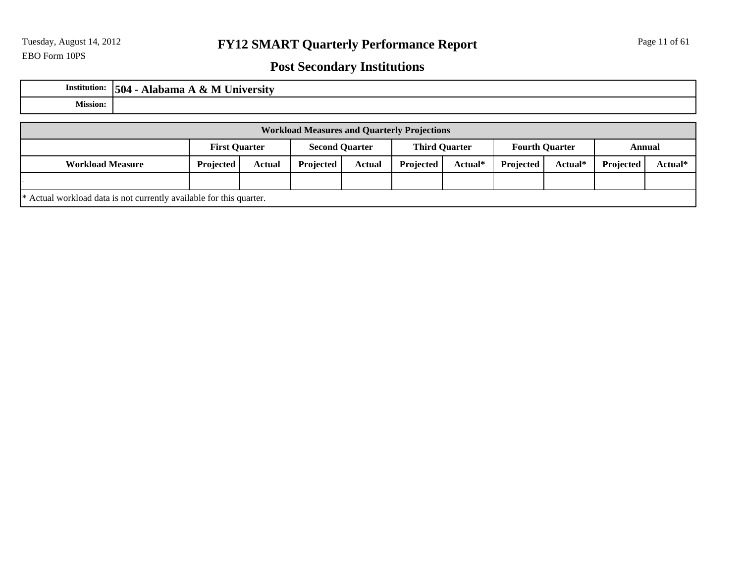# FY12 SMART Quarterly Performance Report

EBO Form 10PS

## Post Secondary Institutions

| Institution: | 504 - Alabama A & M University |
|---|---|
| Mission: | |

| Workload Measures and Quarterly Projections | | | | | | | | | | |
|---|---|---|---|---|---|---|---|---|---|---|
| | First Quarter | | Second Quarter | | Third Quarter | | Fourth Quarter | | Annual | |
| Workload Measure | Projected | Actual | Projected | Actual | Projected | Actual* | Projected | Actual* | Projected | Actual* |
| . | | | | | | | | | | |

* Actual workload data is not currently available for this quarter.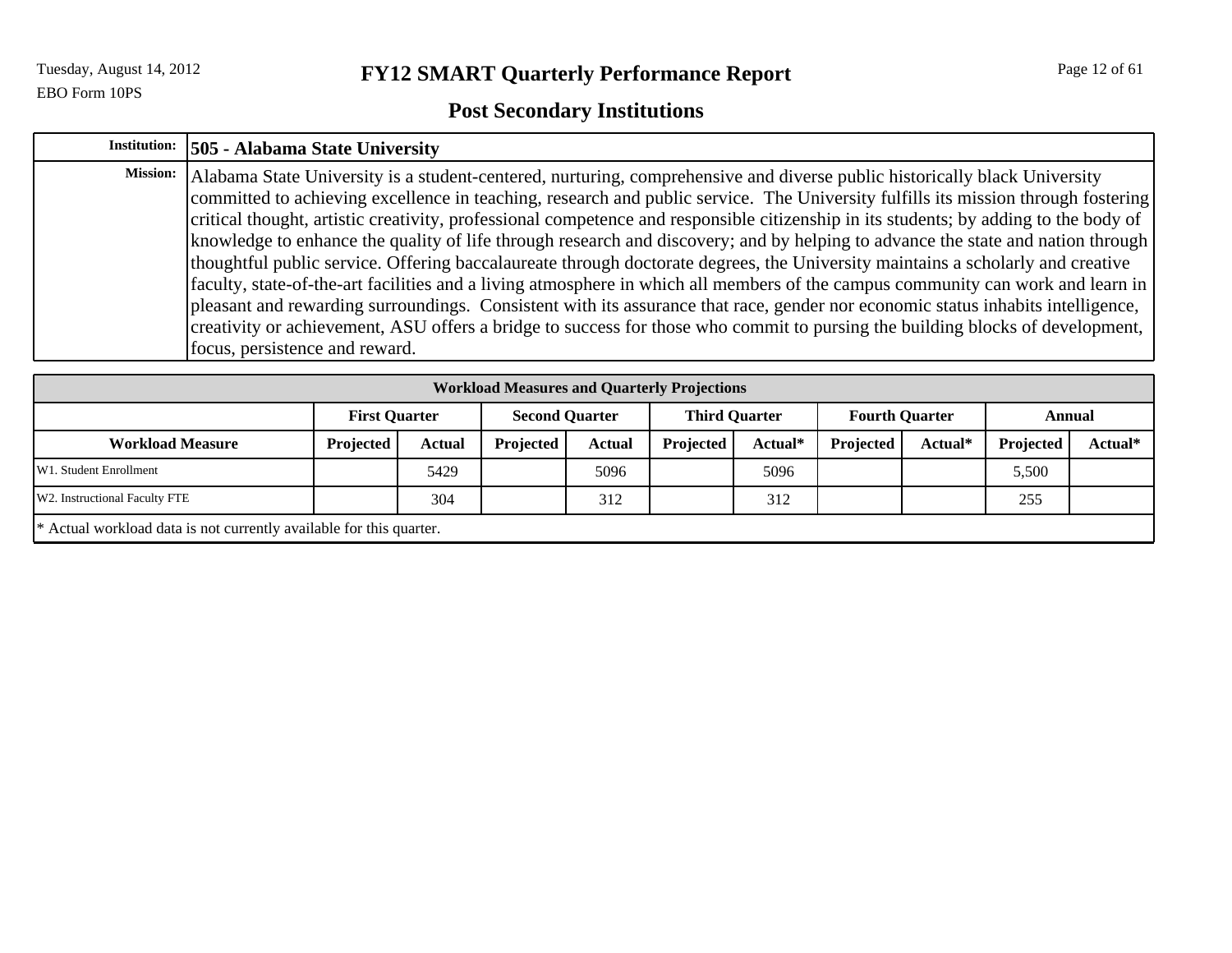# FY12 SMART Quarterly Performance Report

## Post Secondary Institutions

| **Institution:** | **505 - Alabama State University** |
|---|---|
| **Mission:** | Alabama State University is a student-centered, nurturing, comprehensive and diverse public historically black University committed to achieving excellence in teaching, research and public service. The University fulfills its mission through fostering critical thought, artistic creativity, professional competence and responsible citizenship in its students; by adding to the body of knowledge to enhance the quality of life through research and discovery; and by helping to advance the state and nation through thoughtful public service. Offering baccalaureate through doctorate degrees, the University maintains a scholarly and creative faculty, state-of-the-art facilities and a living atmosphere in which all members of the campus community can work and learn in pleasant and rewarding surroundings. Consistent with its assurance that race, gender nor economic status inhabits intelligence, creativity or achievement, ASU offers a bridge to success for those who commit to pursing the building blocks of development, focus, persistence and reward. |

**Workload Measures and Quarterly Projections**

| | First Quarter | | Second Quarter | | Third Quarter | | Fourth Quarter | | Annual | |
|---|---|---|---|---|---|---|---|---|---|---|
| **Workload Measure** | **Projected** | **Actual** | **Projected** | **Actual** | **Projected** | **Actual*** | **Projected** | **Actual*** | **Projected** | **Actual*** |
| W1. Student Enrollment | | 5429 | | 5096 | | 5096 | | | 5,500 | |
| W2. Instructional Faculty FTE | | 304 | | 312 | | 312 | | | 255 | |

\* Actual workload data is not currently available for this quarter.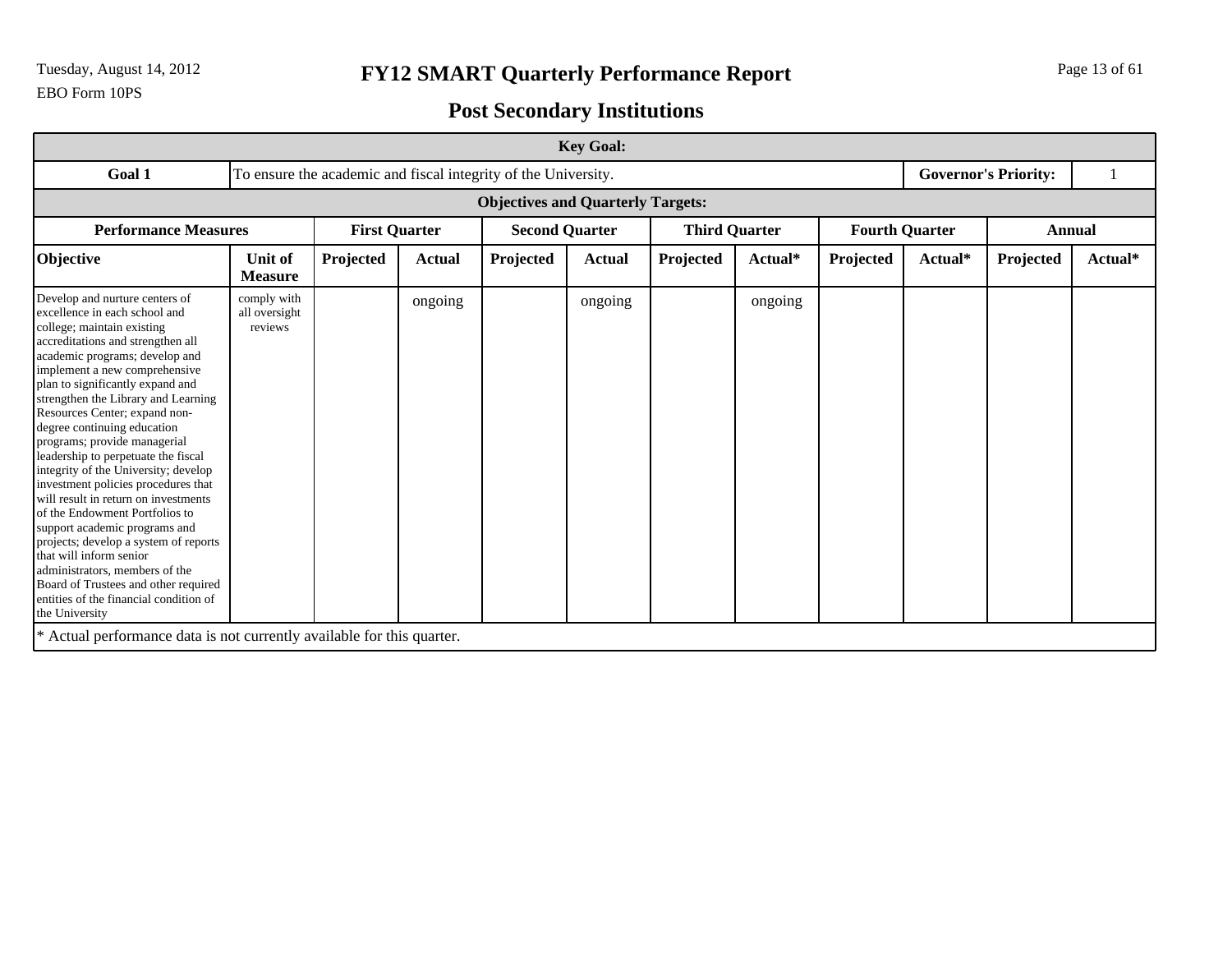# FY12 SMART Quarterly Performance Report

EBO Form 10PS

## Post Secondary Institutions

| Key Goal: | | | | | | | | | | | |
|---|---|---|---|---|---|---|---|---|---|---|---|
| **Goal 1** | To ensure the academic and fiscal integrity of the University. | | | | | | | | | **Governor's Priority:** | 1 |
| **Objectives and Quarterly Targets:** | | | | | | | | | | | |
| **Performance Measures** | | **First Quarter** | | **Second Quarter** | | **Third Quarter** | | **Fourth Quarter** | | **Annual** | |
| **Objective** | **Unit of Measure** | **Projected** | **Actual** | **Projected** | **Actual** | **Projected** | **Actual*** | **Projected** | **Actual*** | **Projected** | **Actual*** |
| Develop and nurture centers of excellence in each school and college; maintain existing accreditations and strengthen all academic programs; develop and implement a new comprehensive plan to significantly expand and strengthen the Library and Learning Resources Center; expand non-degree continuing education programs; provide managerial leadership to perpetuate the fiscal integrity of the University; develop investment policies procedures that will result in return on investments of the Endowment Portfolios to support academic programs and projects; develop a system of reports that will inform senior administrators, members of the Board of Trustees and other required entities of the financial condition of the University | comply with all oversight reviews | | ongoing | | ongoing | | ongoing | | | | |

* Actual performance data is not currently available for this quarter.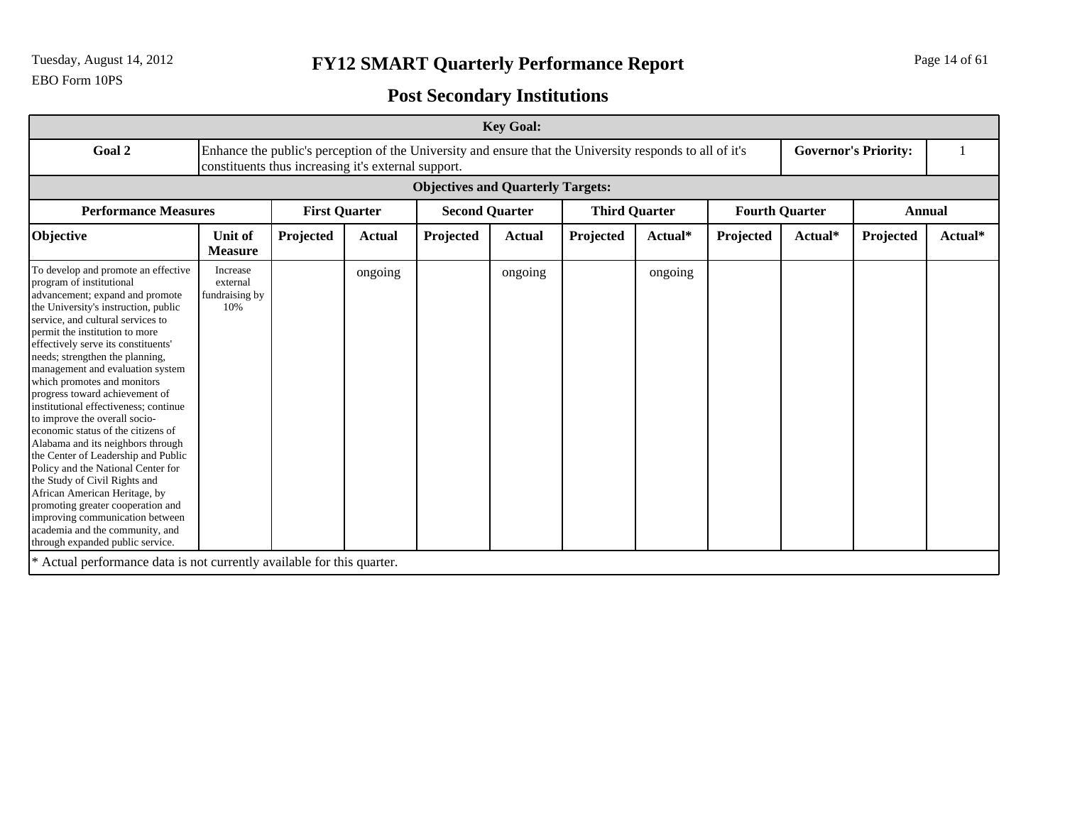# FY12 SMART Quarterly Performance Report

## Post Secondary Institutions

| Key Goal: | | | | | | | | | | | |
|---|---|---|---|---|---|---|---|---|---|---|---|
| **Goal 2** | Enhance the public's perception of the University and ensure that the University responds to all of it's constituents thus increasing it's external support. | | | | | | | | **Governor's Priority:** | | 1 |
| **Objectives and Quarterly Targets:** | | | | | | | | | | | |
| **Performance Measures** | | **First Quarter** | | **Second Quarter** | | **Third Quarter** | | **Fourth Quarter** | | **Annual** | |
| **Objective** | **Unit of Measure** | **Projected** | **Actual** | **Projected** | **Actual** | **Projected** | **Actual*** | **Projected** | **Actual*** | **Projected** | **Actual*** |
| To develop and promote an effective program of institutional advancement; expand and promote the University's instruction, public service, and cultural services to permit the institution to more effectively serve its constituents' needs; strengthen the planning, management and evaluation system which promotes and monitors progress toward achievement of institutional effectiveness; continue to improve the overall socio-economic status of the citizens of Alabama and its neighbors through the Center of Leadership and Public Policy and the National Center for the Study of Civil Rights and African American Heritage, by promoting greater cooperation and improving communication between academia and the community, and through expanded public service. | Increase external fundraising by 10% | | ongoing | | ongoing | | ongoing | | | | |

* Actual performance data is not currently available for this quarter.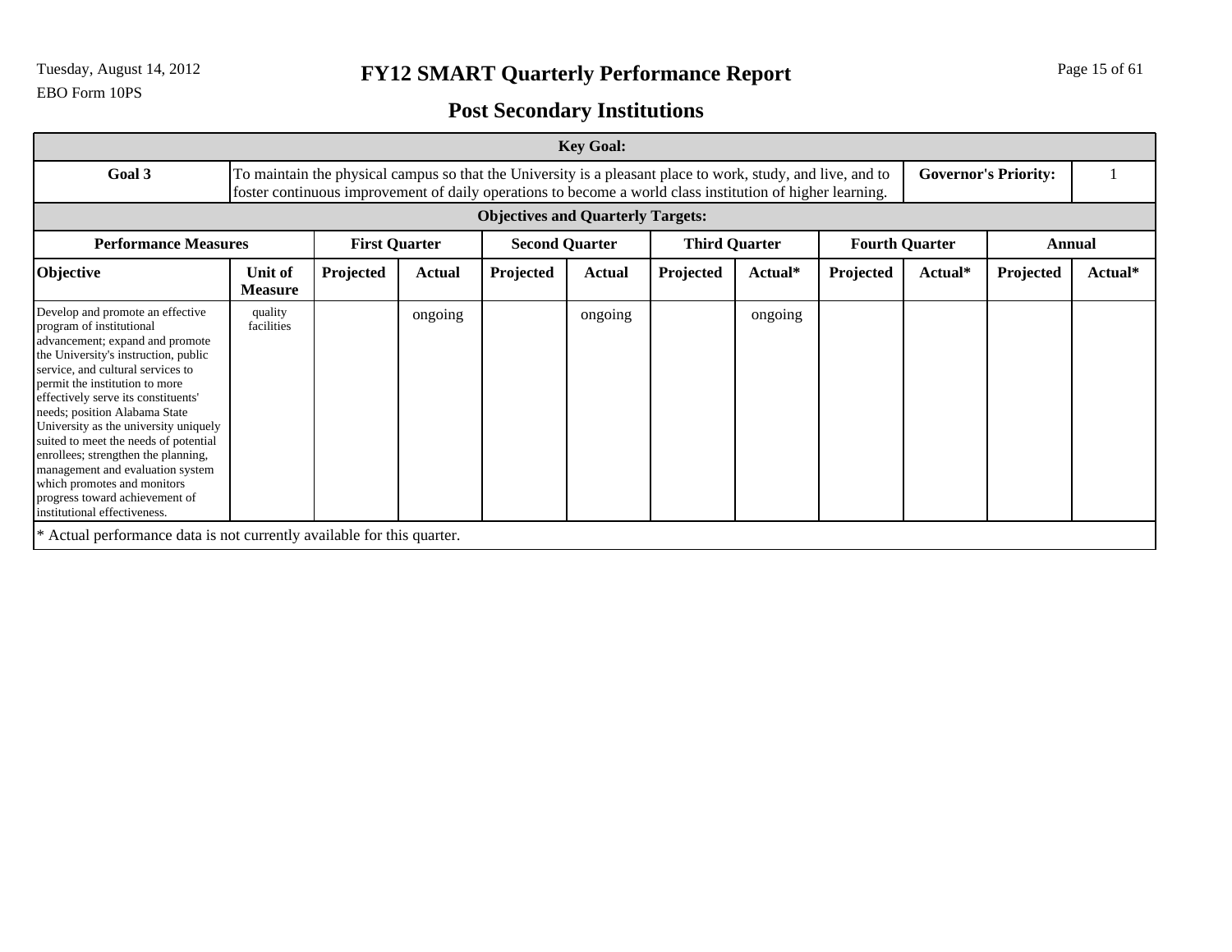# FY12 SMART Quarterly Performance Report

EBO Form 10PS

## Post Secondary Institutions

| Key Goal: | | | | | | | | | | | |
|---|---|---|---|---|---|---|---|---|---|---|---|
| Goal 3 | To maintain the physical campus so that the University is a pleasant place to work, study, and live, and to foster continuous improvement of daily operations to become a world class institution of higher learning. | | | | | | | | Governor's Priority: | | 1 |
| **Objectives and Quarterly Targets:** | | | | | | | | | | | |
| **Performance Measures** | | **First Quarter** | | **Second Quarter** | | **Third Quarter** | | **Fourth Quarter** | | **Annual** | |
| **Objective** | **Unit of Measure** | **Projected** | **Actual** | **Projected** | **Actual** | **Projected** | **Actual*** | **Projected** | **Actual*** | **Projected** | **Actual*** |
| Develop and promote an effective program of institutional advancement; expand and promote the University's instruction, public service, and cultural services to permit the institution to more effectively serve its constituents' needs; position Alabama State University as the university uniquely suited to meet the needs of potential enrollees; strengthen the planning, management and evaluation system which promotes and monitors progress toward achievement of institutional effectiveness. | quality facilities | | ongoing | | ongoing | | ongoing | | | | |

\* Actual performance data is not currently available for this quarter.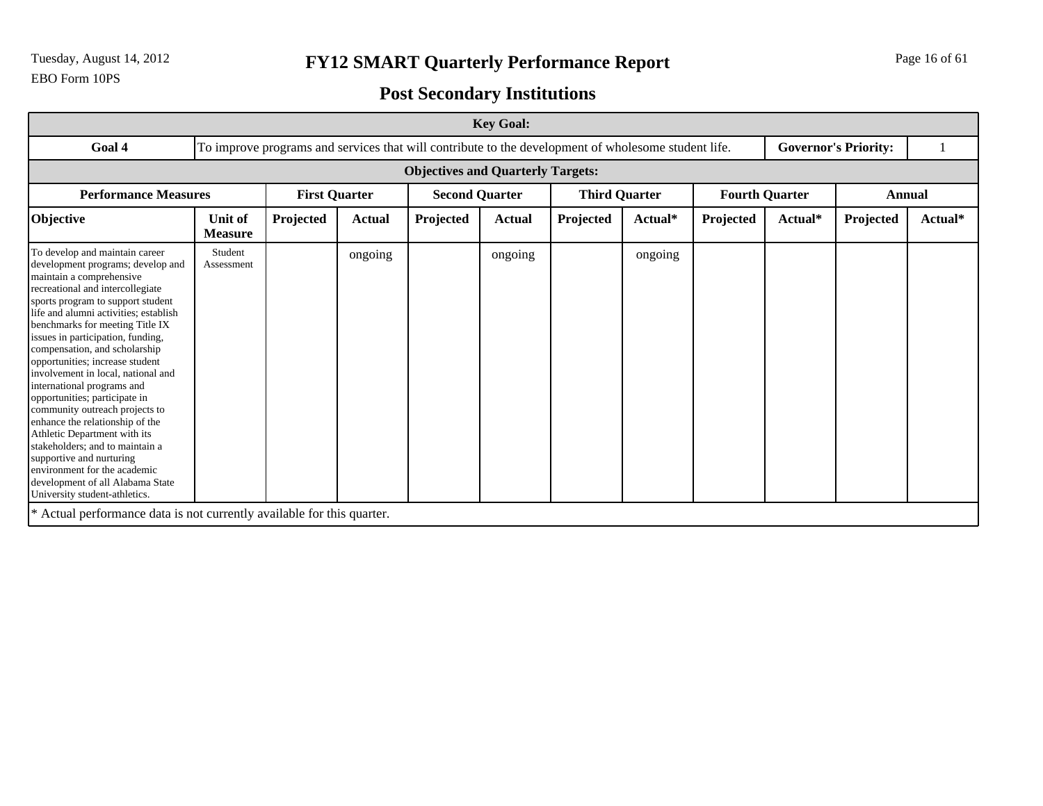EBO Form 10PS

# FY12 SMART Quarterly Performance Report

## Post Secondary Institutions

| Key Goal: | | | | | | | | | | | |
|---|---|---|---|---|---|---|---|---|---|---|---|
| **Goal 4** | To improve programs and services that will contribute to the development of wholesome student life. | | | | | | | | | **Governor's Priority:** | 1 |
| **Objectives and Quarterly Targets:** | | | | | | | | | | | |
| **Performance Measures** | | **First Quarter** | | **Second Quarter** | | **Third Quarter** | | **Fourth Quarter** | | **Annual** | |
| **Objective** | **Unit of Measure** | **Projected** | **Actual** | **Projected** | **Actual** | **Projected** | **Actual*** | **Projected** | **Actual*** | **Projected** | **Actual*** |
| To develop and maintain career development programs; develop and maintain a comprehensive recreational and intercollegiate sports program to support student life and alumni activities; establish benchmarks for meeting Title IX issues in participation, funding, compensation, and scholarship opportunities; increase student involvement in local, national and international programs and opportunities; participate in community outreach projects to enhance the relationship of the Athletic Department with its stakeholders; and to maintain a supportive and nurturing environment for the academic development of all Alabama State University student-athletics. | Student Assessment | | ongoing | | ongoing | | ongoing | | | | |

* Actual performance data is not currently available for this quarter.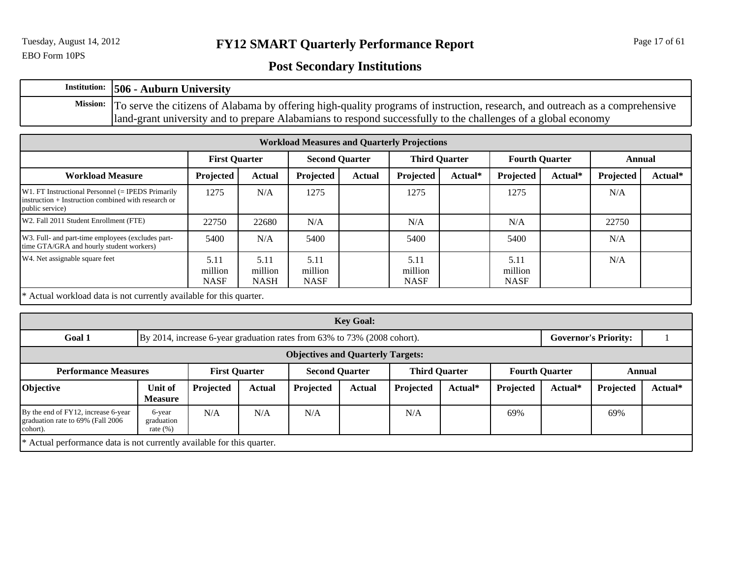EBO Form 10PS

# FY12 SMART Quarterly Performance Report

## Post Secondary Institutions

| **Institution:** | **506 - Auburn University** |
|---|---|
| **Mission:** | To serve the citizens of Alabama by offering high-quality programs of instruction, research, and outreach as a comprehensive land-grant university and to prepare Alabamians to respond successfully to the challenges of a global economy |

**Workload Measures and Quarterly Projections**

| | First Quarter | | Second Quarter | | Third Quarter | | Fourth Quarter | | Annual | |
|---|---|---|---|---|---|---|---|---|---|---|
| **Workload Measure** | **Projected** | **Actual** | **Projected** | **Actual** | **Projected** | **Actual*** | **Projected** | **Actual*** | **Projected** | **Actual*** |
| W1. FT Instructional Personnel (= IPEDS Primarily instruction + Instruction combined with research or public service) | 1275 | N/A | 1275 | | 1275 | | 1275 | | N/A | |
| W2. Fall 2011 Student Enrollment (FTE) | 22750 | 22680 | N/A | | N/A | | N/A | | 22750 | |
| W3. Full- and part-time employees (excludes part-time GTA/GRA and hourly student workers) | 5400 | N/A | 5400 | | 5400 | | 5400 | | N/A | |
| W4. Net assignable square feet | 5.11 million NASF | 5.11 million NASH | 5.11 million NASF | | 5.11 million NASF | | 5.11 million NASF | | N/A | |

* Actual workload data is not currently available for this quarter.

**Key Goal:**

| **Goal 1** | By 2014, increase 6-year graduation rates from 63% to 73% (2008 cohort). | **Governor's Priority:** | 1 |
|---|---|---|---|

**Objectives and Quarterly Targets:**

| Performance Measures | | First Quarter | | Second Quarter | | Third Quarter | | Fourth Quarter | | Annual | |
|---|---|---|---|---|---|---|---|---|---|---|---|
| **Objective** | **Unit of Measure** | **Projected** | **Actual** | **Projected** | **Actual** | **Projected** | **Actual*** | **Projected** | **Actual*** | **Projected** | **Actual*** |
| By the end of FY12, increase 6-year graduation rate to 69% (Fall 2006 cohort). | 6-year graduation rate (%) | N/A | N/A | N/A | | N/A | | 69% | | 69% | |

* Actual performance data is not currently available for this quarter.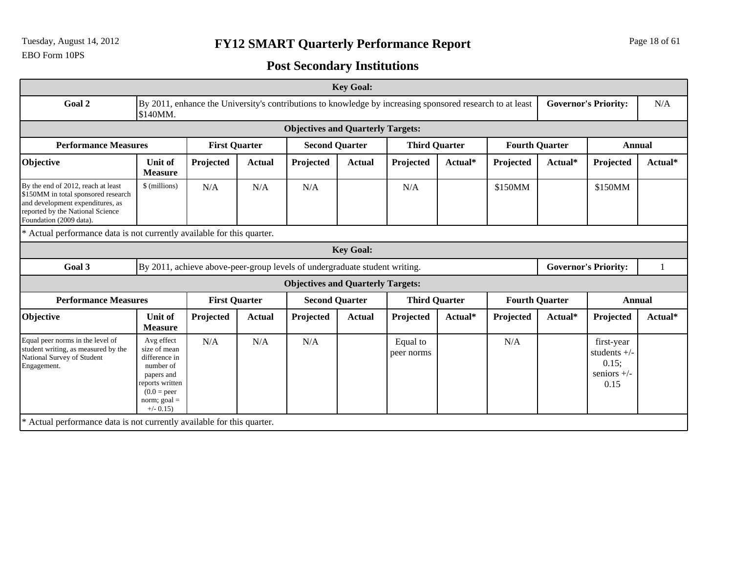## FY12 SMART Quarterly Performance Report

## Post Secondary Institutions

| Key Goal: | | | | | | | | | | | |
|---|---|---|---|---|---|---|---|---|---|---|---|
| **Goal 2** | By 2011, enhance the University's contributions to knowledge by increasing sponsored research to at least $140MM. | | | | | | | | | **Governor's Priority:** | N/A |
| **Objectives and Quarterly Targets:** | | | | | | | | | | | |
| **Performance Measures** | | **First Quarter** | | **Second Quarter** | | **Third Quarter** | | **Fourth Quarter** | | **Annual** | |
| **Objective** | **Unit of Measure** | **Projected** | **Actual** | **Projected** | **Actual** | **Projected** | **Actual*** | **Projected** | **Actual*** | **Projected** | **Actual*** |
| By the end of 2012, reach at least $150MM in total sponsored research and development expenditures, as reported by the National Science Foundation (2009 data). | $ (millions) | N/A | N/A | N/A | | N/A | | $150MM | | $150MM | |

* Actual performance data is not currently available for this quarter.

| Key Goal: | | | | | | | | | | | |
|---|---|---|---|---|---|---|---|---|---|---|---|
| **Goal 3** | By 2011, achieve above-peer-group levels of undergraduate student writing. | | | | | | | | | **Governor's Priority:** | 1 |
| **Objectives and Quarterly Targets:** | | | | | | | | | | | |
| **Performance Measures** | | **First Quarter** | | **Second Quarter** | | **Third Quarter** | | **Fourth Quarter** | | **Annual** | |
| **Objective** | **Unit of Measure** | **Projected** | **Actual** | **Projected** | **Actual** | **Projected** | **Actual*** | **Projected** | **Actual*** | **Projected** | **Actual*** |
| Equal peer norms in the level of student writing, as measured by the National Survey of Student Engagement. | Avg effect size of mean difference in number of papers and reports written (0.0 = peer norm; goal = +/- 0.15) | N/A | N/A | N/A | | Equal to peer norms | | N/A | | first-year students +/- 0.15; seniors +/- 0.15 | |

* Actual performance data is not currently available for this quarter.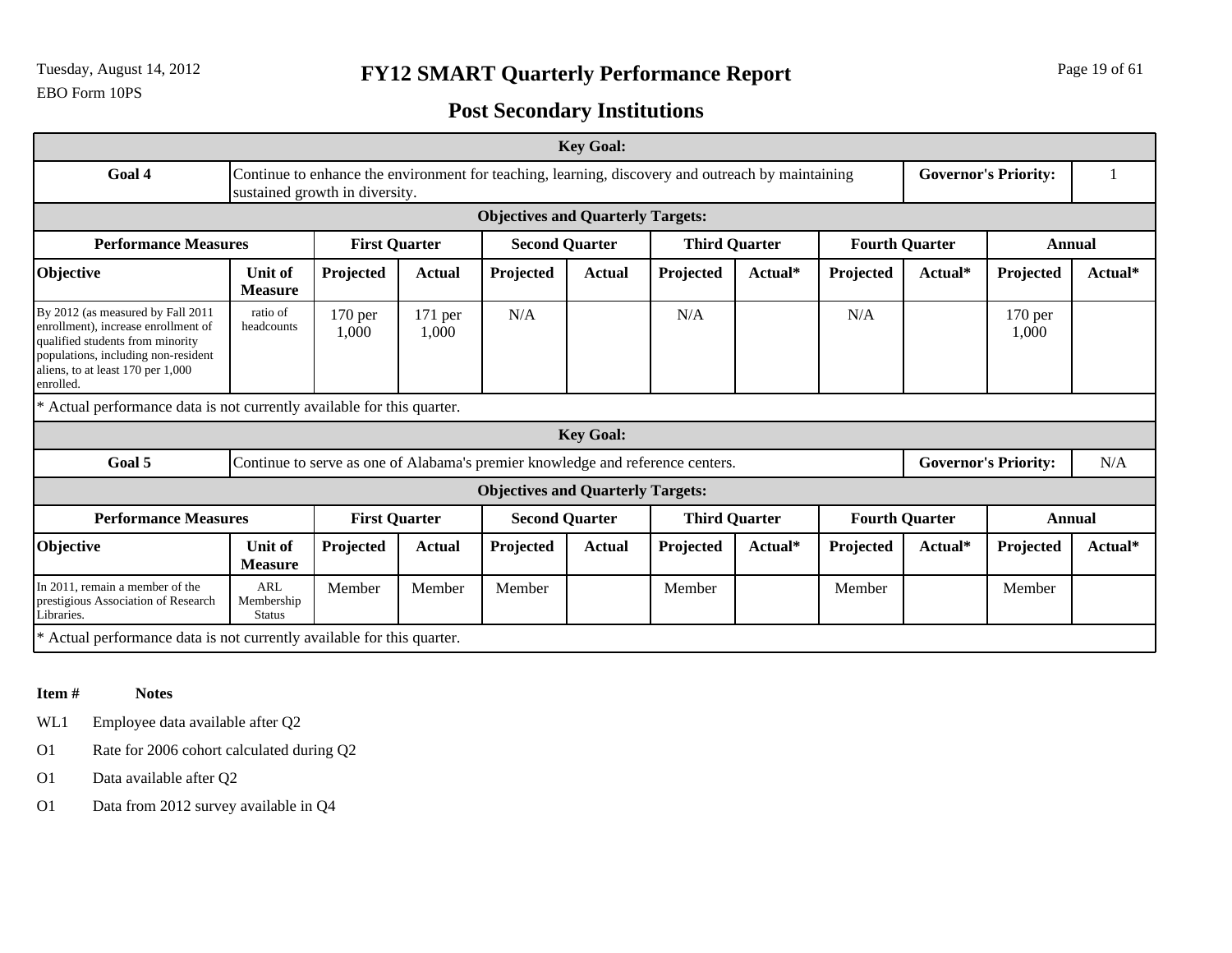# FY12 SMART Quarterly Performance Report

## Post Secondary Institutions

| Key Goal: | | | | | | | | | | | |
|---|---|---|---|---|---|---|---|---|---|---|---|
| **Goal 4** | Continue to enhance the environment for teaching, learning, discovery and outreach by maintaining sustained growth in diversity. | | | | | | | | | **Governor's Priority:** | 1 |
| **Objectives and Quarterly Targets:** | | | | | | | | | | | |
| **Performance Measures** | | **First Quarter** | | **Second Quarter** | | **Third Quarter** | | **Fourth Quarter** | | **Annual** | |
| **Objective** | **Unit of Measure** | **Projected** | **Actual** | **Projected** | **Actual** | **Projected** | **Actual*** | **Projected** | **Actual*** | **Projected** | **Actual*** |
| By 2012 (as measured by Fall 2011 enrollment), increase enrollment of qualified students from minority populations, including non-resident aliens, to at least 170 per 1,000 enrolled. | ratio of headcounts | 170 per 1,000 | 171 per 1,000 | N/A | | N/A | | N/A | | 170 per 1,000 | |

* Actual performance data is not currently available for this quarter.

| Key Goal: | | | | | | | | | | | |
|---|---|---|---|---|---|---|---|---|---|---|---|
| **Goal 5** | Continue to serve as one of Alabama's premier knowledge and reference centers. | | | | | | | | | **Governor's Priority:** | N/A |
| **Objectives and Quarterly Targets:** | | | | | | | | | | | |
| **Performance Measures** | | **First Quarter** | | **Second Quarter** | | **Third Quarter** | | **Fourth Quarter** | | **Annual** | |
| **Objective** | **Unit of Measure** | **Projected** | **Actual** | **Projected** | **Actual** | **Projected** | **Actual*** | **Projected** | **Actual*** | **Projected** | **Actual*** |
| In 2011, remain a member of the prestigious Association of Research Libraries. | ARL Membership Status | Member | Member | Member | | Member | | Member | | Member | |

* Actual performance data is not currently available for this quarter.

| Item # | Notes |
|---|---|
| WL1 | Employee data available after Q2 |
| O1 | Rate for 2006 cohort calculated during Q2 |
| O1 | Data available after Q2 |
| O1 | Data from 2012 survey available in Q4 |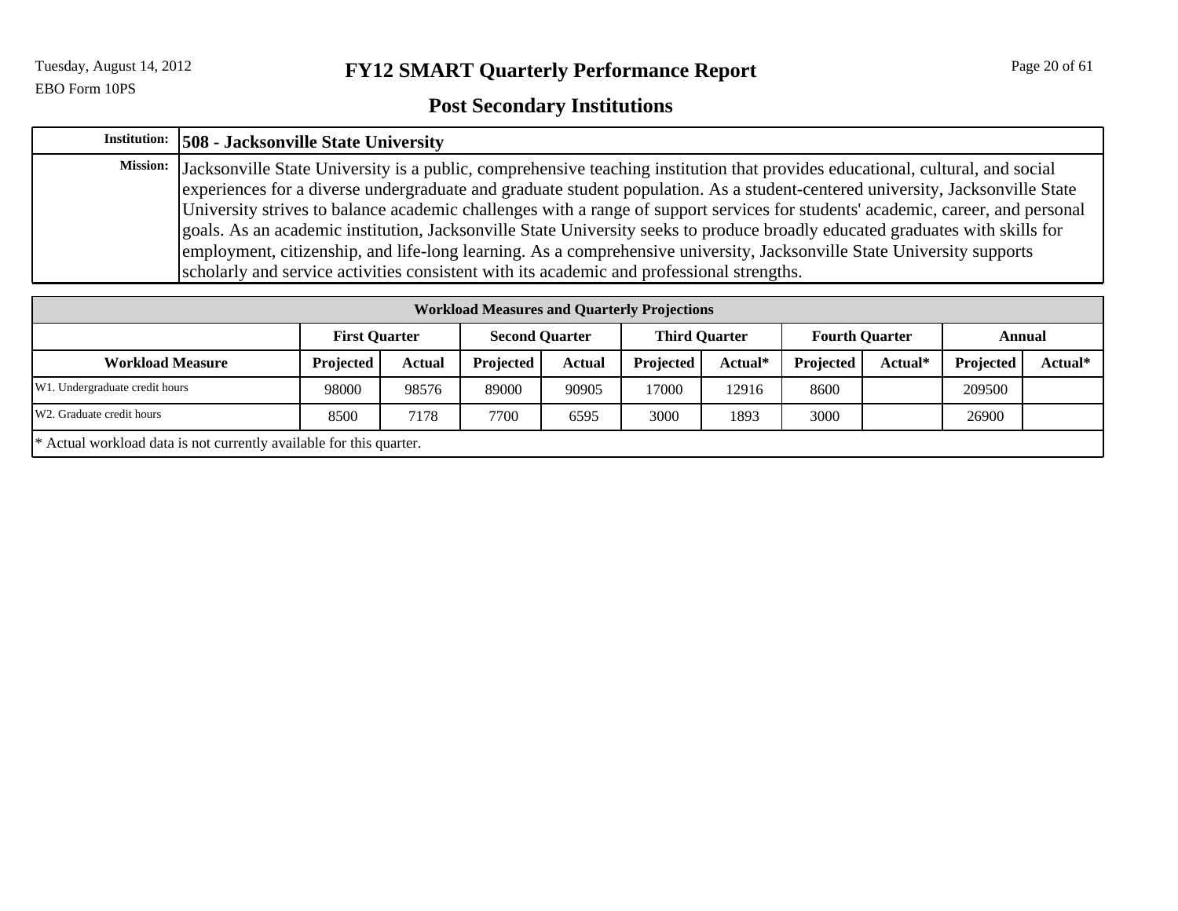# FY12 SMART Quarterly Performance Report

## Post Secondary Institutions

| Institution: | 508 - Jacksonville State University |
|---|---|
| Mission: | Jacksonville State University is a public, comprehensive teaching institution that provides educational, cultural, and social experiences for a diverse undergraduate and graduate student population. As a student-centered university, Jacksonville State University strives to balance academic challenges with a range of support services for students' academic, career, and personal goals. As an academic institution, Jacksonville State University seeks to produce broadly educated graduates with skills for employment, citizenship, and life-long learning. As a comprehensive university, Jacksonville State University supports scholarly and service activities consistent with its academic and professional strengths. |

**Workload Measures and Quarterly Projections**

| | First Quarter | | Second Quarter | | Third Quarter | | Fourth Quarter | | Annual | |
|---|---|---|---|---|---|---|---|---|---|---|
| **Workload Measure** | **Projected** | **Actual** | **Projected** | **Actual** | **Projected** | **Actual*** | **Projected** | **Actual*** | **Projected** | **Actual*** |
| W1. Undergraduate credit hours | 98000 | 98576 | 89000 | 90905 | 17000 | 12916 | 8600 | | 209500 | |
| W2. Graduate credit hours | 8500 | 7178 | 7700 | 6595 | 3000 | 1893 | 3000 | | 26900 | |

* Actual workload data is not currently available for this quarter.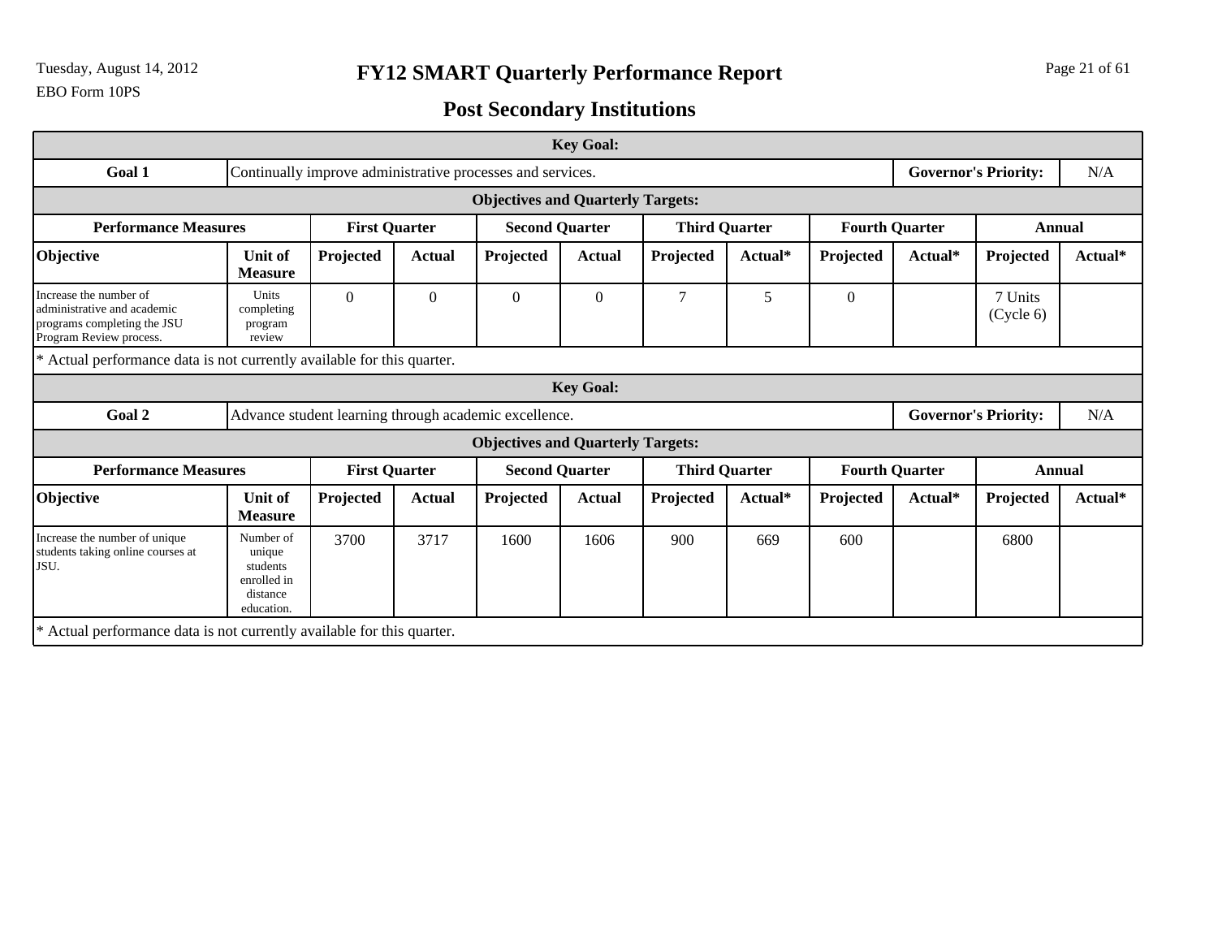# FY12 SMART Quarterly Performance Report

## Post Secondary Institutions

Tuesday, August 14, 2012

EBO Form 10PS

| Key Goal: | | | | | | | | | | | |
|---|---|---|---|---|---|---|---|---|---|---|---|
| **Goal 1** | Continually improve administrative processes and services. | | | | | | | | | **Governor's Priority:** | N/A |
| **Objectives and Quarterly Targets:** | | | | | | | | | | | |
| **Performance Measures** | | **First Quarter** | | **Second Quarter** | | **Third Quarter** | | **Fourth Quarter** | | **Annual** | |
| **Objective** | **Unit of Measure** | **Projected** | **Actual** | **Projected** | **Actual** | **Projected** | **Actual*** | **Projected** | **Actual*** | **Projected** | **Actual*** |
| Increase the number of administrative and academic programs completing the JSU Program Review process. | Units completing program review | 0 | 0 | 0 | 0 | 7 | 5 | 0 | | 7 Units (Cycle 6) | |

* Actual performance data is not currently available for this quarter.

| Key Goal: | | | | | | | | | | | |
|---|---|---|---|---|---|---|---|---|---|---|---|
| **Goal 2** | Advance student learning through academic excellence. | | | | | | | | | **Governor's Priority:** | N/A |
| **Objectives and Quarterly Targets:** | | | | | | | | | | | |
| **Performance Measures** | | **First Quarter** | | **Second Quarter** | | **Third Quarter** | | **Fourth Quarter** | | **Annual** | |
| **Objective** | **Unit of Measure** | **Projected** | **Actual** | **Projected** | **Actual** | **Projected** | **Actual*** | **Projected** | **Actual*** | **Projected** | **Actual*** |
| Increase the number of unique students taking online courses at JSU. | Number of unique students enrolled in distance education. | 3700 | 3717 | 1600 | 1606 | 900 | 669 | 600 | | 6800 | |

* Actual performance data is not currently available for this quarter.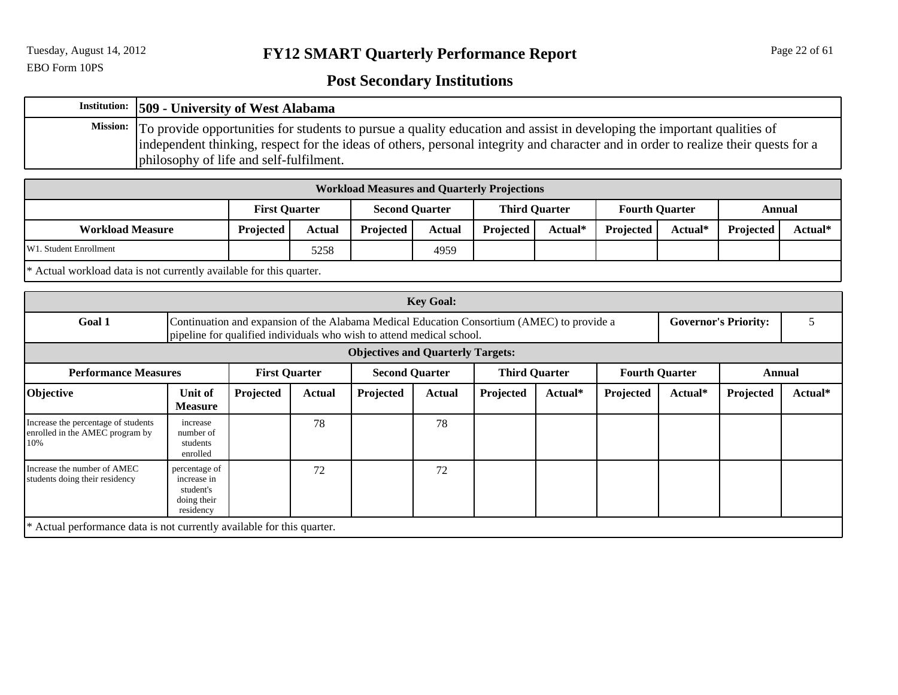# FY12 SMART Quarterly Performance Report

## Post Secondary Institutions

| | |
|---|---|
| **Institution:** | **509 - University of West Alabama** |
| **Mission:** | To provide opportunities for students to pursue a quality education and assist in developing the important qualities of independent thinking, respect for the ideas of others, personal integrity and character and in order to realize their quests for a philosophy of life and self-fulfilment. |

**Workload Measures and Quarterly Projections**

| | First Quarter | | Second Quarter | | Third Quarter | | Fourth Quarter | | Annual | |
|---|---|---|---|---|---|---|---|---|---|---|
| **Workload Measure** | **Projected** | **Actual** | **Projected** | **Actual** | **Projected** | **Actual*** | **Projected** | **Actual*** | **Projected** | **Actual*** |
| W1. Student Enrollment | | 5258 | | 4959 | | | | | | |

* Actual workload data is not currently available for this quarter.

**Key Goal:**

| | | | |
|---|---|---|---|
| **Goal 1** | Continuation and expansion of the Alabama Medical Education Consortium (AMEC) to provide a pipeline for qualified individuals who wish to attend medical school. | **Governor's Priority:** | 5 |

**Objectives and Quarterly Targets:**

| Performance Measures | | First Quarter | | Second Quarter | | Third Quarter | | Fourth Quarter | | Annual | |
|---|---|---|---|---|---|---|---|---|---|---|---|
| **Objective** | **Unit of Measure** | **Projected** | **Actual** | **Projected** | **Actual** | **Projected** | **Actual*** | **Projected** | **Actual*** | **Projected** | **Actual*** |
| Increase the percentage of students enrolled in the AMEC program by 10% | increase number of students enrolled | | 78 | | 78 | | | | | | |
| Increase the number of AMEC students doing their residency | percentage of increase in student's doing their residency | | 72 | | 72 | | | | | | |

* Actual performance data is not currently available for this quarter.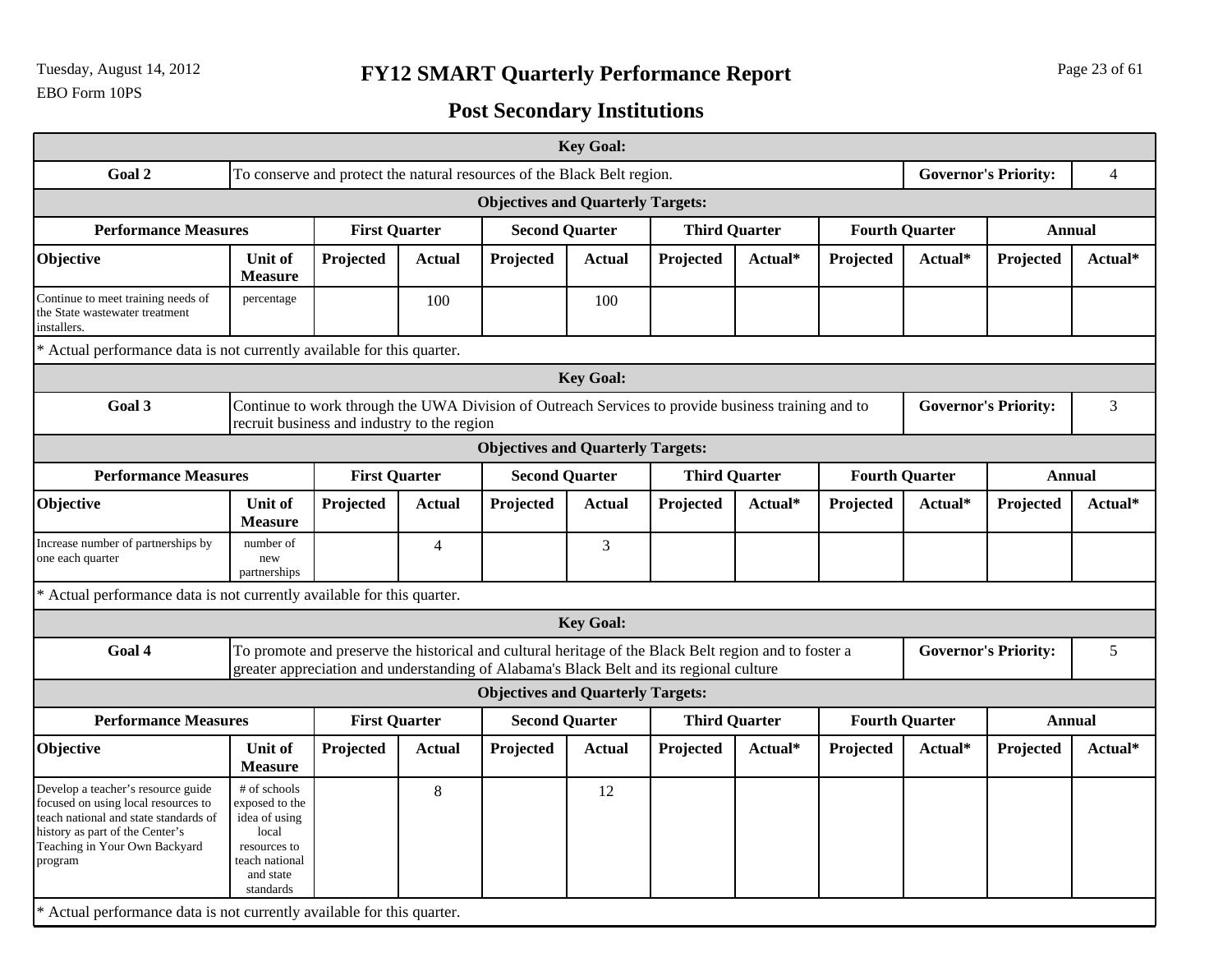# FY12 SMART Quarterly Performance Report

## Post Secondary Institutions

| Key Goal: | | | | | | | | | | | |
|---|---|---|---|---|---|---|---|---|---|---|---|
| **Goal 2** | To conserve and protect the natural resources of the Black Belt region. | | | | | | | | | **Governor's Priority:** | 4 |
| **Objectives and Quarterly Targets:** | | | | | | | | | | | |
| **Performance Measures** | | **First Quarter** | | **Second Quarter** | | **Third Quarter** | | **Fourth Quarter** | | **Annual** | |
| **Objective** | **Unit of Measure** | **Projected** | **Actual** | **Projected** | **Actual** | **Projected** | **Actual*** | **Projected** | **Actual*** | **Projected** | **Actual*** |
| Continue to meet training needs of the State wastewater treatment installers. | percentage | | 100 | | 100 | | | | | | |

* Actual performance data is not currently available for this quarter.

| Key Goal: | | | | | | | | | | | |
|---|---|---|---|---|---|---|---|---|---|---|---|
| **Goal 3** | Continue to work through the UWA Division of Outreach Services to provide business training and to recruit business and industry to the region | | | | | | | | | **Governor's Priority:** | 3 |
| **Objectives and Quarterly Targets:** | | | | | | | | | | | |
| **Performance Measures** | | **First Quarter** | | **Second Quarter** | | **Third Quarter** | | **Fourth Quarter** | | **Annual** | |
| **Objective** | **Unit of Measure** | **Projected** | **Actual** | **Projected** | **Actual** | **Projected** | **Actual*** | **Projected** | **Actual*** | **Projected** | **Actual*** |
| Increase number of partnerships by one each quarter | number of new partnerships | | 4 | | 3 | | | | | | |

* Actual performance data is not currently available for this quarter.

| Key Goal: | | | | | | | | | | | |
|---|---|---|---|---|---|---|---|---|---|---|---|
| **Goal 4** | To promote and preserve the historical and cultural heritage of the Black Belt region and to foster a greater appreciation and understanding of Alabama's Black Belt and its regional culture | | | | | | | | | **Governor's Priority:** | 5 |
| **Objectives and Quarterly Targets:** | | | | | | | | | | | |
| **Performance Measures** | | **First Quarter** | | **Second Quarter** | | **Third Quarter** | | **Fourth Quarter** | | **Annual** | |
| **Objective** | **Unit of Measure** | **Projected** | **Actual** | **Projected** | **Actual** | **Projected** | **Actual*** | **Projected** | **Actual*** | **Projected** | **Actual*** |
| Develop a teacher's resource guide focused on using local resources to teach national and state standards of history as part of the Center's Teaching in Your Own Backyard program | # of schools exposed to the idea of using local resources to teach national and state standards | | 8 | | 12 | | | | | | |

* Actual performance data is not currently available for this quarter.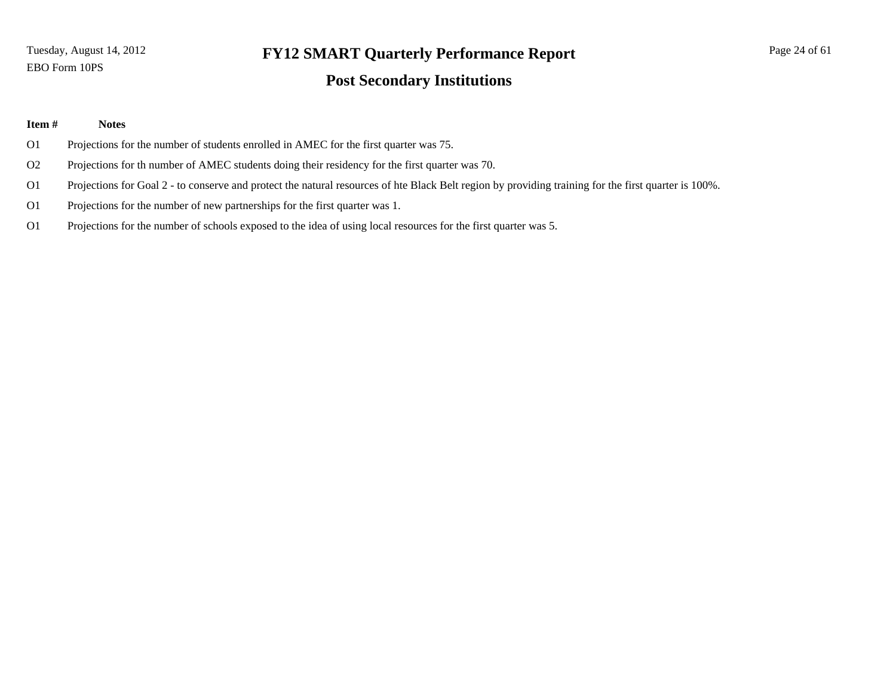# FY12 SMART Quarterly Performance Report

## Post Secondary Institutions

| Item # | Notes |
|---|---|
| O1 | Projections for the number of students enrolled in AMEC for the first quarter was 75. |
| O2 | Projections for th number of AMEC students doing their residency for the first quarter was 70. |
| O1 | Projections for Goal 2 - to conserve and protect the natural resources of hte Black Belt region by providing training for the first quarter is 100%. |
| O1 | Projections for the number of new partnerships for the first quarter was 1. |
| O1 | Projections for the number of schools exposed to the idea of using local resources for the first quarter was 5. |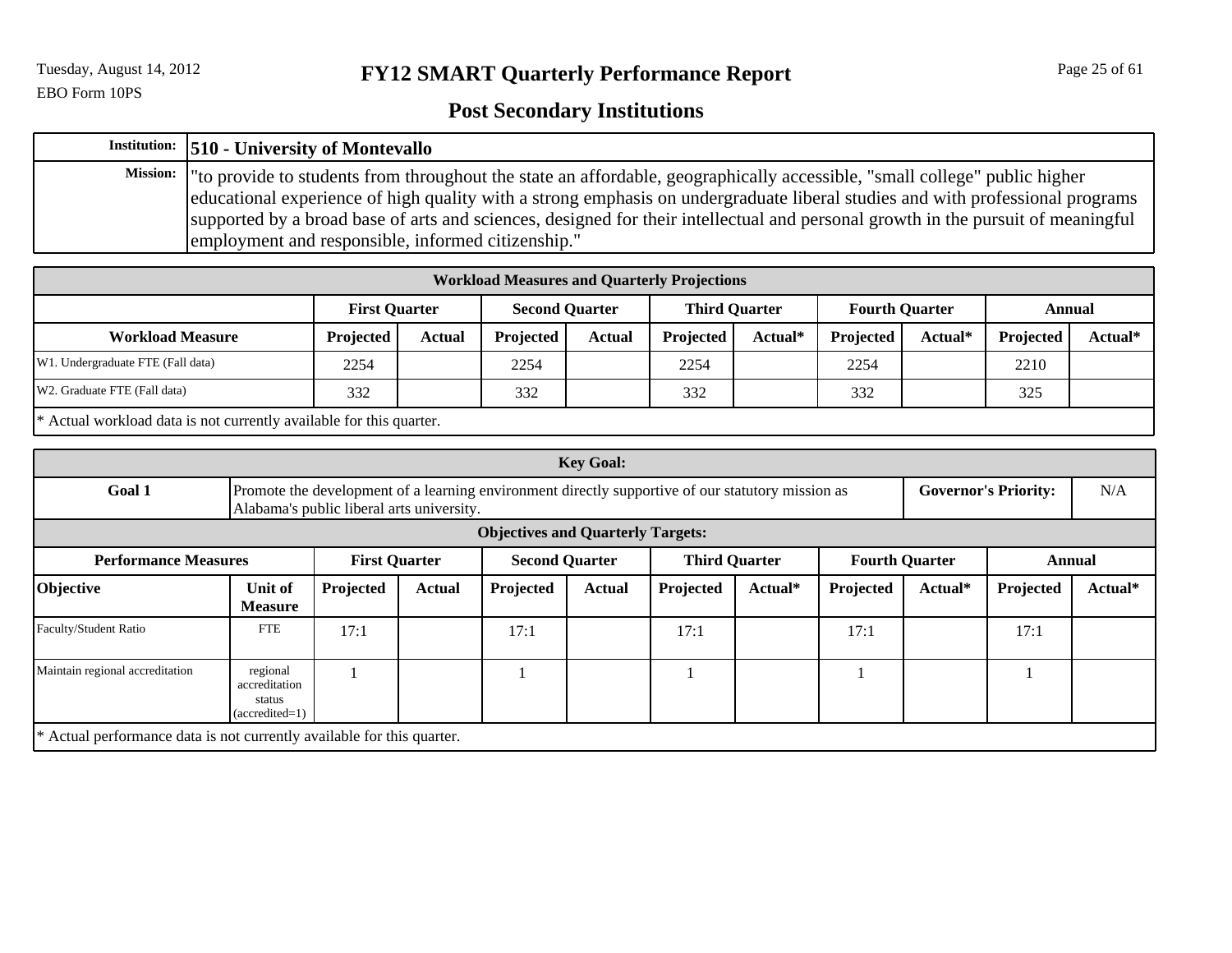# FY12 SMART Quarterly Performance Report

## Post Secondary Institutions

| | |
|---|---|
| **Institution:** | **510 - University of Montevallo** |
| **Mission:** | "to provide to students from throughout the state an affordable, geographically accessible, "small college" public higher educational experience of high quality with a strong emphasis on undergraduate liberal studies and with professional programs supported by a broad base of arts and sciences, designed for their intellectual and personal growth in the pursuit of meaningful employment and responsible, informed citizenship." |

**Workload Measures and Quarterly Projections**

| | First Quarter | | Second Quarter | | Third Quarter | | Fourth Quarter | | Annual | |
|---|---|---|---|---|---|---|---|---|---|---|
| **Workload Measure** | **Projected** | **Actual** | **Projected** | **Actual** | **Projected** | **Actual*** | **Projected** | **Actual*** | **Projected** | **Actual*** |
| W1. Undergraduate FTE (Fall data) | 2254 | | 2254 | | 2254 | | 2254 | | 2210 | |
| W2. Graduate FTE (Fall data) | 332 | | 332 | | 332 | | 332 | | 325 | |

* Actual workload data is not currently available for this quarter.

**Key Goal:**

| | | | |
|---|---|---|---|
| **Goal 1** | Promote the development of a learning environment directly supportive of our statutory mission as Alabama's public liberal arts university. | **Governor's Priority:** | N/A |

**Objectives and Quarterly Targets:**

| Performance Measures | | First Quarter | | Second Quarter | | Third Quarter | | Fourth Quarter | | Annual | |
|---|---|---|---|---|---|---|---|---|---|---|---|
| **Objective** | **Unit of Measure** | **Projected** | **Actual** | **Projected** | **Actual** | **Projected** | **Actual*** | **Projected** | **Actual*** | **Projected** | **Actual*** |
| Faculty/Student Ratio | FTE | 17:1 | | 17:1 | | 17:1 | | 17:1 | | 17:1 | |
| Maintain regional accreditation | regional accreditation status (accredited=1) | 1 | | 1 | | 1 | | 1 | | 1 | |

* Actual performance data is not currently available for this quarter.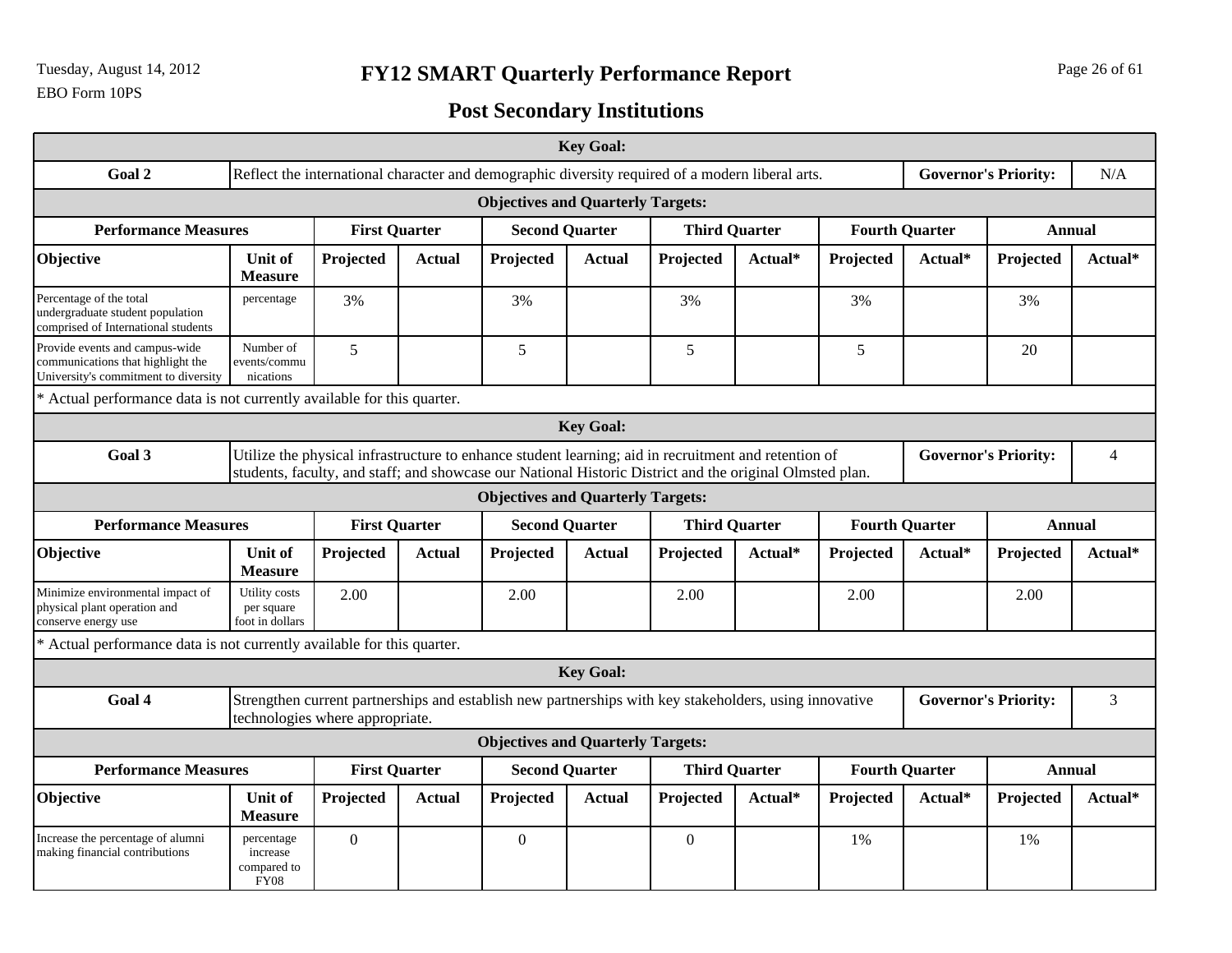# FY12 SMART Quarterly Performance Report

## Post Secondary Institutions

| Key Goal: | | | | | | | | | | | |
|---|---|---|---|---|---|---|---|---|---|---|---|
| **Goal 2** | Reflect the international character and demographic diversity required of a modern liberal arts. | | | | | | | | | **Governor's Priority:** | N/A |
| **Objectives and Quarterly Targets:** | | | | | | | | | | | |
| **Performance Measures** | | **First Quarter** | | **Second Quarter** | | **Third Quarter** | | **Fourth Quarter** | | **Annual** | |
| **Objective** | **Unit of Measure** | **Projected** | **Actual** | **Projected** | **Actual** | **Projected** | **Actual*** | **Projected** | **Actual*** | **Projected** | **Actual*** |
| Percentage of the total undergraduate student population comprised of International students | percentage | 3% | | 3% | | 3% | | 3% | | 3% | |
| Provide events and campus-wide communications that highlight the University's commitment to diversity | Number of events/communications | 5 | | 5 | | 5 | | 5 | | 20 | |

* Actual performance data is not currently available for this quarter.

| Key Goal: | | | | | | | | | | | |
|---|---|---|---|---|---|---|---|---|---|---|---|
| **Goal 3** | Utilize the physical infrastructure to enhance student learning; aid in recruitment and retention of students, faculty, and staff; and showcase our National Historic District and the original Olmsted plan. | | | | | | | | | **Governor's Priority:** | 4 |
| **Objectives and Quarterly Targets:** | | | | | | | | | | | |
| **Performance Measures** | | **First Quarter** | | **Second Quarter** | | **Third Quarter** | | **Fourth Quarter** | | **Annual** | |
| **Objective** | **Unit of Measure** | **Projected** | **Actual** | **Projected** | **Actual** | **Projected** | **Actual*** | **Projected** | **Actual*** | **Projected** | **Actual*** |
| Minimize environmental impact of physical plant operation and conserve energy use | Utility costs per square foot in dollars | 2.00 | | 2.00 | | 2.00 | | 2.00 | | 2.00 | |

* Actual performance data is not currently available for this quarter.

| Key Goal: | | | | | | | | | | | |
|---|---|---|---|---|---|---|---|---|---|---|---|
| **Goal 4** | Strengthen current partnerships and establish new partnerships with key stakeholders, using innovative technologies where appropriate. | | | | | | | | | **Governor's Priority:** | 3 |
| **Objectives and Quarterly Targets:** | | | | | | | | | | | |
| **Performance Measures** | | **First Quarter** | | **Second Quarter** | | **Third Quarter** | | **Fourth Quarter** | | **Annual** | |
| **Objective** | **Unit of Measure** | **Projected** | **Actual** | **Projected** | **Actual** | **Projected** | **Actual*** | **Projected** | **Actual*** | **Projected** | **Actual*** |
| Increase the percentage of alumni making financial contributions | percentage increase compared to FY08 | 0 | | 0 | | 0 | | 1% | | 1% | |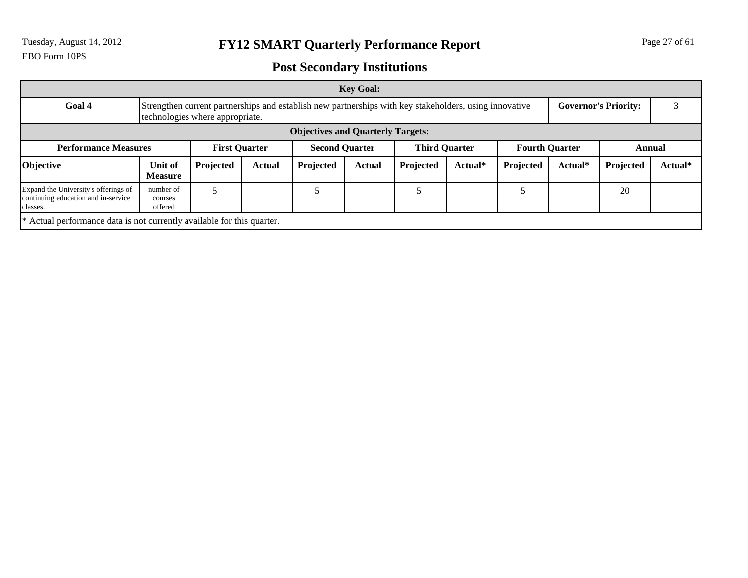EBO Form 10PS

# FY12 SMART Quarterly Performance Report

## Post Secondary Institutions

| Key Goal: | | | | | | | | | | | |
|---|---|---|---|---|---|---|---|---|---|---|---|
| **Goal 4** | Strengthen current partnerships and establish new partnerships with key stakeholders, using innovative technologies where appropriate. | | | | | | | | | **Governor's Priority:** | 3 |
| **Objectives and Quarterly Targets:** | | | | | | | | | | | |
| **Performance Measures** | | **First Quarter** | | **Second Quarter** | | **Third Quarter** | | **Fourth Quarter** | | **Annual** | |
| **Objective** | **Unit of Measure** | **Projected** | **Actual** | **Projected** | **Actual** | **Projected** | **Actual*** | **Projected** | **Actual*** | **Projected** | **Actual*** |
| Expand the University's offerings of continuing education and in-service classes. | number of courses offered | 5 | | 5 | | 5 | | 5 | | 20 | |

* Actual performance data is not currently available for this quarter.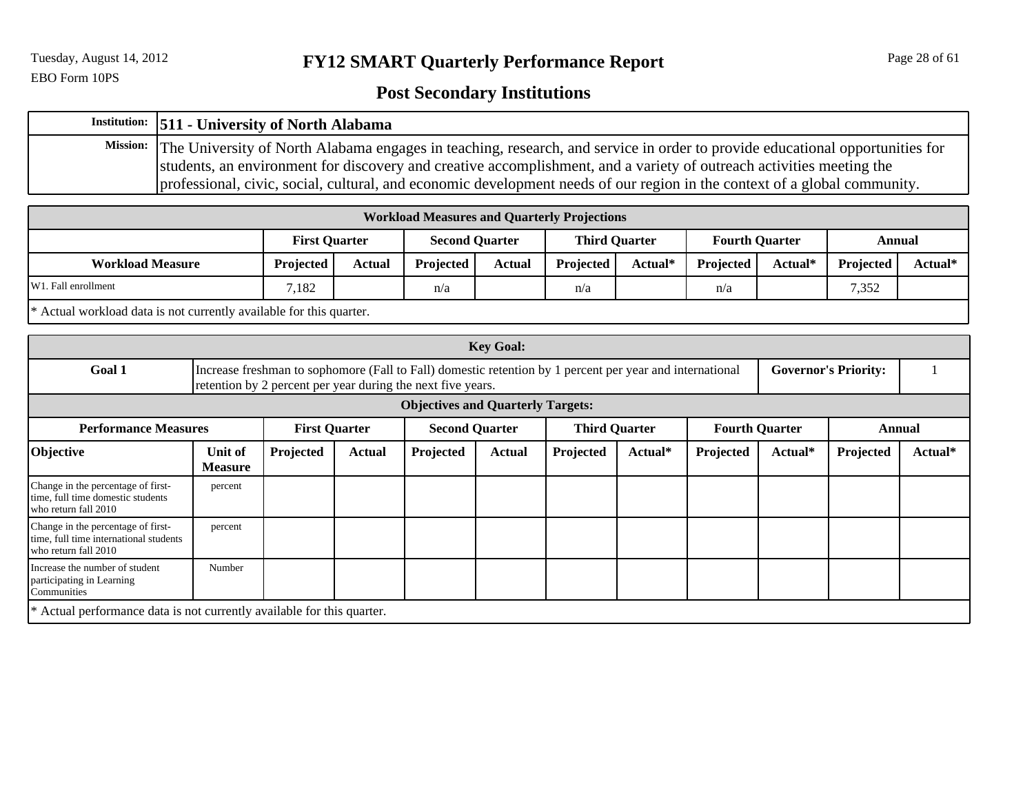# FY12 SMART Quarterly Performance Report

EBO Form 10PS

## Post Secondary Institutions

| | |
|---|---|
| **Institution:** | **511 - University of North Alabama** |
| **Mission:** | The University of North Alabama engages in teaching, research, and service in order to provide educational opportunities for students, an environment for discovery and creative accomplishment, and a variety of outreach activities meeting the professional, civic, social, cultural, and economic development needs of our region in the context of a global community. |

| Workload Measures and Quarterly Projections | | | | | | | | | | |
|---|---|---|---|---|---|---|---|---|---|---|
| | **First Quarter** | | **Second Quarter** | | **Third Quarter** | | **Fourth Quarter** | | **Annual** | |
| **Workload Measure** | **Projected** | **Actual** | **Projected** | **Actual** | **Projected** | **Actual*** | **Projected** | **Actual*** | **Projected** | **Actual*** |
| W1. Fall enrollment | 7,182 | | n/a | | n/a | | n/a | | 7,352 | |

* Actual workload data is not currently available for this quarter.

**Key Goal:**

| | | | |
|---|---|---|---|
| **Goal 1** | Increase freshman to sophomore (Fall to Fall) domestic retention by 1 percent per year and international retention by 2 percent per year during the next five years. | **Governor's Priority:** | 1 |

**Objectives and Quarterly Targets:**

| **Performance Measures** | | **First Quarter** | | **Second Quarter** | | **Third Quarter** | | **Fourth Quarter** | | **Annual** | |
|---|---|---|---|---|---|---|---|---|---|---|---|
| **Objective** | **Unit of Measure** | **Projected** | **Actual** | **Projected** | **Actual** | **Projected** | **Actual*** | **Projected** | **Actual*** | **Projected** | **Actual*** |
| Change in the percentage of first-time, full time domestic students who return fall 2010 | percent | | | | | | | | | | |
| Change in the percentage of first-time, full time international students who return fall 2010 | percent | | | | | | | | | | |
| Increase the number of student participating in Learning Communities | Number | | | | | | | | | | |

* Actual performance data is not currently available for this quarter.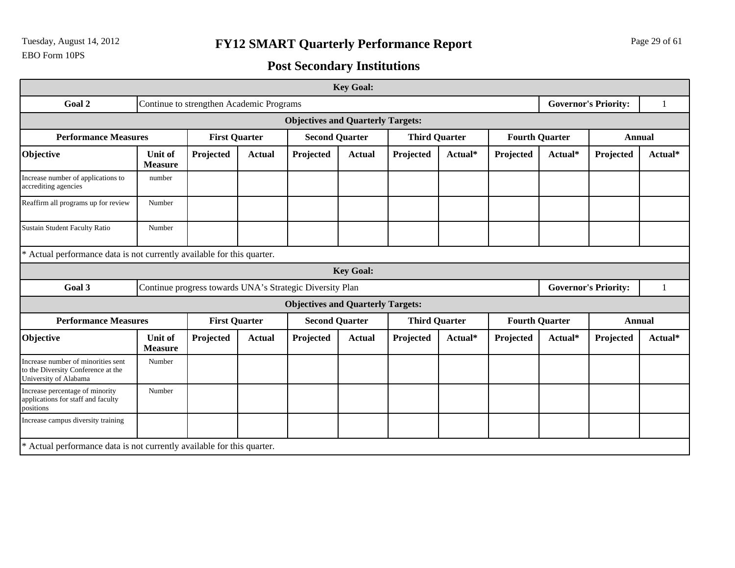# FY12 SMART Quarterly Performance Report

## Post Secondary Institutions

EBO Form 10PS

| Key Goal: | | | | | | | | | | | |
|---|---|---|---|---|---|---|---|---|---|---|---|
| **Goal 2** | Continue to strengthen Academic Programs | | | | | | | | | **Governor's Priority:** | 1 |
| **Objectives and Quarterly Targets:** | | | | | | | | | | | |
| **Performance Measures** | | **First Quarter** | | **Second Quarter** | | **Third Quarter** | | **Fourth Quarter** | | **Annual** | |
| **Objective** | **Unit of Measure** | **Projected** | **Actual** | **Projected** | **Actual** | **Projected** | **Actual*** | **Projected** | **Actual*** | **Projected** | **Actual*** |
| Increase number of applications to accrediting agencies | number | | | | | | | | | | |
| Reaffirm all programs up for review | Number | | | | | | | | | | |
| Sustain Student Faculty Ratio | Number | | | | | | | | | | |

* Actual performance data is not currently available for this quarter.

| Key Goal: | | | | | | | | | | | |
|---|---|---|---|---|---|---|---|---|---|---|---|
| **Goal 3** | Continue progress towards UNA's Strategic Diversity Plan | | | | | | | | | **Governor's Priority:** | 1 |
| **Objectives and Quarterly Targets:** | | | | | | | | | | | |
| **Performance Measures** | | **First Quarter** | | **Second Quarter** | | **Third Quarter** | | **Fourth Quarter** | | **Annual** | |
| **Objective** | **Unit of Measure** | **Projected** | **Actual** | **Projected** | **Actual** | **Projected** | **Actual*** | **Projected** | **Actual*** | **Projected** | **Actual*** |
| Increase number of minorities sent to the Diversity Conference at the University of Alabama | Number | | | | | | | | | | |
| Increase percentage of minority applications for staff and faculty positions | Number | | | | | | | | | | |
| Increase campus diversity training | | | | | | | | | | | |

* Actual performance data is not currently available for this quarter.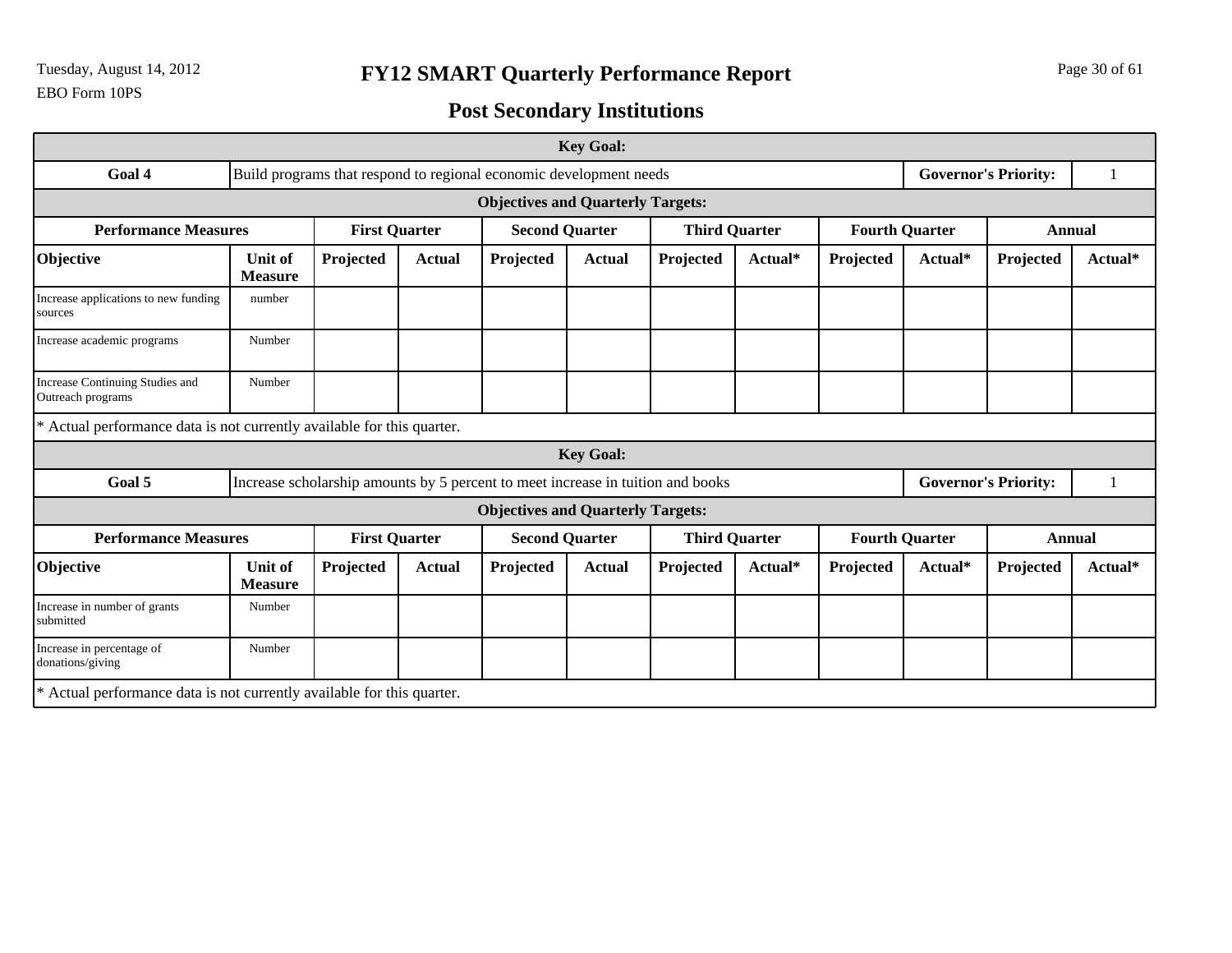# FY12 SMART Quarterly Performance Report

## Post Secondary Institutions

EBO Form 10PS

| Key Goal: | | | | | | | | | | | |
|---|---|---|---|---|---|---|---|---|---|---|---|
| **Goal 4** | Build programs that respond to regional economic development needs | | | | | | | | | **Governor's Priority:** | 1 |
| **Objectives and Quarterly Targets:** | | | | | | | | | | | |
| **Performance Measures** | | **First Quarter** | | **Second Quarter** | | **Third Quarter** | | **Fourth Quarter** | | **Annual** | |
| **Objective** | **Unit of Measure** | **Projected** | **Actual** | **Projected** | **Actual** | **Projected** | **Actual*** | **Projected** | **Actual*** | **Projected** | **Actual*** |
| Increase applications to new funding sources | number | | | | | | | | | | |
| Increase academic programs | Number | | | | | | | | | | |
| Increase Continuing Studies and Outreach programs | Number | | | | | | | | | | |

* Actual performance data is not currently available for this quarter.

| Key Goal: | | | | | | | | | | | |
|---|---|---|---|---|---|---|---|---|---|---|---|
| **Goal 5** | Increase scholarship amounts by 5 percent to meet increase in tuition and books | | | | | | | | | **Governor's Priority:** | 1 |
| **Objectives and Quarterly Targets:** | | | | | | | | | | | |
| **Performance Measures** | | **First Quarter** | | **Second Quarter** | | **Third Quarter** | | **Fourth Quarter** | | **Annual** | |
| **Objective** | **Unit of Measure** | **Projected** | **Actual** | **Projected** | **Actual** | **Projected** | **Actual*** | **Projected** | **Actual*** | **Projected** | **Actual*** |
| Increase in number of grants submitted | Number | | | | | | | | | | |
| Increase in percentage of donations/giving | Number | | | | | | | | | | |

* Actual performance data is not currently available for this quarter.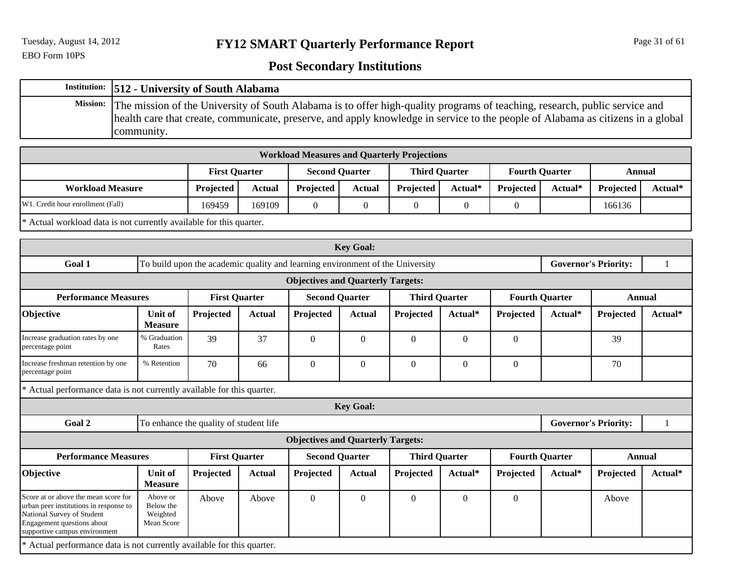# FY12 SMART Quarterly Performance Report

## Post Secondary Institutions

| Institution: | 512 - University of South Alabama |
|---|---|
| Mission: | The mission of the University of South Alabama is to offer high-quality programs of teaching, research, public service and health care that create, communicate, preserve, and apply knowledge in service to the people of Alabama as citizens in a global community. |

**Workload Measures and Quarterly Projections**

| | First Quarter | | Second Quarter | | Third Quarter | | Fourth Quarter | | Annual | |
|---|---|---|---|---|---|---|---|---|---|---|
| **Workload Measure** | **Projected** | **Actual** | **Projected** | **Actual** | **Projected** | **Actual*** | **Projected** | **Actual*** | **Projected** | **Actual*** |
| W1. Credit hour enrollment (Fall) | 169459 | 169109 | 0 | 0 | 0 | 0 | 0 | | 166136 | |

* Actual workload data is not currently available for this quarter.

**Key Goal:**

| Goal 1 | To build upon the academic quality and learning environment of the University | Governor's Priority: | 1 |
|---|---|---|---|

**Objectives and Quarterly Targets:**

| Performance Measures | | First Quarter | | Second Quarter | | Third Quarter | | Fourth Quarter | | Annual | |
|---|---|---|---|---|---|---|---|---|---|---|---|
| **Objective** | **Unit of Measure** | **Projected** | **Actual** | **Projected** | **Actual** | **Projected** | **Actual*** | **Projected** | **Actual*** | **Projected** | **Actual*** |
| Increase graduation rates by one percentage point | % Graduation Rates | 39 | 37 | 0 | 0 | 0 | 0 | 0 | | 39 | |
| Increase freshman retention by one percentage point | % Retention | 70 | 66 | 0 | 0 | 0 | 0 | 0 | | 70 | |

* Actual performance data is not currently available for this quarter.

**Key Goal:**

| Goal 2 | To enhance the quality of student life | Governor's Priority: | 1 |
|---|---|---|---|

**Objectives and Quarterly Targets:**

| Performance Measures | | First Quarter | | Second Quarter | | Third Quarter | | Fourth Quarter | | Annual | |
|---|---|---|---|---|---|---|---|---|---|---|---|
| **Objective** | **Unit of Measure** | **Projected** | **Actual** | **Projected** | **Actual** | **Projected** | **Actual*** | **Projected** | **Actual*** | **Projected** | **Actual*** |
| Score at or above the mean score for urban peer institutions in response to National Survey of Student Engagement questions about supportive campus environment | Above or Below the Weighted Mean Score | Above | Above | 0 | 0 | 0 | 0 | 0 | | Above | |

* Actual performance data is not currently available for this quarter.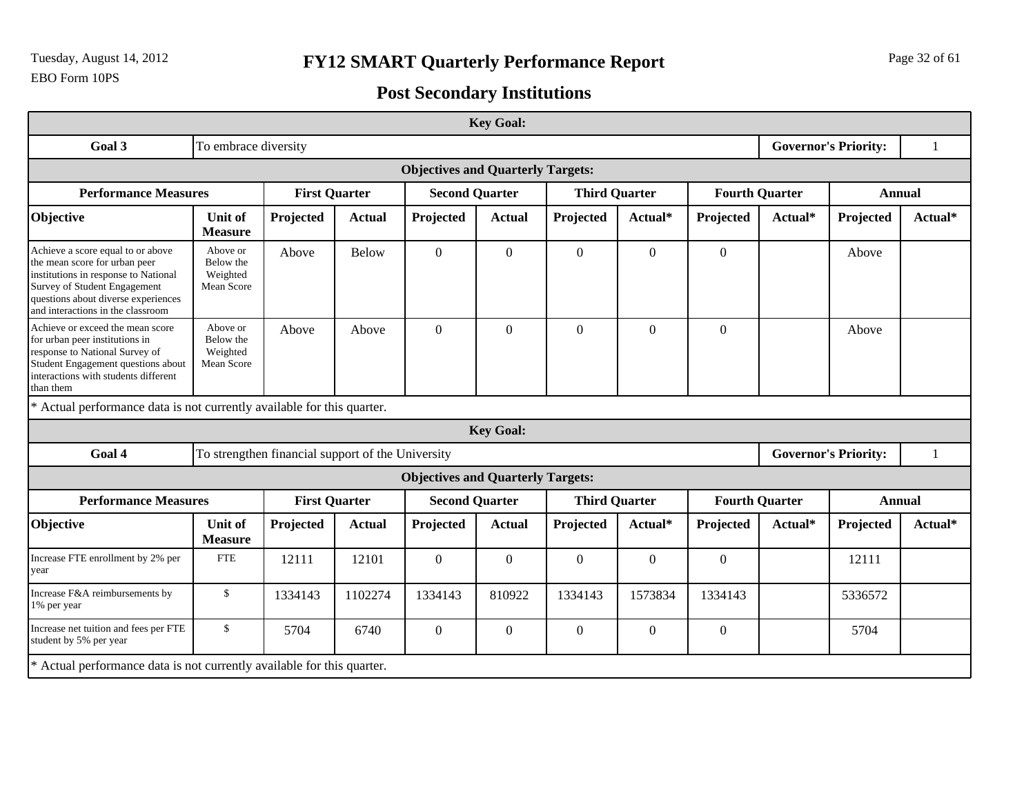# FY12 SMART Quarterly Performance Report

## Post Secondary Institutions

EBO Form 10PS

| Key Goal: | | | | | | | | | | | |
|---|---|---|---|---|---|---|---|---|---|---|---|
| **Goal 3** | To embrace diversity | | | | | | | | | **Governor's Priority:** | 1 |
| **Objectives and Quarterly Targets:** | | | | | | | | | | | |
| **Performance Measures** | | **First Quarter** | | **Second Quarter** | | **Third Quarter** | | **Fourth Quarter** | | **Annual** | |
| **Objective** | **Unit of Measure** | **Projected** | **Actual** | **Projected** | **Actual** | **Projected** | **Actual*** | **Projected** | **Actual*** | **Projected** | **Actual*** |
| Achieve a score equal to or above the mean score for urban peer institutions in response to National Survey of Student Engagement questions about diverse experiences and interactions in the classroom | Above or Below the Weighted Mean Score | Above | Below | 0 | 0 | 0 | 0 | 0 | | Above | |
| Achieve or exceed the mean score for urban peer institutions in response to National Survey of Student Engagement questions about interactions with students different than them | Above or Below the Weighted Mean Score | Above | Above | 0 | 0 | 0 | 0 | 0 | | Above | |

* Actual performance data is not currently available for this quarter.

| Key Goal: | | | | | | | | | | | |
|---|---|---|---|---|---|---|---|---|---|---|---|
| **Goal 4** | To strengthen financial support of the University | | | | | | | | | **Governor's Priority:** | 1 |
| **Objectives and Quarterly Targets:** | | | | | | | | | | | |
| **Performance Measures** | | **First Quarter** | | **Second Quarter** | | **Third Quarter** | | **Fourth Quarter** | | **Annual** | |
| **Objective** | **Unit of Measure** | **Projected** | **Actual** | **Projected** | **Actual** | **Projected** | **Actual*** | **Projected** | **Actual*** | **Projected** | **Actual*** |
| Increase FTE enrollment by 2% per year | FTE | 12111 | 12101 | 0 | 0 | 0 | 0 | 0 | | 12111 | |
| Increase F&A reimbursements by 1% per year | $ | 1334143 | 1102274 | 1334143 | 810922 | 1334143 | 1573834 | 1334143 | | 5336572 | |
| Increase net tuition and fees per FTE student by 5% per year | $ | 5704 | 6740 | 0 | 0 | 0 | 0 | 0 | | 5704 | |

* Actual performance data is not currently available for this quarter.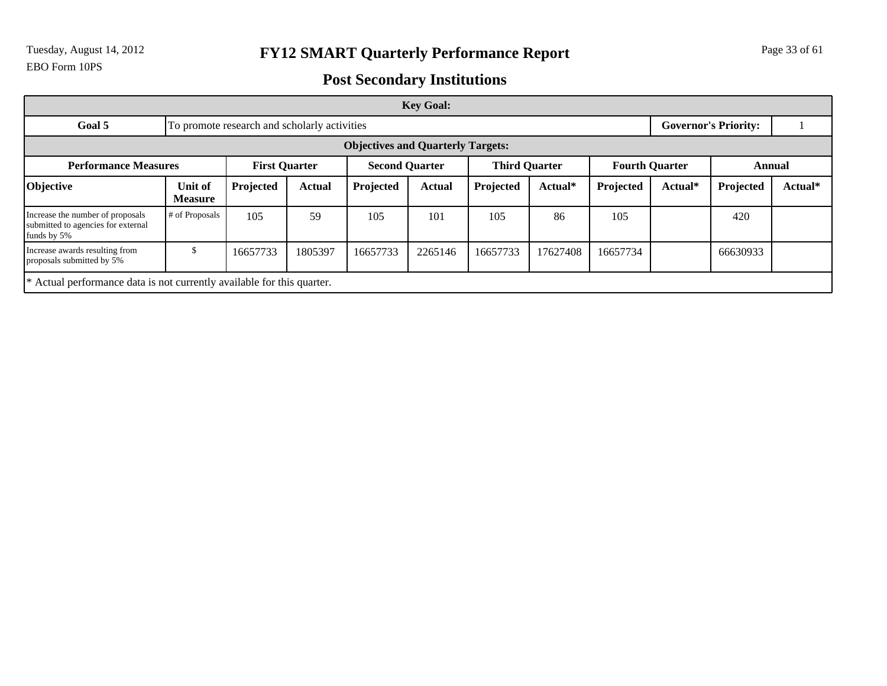# FY12 SMART Quarterly Performance Report

EBO Form 10PS

## Post Secondary Institutions

| Key Goal: | | | | | | | | | | | |
|---|---|---|---|---|---|---|---|---|---|---|---|
| **Goal 5** | To promote research and scholarly activities | | | | | | | | | **Governor's Priority:** | 1 |
| **Objectives and Quarterly Targets:** | | | | | | | | | | | |
| **Performance Measures** | | **First Quarter** | | **Second Quarter** | | **Third Quarter** | | **Fourth Quarter** | | **Annual** | |
| **Objective** | **Unit of Measure** | **Projected** | **Actual** | **Projected** | **Actual** | **Projected** | **Actual*** | **Projected** | **Actual*** | **Projected** | **Actual*** |
| Increase the number of proposals submitted to agencies for external funds by 5% | # of Proposals | 105 | 59 | 105 | 101 | 105 | 86 | 105 | | 420 | |
| Increase awards resulting from proposals submitted by 5% | $ | 16657733 | 1805397 | 16657733 | 2265146 | 16657733 | 17627408 | 16657734 | | 66630933 | |

* Actual performance data is not currently available for this quarter.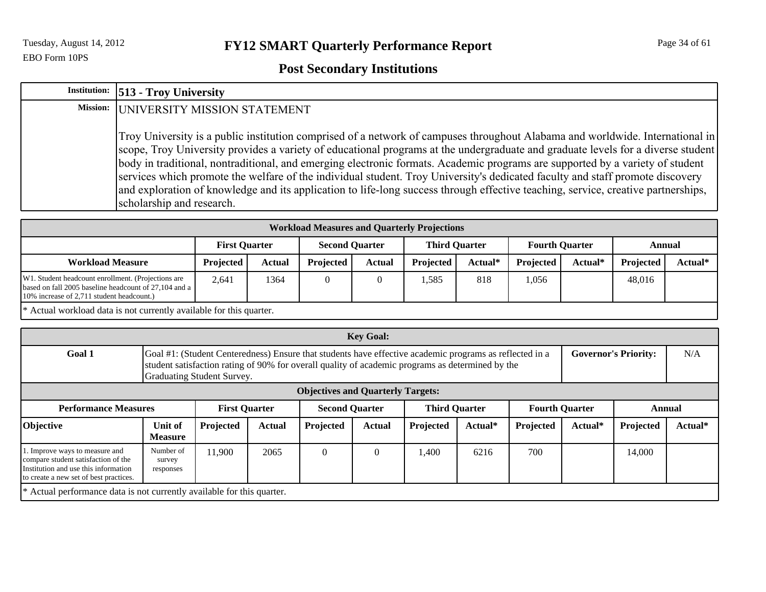# FY12 SMART Quarterly Performance Report

EBO Form 10PS

## Post Secondary Institutions

| | |
|---|---|
| **Institution:** | **513 - Troy University** |
| **Mission:** | UNIVERSITY MISSION STATEMENT<br><br>Troy University is a public institution comprised of a network of campuses throughout Alabama and worldwide. International in scope, Troy University provides a variety of educational programs at the undergraduate and graduate levels for a diverse student body in traditional, nontraditional, and emerging electronic formats. Academic programs are supported by a variety of student services which promote the welfare of the individual student. Troy University's dedicated faculty and staff promote discovery and exploration of knowledge and its application to life-long success through effective teaching, service, creative partnerships, scholarship and research. |

### Workload Measures and Quarterly Projections

| | First Quarter | | Second Quarter | | Third Quarter | | Fourth Quarter | | Annual | |
|---|---|---|---|---|---|---|---|---|---|---|
| **Workload Measure** | **Projected** | **Actual** | **Projected** | **Actual** | **Projected** | **Actual*** | **Projected** | **Actual*** | **Projected** | **Actual*** |
| W1. Student headcount enrollment. (Projections are based on fall 2005 baseline headcount of 27,104 and a 10% increase of 2,711 student headcount.) | 2,641 | 1364 | 0 | 0 | 1,585 | 818 | 1,056 | | 48,016 | |

* Actual workload data is not currently available for this quarter.

### Key Goal:

| | | | |
|---|---|---|---|
| **Goal 1** | Goal #1: (Student Centeredness) Ensure that students have effective academic programs as reflected in a student satisfaction rating of 90% for overall quality of academic programs as determined by the Graduating Student Survey. | **Governor's Priority:** | N/A |

### Objectives and Quarterly Targets:

| Performance Measures | | First Quarter | | Second Quarter | | Third Quarter | | Fourth Quarter | | Annual | |
|---|---|---|---|---|---|---|---|---|---|---|---|
| **Objective** | **Unit of Measure** | **Projected** | **Actual** | **Projected** | **Actual** | **Projected** | **Actual*** | **Projected** | **Actual*** | **Projected** | **Actual*** |
| 1. Improve ways to measure and compare student satisfaction of the Institution and use this information to create a new set of best practices. | Number of survey responses | 11,900 | 2065 | 0 | 0 | 1,400 | 6216 | 700 | | 14,000 | |

* Actual performance data is not currently available for this quarter.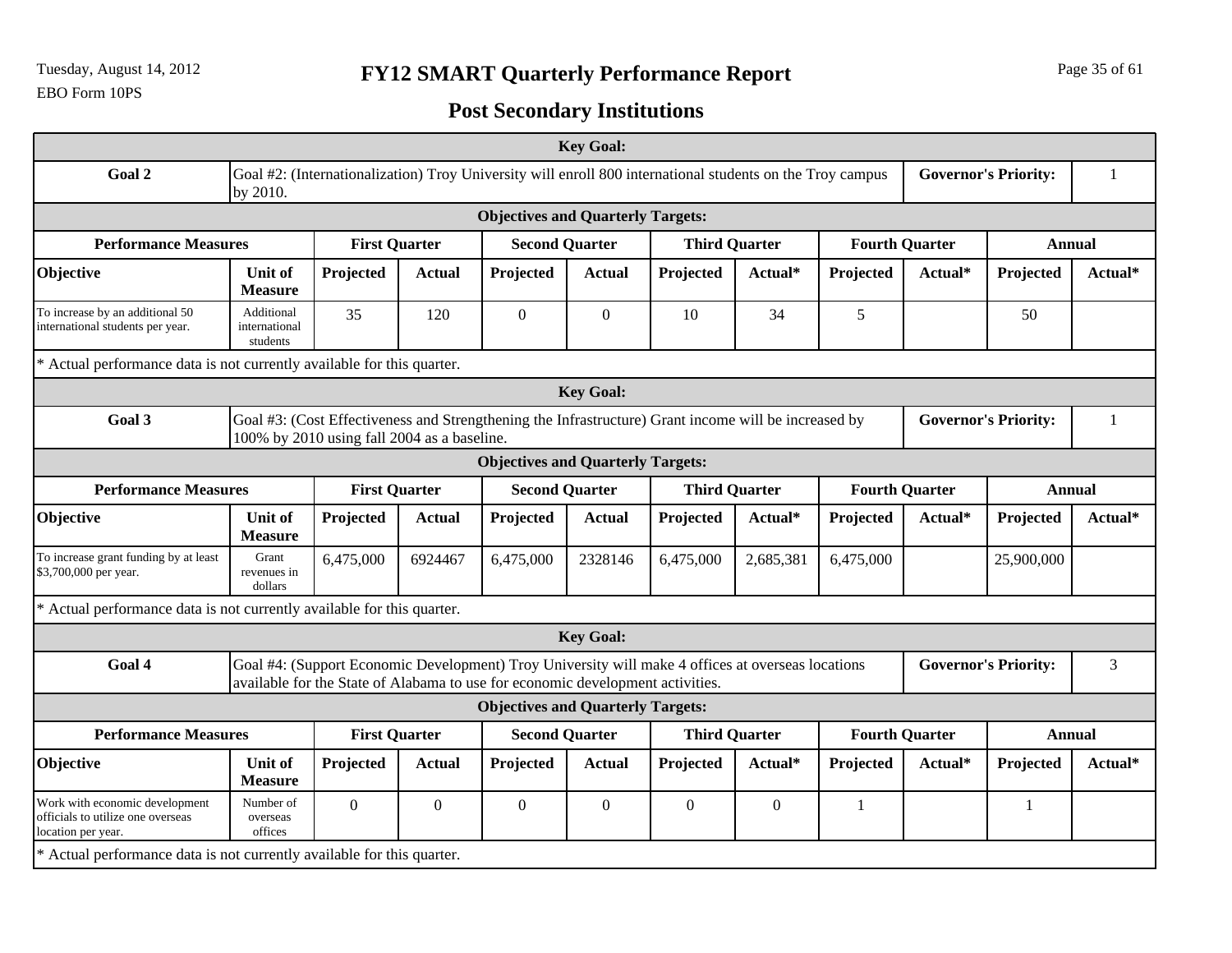# FY12 SMART Quarterly Performance Report

## Post Secondary Institutions

EBO Form 10PS

### Key Goal:

| Goal 2 | Goal #2: (Internationalization) Troy University will enroll 800 international students on the Troy campus by 2010. | Governor's Priority: | 1 |
|---|---|---|---|

**Objectives and Quarterly Targets:**

| Performance Measures | | First Quarter | | Second Quarter | | Third Quarter | | Fourth Quarter | | Annual | |
|---|---|---|---|---|---|---|---|---|---|---|---|
| Objective | Unit of Measure | Projected | Actual | Projected | Actual | Projected | Actual* | Projected | Actual* | Projected | Actual* |
| To increase by an additional 50 international students per year. | Additional international students | 35 | 120 | 0 | 0 | 10 | 34 | 5 | | 50 | |

* Actual performance data is not currently available for this quarter.

### Key Goal:

| Goal 3 | Goal #3: (Cost Effectiveness and Strengthening the Infrastructure) Grant income will be increased by 100% by 2010 using fall 2004 as a baseline. | Governor's Priority: | 1 |
|---|---|---|---|

**Objectives and Quarterly Targets:**

| Performance Measures | | First Quarter | | Second Quarter | | Third Quarter | | Fourth Quarter | | Annual | |
|---|---|---|---|---|---|---|---|---|---|---|---|
| Objective | Unit of Measure | Projected | Actual | Projected | Actual | Projected | Actual* | Projected | Actual* | Projected | Actual* |
| To increase grant funding by at least $3,700,000 per year. | Grant revenues in dollars | 6,475,000 | 6924467 | 6,475,000 | 2328146 | 6,475,000 | 2,685,381 | 6,475,000 | | 25,900,000 | |

* Actual performance data is not currently available for this quarter.

### Key Goal:

| Goal 4 | Goal #4: (Support Economic Development) Troy University will make 4 offices at overseas locations available for the State of Alabama to use for economic development activities. | Governor's Priority: | 3 |
|---|---|---|---|

**Objectives and Quarterly Targets:**

| Performance Measures | | First Quarter | | Second Quarter | | Third Quarter | | Fourth Quarter | | Annual | |
|---|---|---|---|---|---|---|---|---|---|---|---|
| Objective | Unit of Measure | Projected | Actual | Projected | Actual | Projected | Actual* | Projected | Actual* | Projected | Actual* |
| Work with economic development officials to utilize one overseas location per year. | Number of overseas offices | 0 | 0 | 0 | 0 | 0 | 0 | 1 | | 1 | |

* Actual performance data is not currently available for this quarter.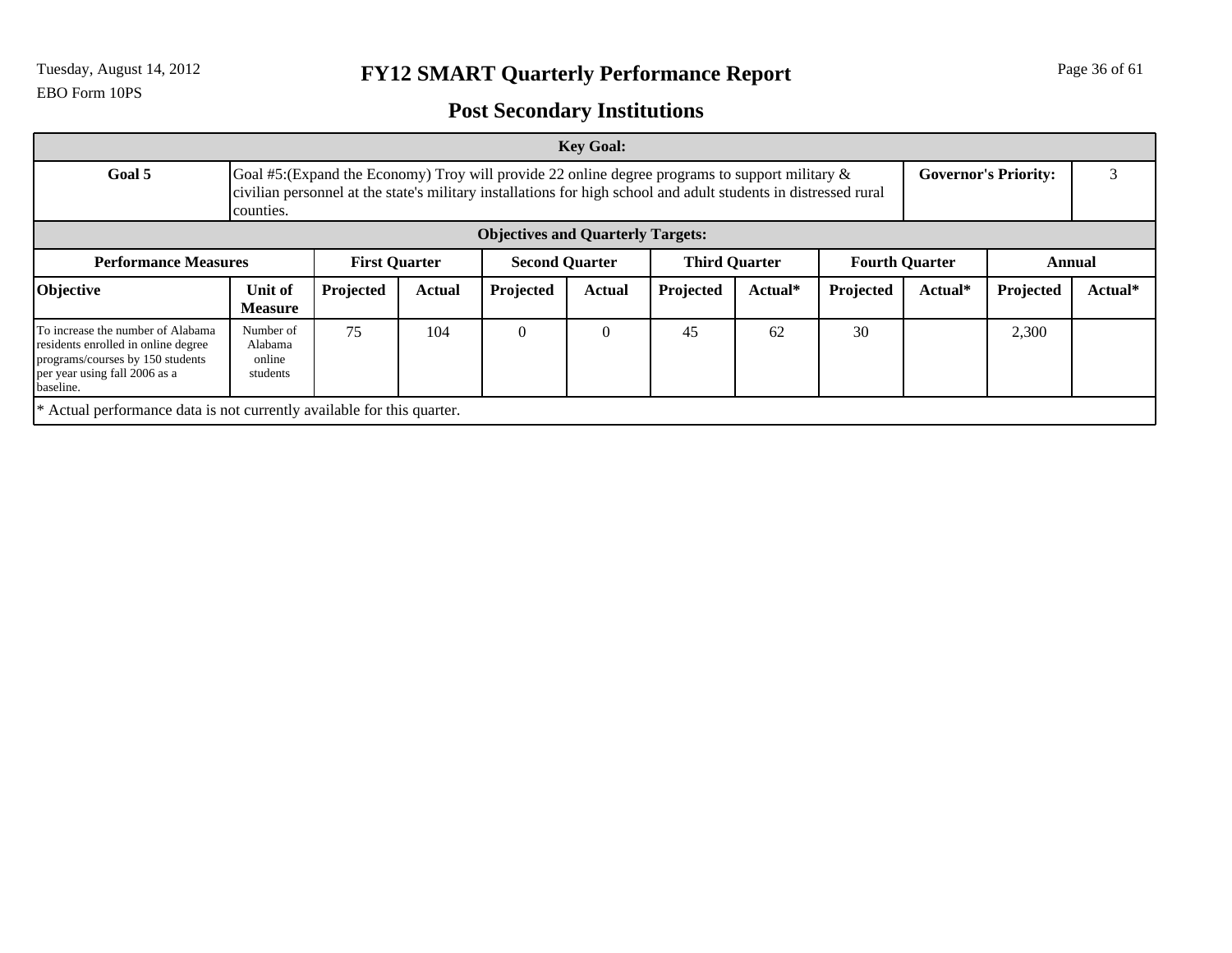EBO Form 10PS

# FY12 SMART Quarterly Performance Report

## Post Secondary Institutions

| Key Goal: | | | | | | | | | | | |
|---|---|---|---|---|---|---|---|---|---|---|---|
| **Goal 5** | Goal #5:(Expand the Economy) Troy will provide 22 online degree programs to support military & civilian personnel at the state's military installations for high school and adult students in distressed rural counties. | | | | | | | | **Governor's Priority:** | | 3 |

| **Performance Measures** | | **First Quarter** | | **Second Quarter** | | **Third Quarter** | | **Fourth Quarter** | | **Annual** | |
|---|---|---|---|---|---|---|---|---|---|---|---|
| **Objective** | **Unit of Measure** | **Projected** | **Actual** | **Projected** | **Actual** | **Projected** | **Actual*** | **Projected** | **Actual*** | **Projected** | **Actual*** |
| To increase the number of Alabama residents enrolled in online degree programs/courses by 150 students per year using fall 2006 as a baseline. | Number of Alabama online students | 75 | 104 | 0 | 0 | 45 | 62 | 30 | | 2,300 | |

* Actual performance data is not currently available for this quarter.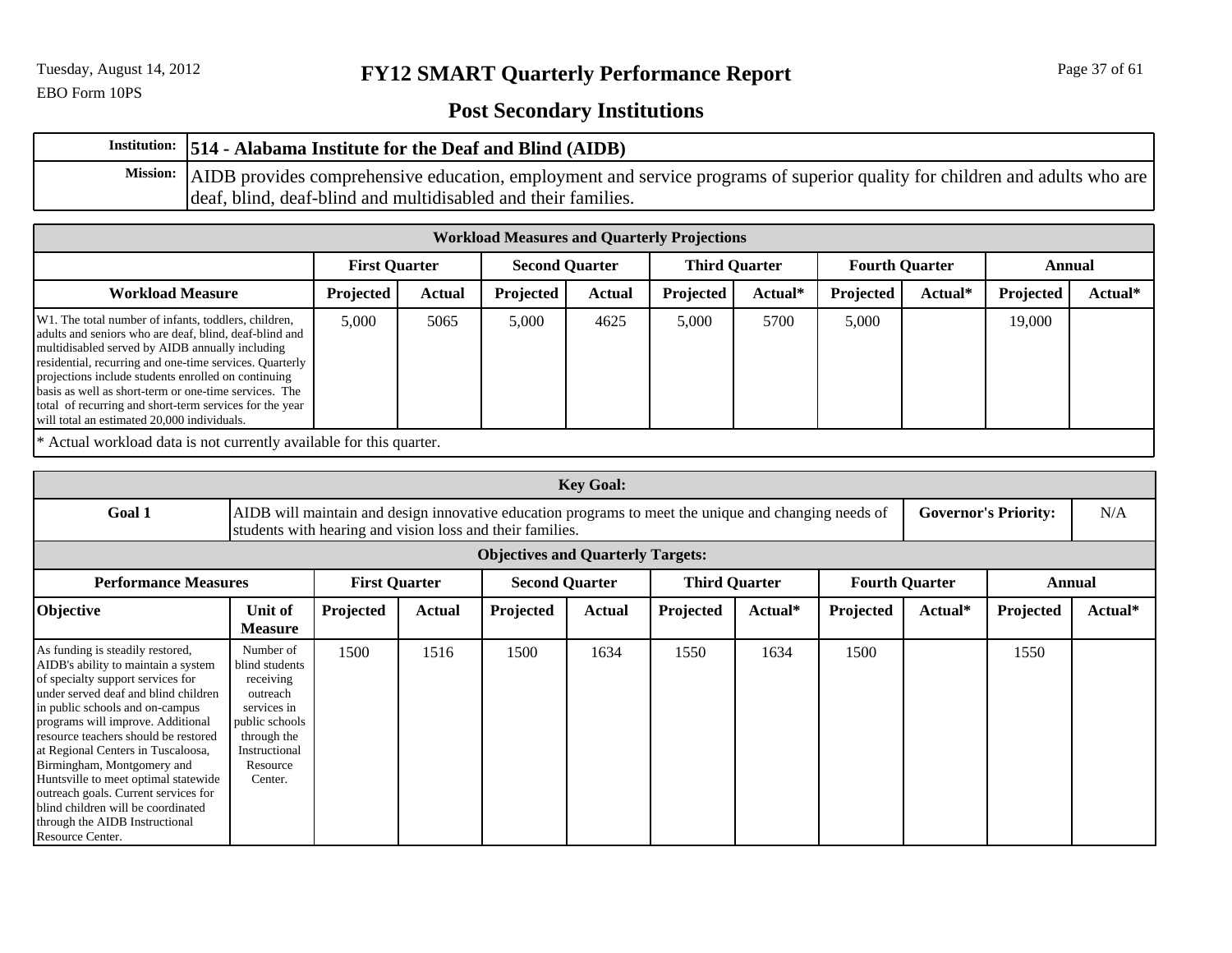# FY12 SMART Quarterly Performance Report

EBO Form 10PS

## Post Secondary Institutions

| | |
|---|---|
| **Institution:** | **514 - Alabama Institute for the Deaf and Blind (AIDB)** |
| **Mission:** | AIDB provides comprehensive education, employment and service programs of superior quality for children and adults who are deaf, blind, deaf-blind and multidisabled and their families. |

**Workload Measures and Quarterly Projections**

| | First Quarter | | Second Quarter | | Third Quarter | | Fourth Quarter | | Annual | |
|---|---|---|---|---|---|---|---|---|---|---|
| **Workload Measure** | **Projected** | **Actual** | **Projected** | **Actual** | **Projected** | **Actual*** | **Projected** | **Actual*** | **Projected** | **Actual*** |
| W1. The total number of infants, toddlers, children, adults and seniors who are deaf, blind, deaf-blind and multidisabled served by AIDB annually including residential, recurring and one-time services. Quarterly projections include students enrolled on continuing basis as well as short-term or one-time services. The total of recurring and short-term services for the year will total an estimated 20,000 individuals. | 5,000 | 5065 | 5,000 | 4625 | 5,000 | 5700 | 5,000 | | 19,000 | |

\* Actual workload data is not currently available for this quarter.

**Key Goal:**

| | | | |
|---|---|---|---|
| **Goal 1** | AIDB will maintain and design innovative education programs to meet the unique and changing needs of students with hearing and vision loss and their families. | **Governor's Priority:** | N/A |

**Objectives and Quarterly Targets:**

| Performance Measures | | First Quarter | | Second Quarter | | Third Quarter | | Fourth Quarter | | Annual | |
|---|---|---|---|---|---|---|---|---|---|---|---|
| **Objective** | **Unit of Measure** | **Projected** | **Actual** | **Projected** | **Actual** | **Projected** | **Actual*** | **Projected** | **Actual*** | **Projected** | **Actual*** |
| As funding is steadily restored, AIDB's ability to maintain a system of specialty support services for under served deaf and blind children in public schools and on-campus programs will improve. Additional resource teachers should be restored at Regional Centers in Tuscaloosa, Birmingham, Montgomery and Huntsville to meet optimal statewide outreach goals. Current services for blind children will be coordinated through the AIDB Instructional Resource Center. | Number of blind students receiving outreach services in public schools through the Instructional Resource Center. | 1500 | 1516 | 1500 | 1634 | 1550 | 1634 | 1500 | | 1550 | |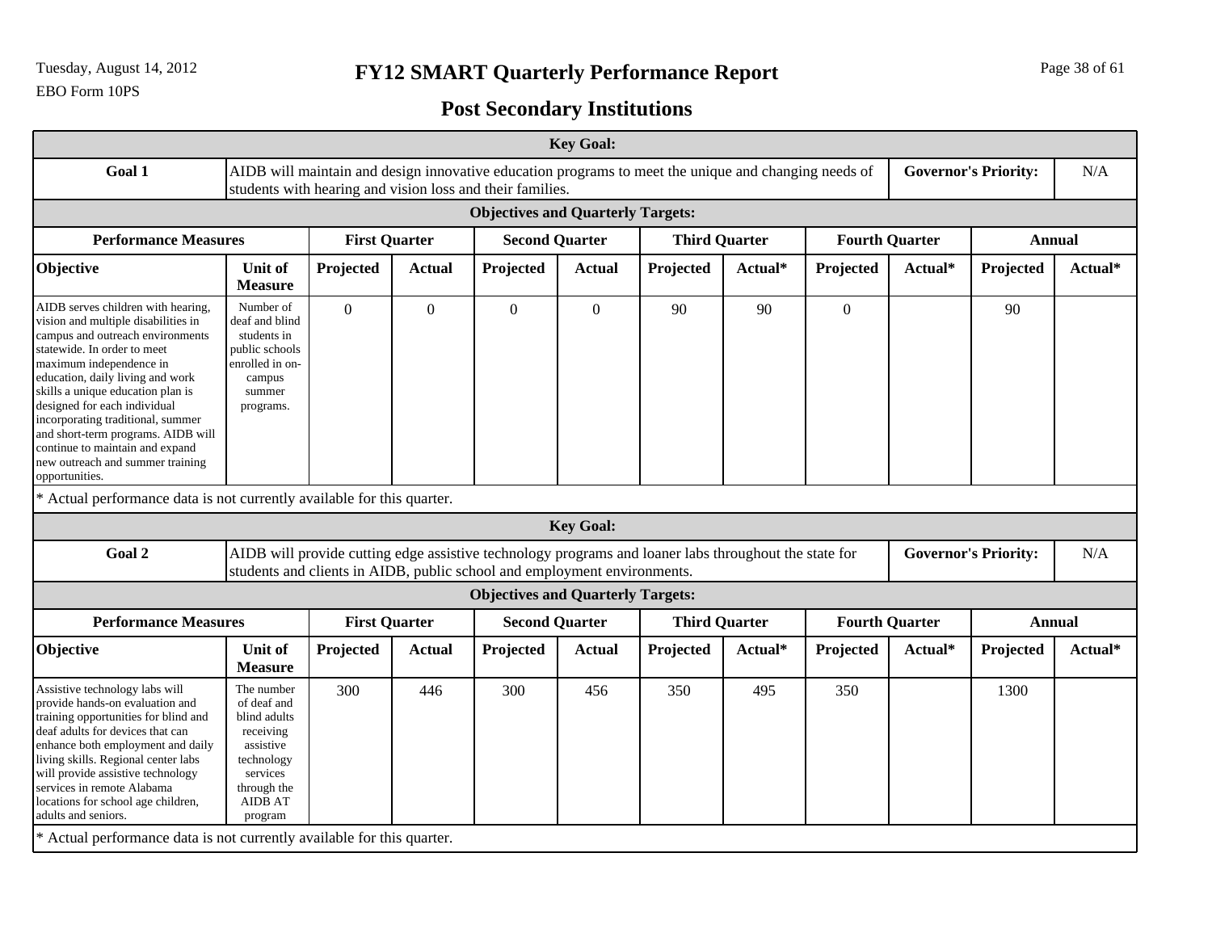# FY12 SMART Quarterly Performance Report

EBO Form 10PS

## Post Secondary Institutions

| Key Goal: | | | | | | | | | | | |
|---|---|---|---|---|---|---|---|---|---|---|---|
| **Goal 1** | AIDB will maintain and design innovative education programs to meet the unique and changing needs of students with hearing and vision loss and their families. | | | | | | | | **Governor's Priority:** | | N/A |
| **Objectives and Quarterly Targets:** | | | | | | | | | | | |
| **Performance Measures** | | **First Quarter** | | **Second Quarter** | | **Third Quarter** | | **Fourth Quarter** | | **Annual** | |
| **Objective** | **Unit of Measure** | **Projected** | **Actual** | **Projected** | **Actual** | **Projected** | **Actual*** | **Projected** | **Actual*** | **Projected** | **Actual*** |
| AIDB serves children with hearing, vision and multiple disabilities in campus and outreach environments statewide. In order to meet maximum independence in education, daily living and work skills a unique education plan is designed for each individual incorporating traditional, summer and short-term programs. AIDB will continue to maintain and expand new outreach and summer training opportunities. | Number of deaf and blind students in public schools enrolled in on-campus summer programs. | 0 | 0 | 0 | 0 | 90 | 90 | 0 | | 90 | |

* Actual performance data is not currently available for this quarter.

| Key Goal: | | | | | | | | | | | |
|---|---|---|---|---|---|---|---|---|---|---|---|
| **Goal 2** | AIDB will provide cutting edge assistive technology programs and loaner labs throughout the state for students and clients in AIDB, public school and employment environments. | | | | | | | | **Governor's Priority:** | | N/A |
| **Objectives and Quarterly Targets:** | | | | | | | | | | | |
| **Performance Measures** | | **First Quarter** | | **Second Quarter** | | **Third Quarter** | | **Fourth Quarter** | | **Annual** | |
| **Objective** | **Unit of Measure** | **Projected** | **Actual** | **Projected** | **Actual** | **Projected** | **Actual*** | **Projected** | **Actual*** | **Projected** | **Actual*** |
| Assistive technology labs will provide hands-on evaluation and training opportunities for blind and deaf adults for devices that can enhance both employment and daily living skills. Regional center labs will provide assistive technology services in remote Alabama locations for school age children, adults and seniors. | The number of deaf and blind adults receiving assistive technology services through the AIDB AT program | 300 | 446 | 300 | 456 | 350 | 495 | 350 | | 1300 | |

* Actual performance data is not currently available for this quarter.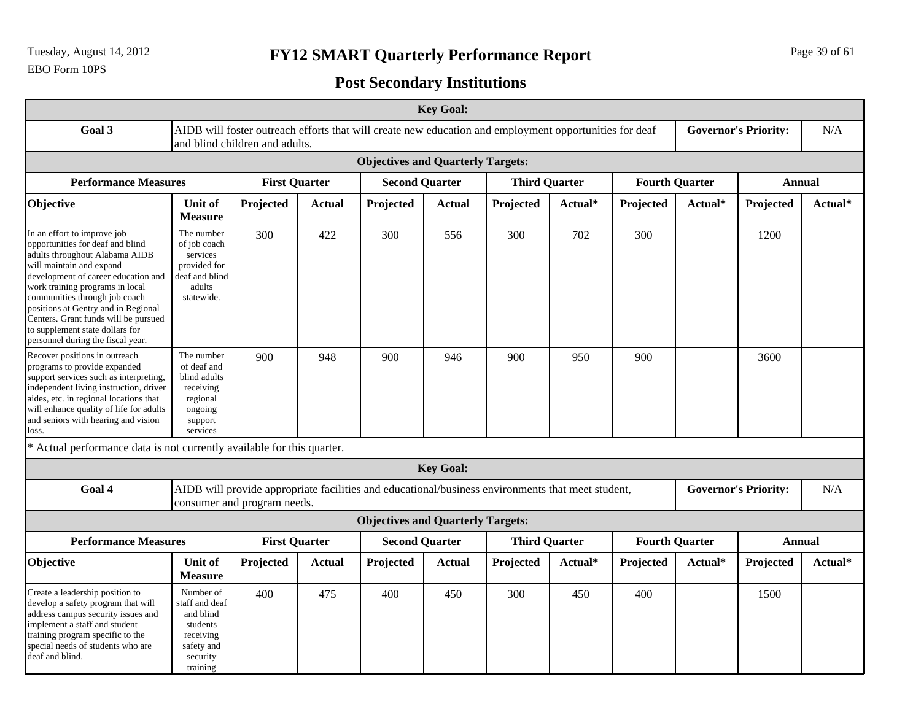# FY12 SMART Quarterly Performance Report

## Post Secondary Institutions

EBO Form 10PS

| Key Goal: | | | | | | | | | | | |
|---|---|---|---|---|---|---|---|---|---|---|---|
| **Goal 3** | AIDB will foster outreach efforts that will create new education and employment opportunities for deaf and blind children and adults. | | | | | | | | | **Governor's Priority:** | N/A |
| **Objectives and Quarterly Targets:** | | | | | | | | | | | |
| **Performance Measures** | | **First Quarter** | | **Second Quarter** | | **Third Quarter** | | **Fourth Quarter** | | **Annual** | |
| **Objective** | **Unit of Measure** | **Projected** | **Actual** | **Projected** | **Actual** | **Projected** | **Actual*** | **Projected** | **Actual*** | **Projected** | **Actual*** |
| In an effort to improve job opportunities for deaf and blind adults throughout Alabama AIDB will maintain and expand development of career education and work training programs in local communities through job coach positions at Gentry and in Regional Centers. Grant funds will be pursued to supplement state dollars for personnel during the fiscal year. | The number of job coach services provided for deaf and blind adults statewide. | 300 | 422 | 300 | 556 | 300 | 702 | 300 | | 1200 | |
| Recover positions in outreach programs to provide expanded support services such as interpreting, independent living instruction, driver aides, etc. in regional locations that will enhance quality of life for adults and seniors with hearing and vision loss. | The number of deaf and blind adults receiving regional ongoing support services | 900 | 948 | 900 | 946 | 900 | 950 | 900 | | 3600 | |

* Actual performance data is not currently available for this quarter.

| Key Goal: | | | | | | | | | | | |
|---|---|---|---|---|---|---|---|---|---|---|---|
| **Goal 4** | AIDB will provide appropriate facilities and educational/business environments that meet student, consumer and program needs. | | | | | | | | | **Governor's Priority:** | N/A |
| **Objectives and Quarterly Targets:** | | | | | | | | | | | |
| **Performance Measures** | | **First Quarter** | | **Second Quarter** | | **Third Quarter** | | **Fourth Quarter** | | **Annual** | |
| **Objective** | **Unit of Measure** | **Projected** | **Actual** | **Projected** | **Actual** | **Projected** | **Actual*** | **Projected** | **Actual*** | **Projected** | **Actual*** |
| Create a leadership position to develop a safety program that will address campus security issues and implement a staff and student training program specific to the special needs of students who are deaf and blind. | Number of staff and deaf and blind students receiving safety and security training | 400 | 475 | 400 | 450 | 300 | 450 | 400 | | 1500 | |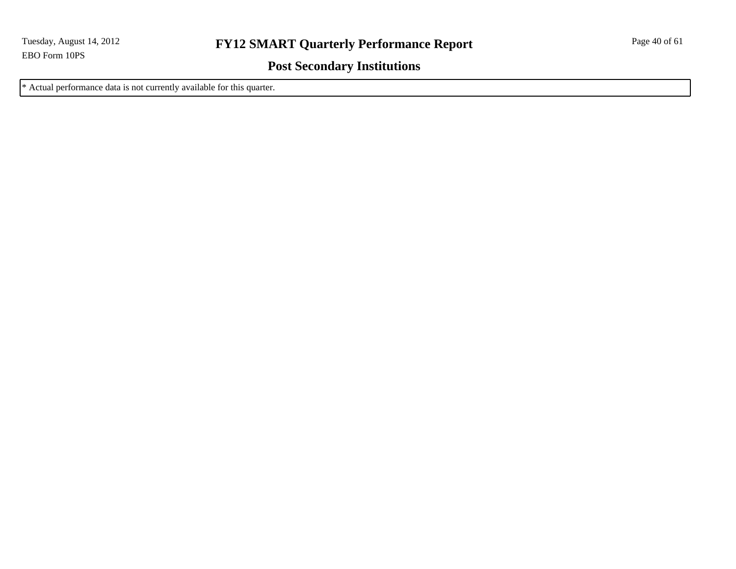* Actual performance data is not currently available for this quarter.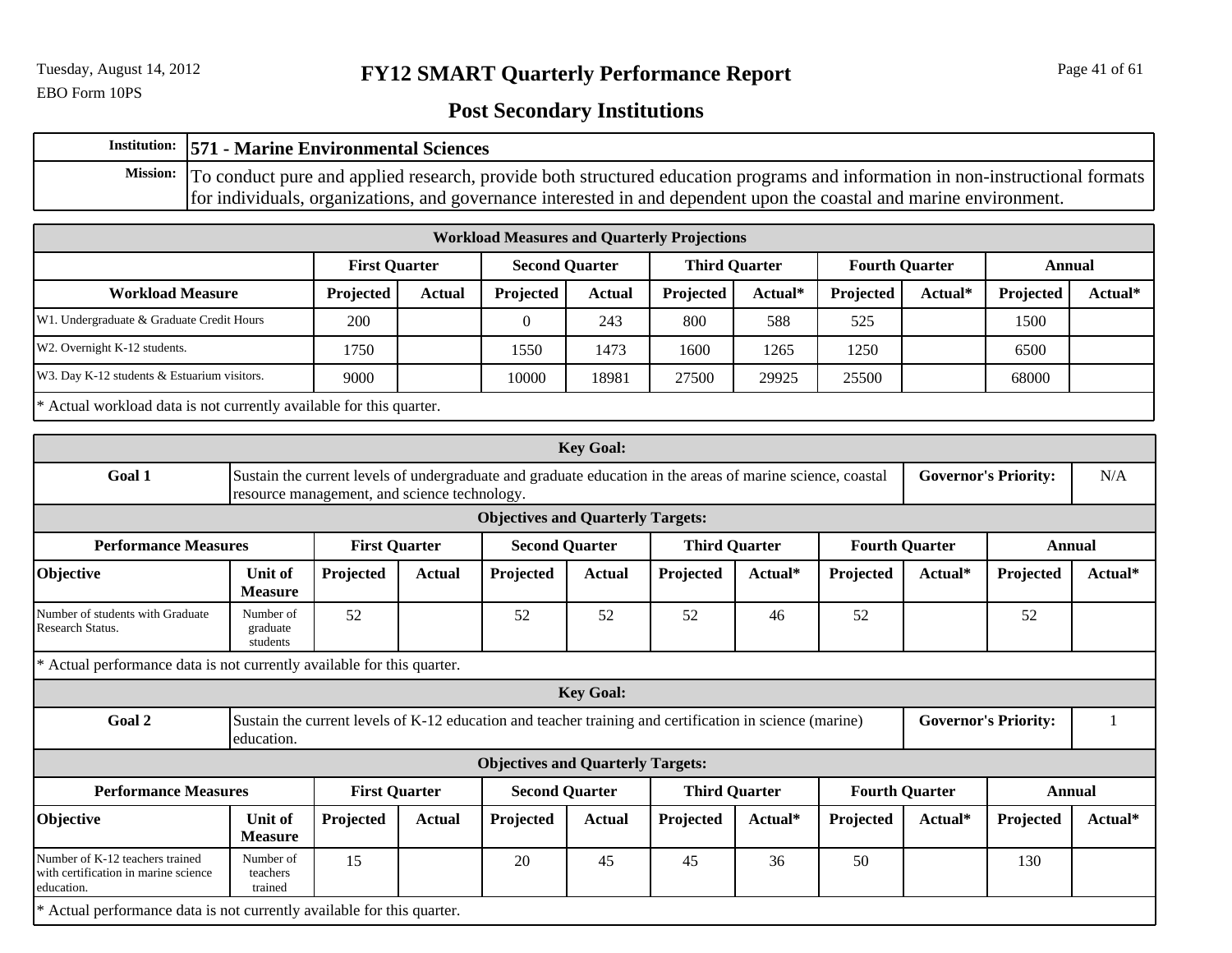# FY12 SMART Quarterly Performance Report

EBO Form 10PS

Tuesday, August 14, 2012

## Post Secondary Institutions

| | |
|---|---|
| **Institution:** | **571 - Marine Environmental Sciences** |
| **Mission:** | To conduct pure and applied research, provide both structured education programs and information in non-instructional formats for individuals, organizations, and governance interested in and dependent upon the coastal and marine environment. |

**Workload Measures and Quarterly Projections**

| | First Quarter | | Second Quarter | | Third Quarter | | Fourth Quarter | | Annual | |
|---|---|---|---|---|---|---|---|---|---|---|
| **Workload Measure** | **Projected** | **Actual** | **Projected** | **Actual** | **Projected** | **Actual*** | **Projected** | **Actual*** | **Projected** | **Actual*** |
| W1. Undergraduate & Graduate Credit Hours | 200 | | 0 | 243 | 800 | 588 | 525 | | 1500 | |
| W2. Overnight K-12 students. | 1750 | | 1550 | 1473 | 1600 | 1265 | 1250 | | 6500 | |
| W3. Day K-12 students & Estuarium visitors. | 9000 | | 10000 | 18981 | 27500 | 29925 | 25500 | | 68000 | |

* Actual workload data is not currently available for this quarter.

**Key Goal:**

| | | | |
|---|---|---|---|
| **Goal 1** | Sustain the current levels of undergraduate and graduate education in the areas of marine science, coastal resource management, and science technology. | **Governor's Priority:** | N/A |

**Objectives and Quarterly Targets:**

| Performance Measures | | First Quarter | | Second Quarter | | Third Quarter | | Fourth Quarter | | Annual | |
|---|---|---|---|---|---|---|---|---|---|---|---|
| **Objective** | **Unit of Measure** | **Projected** | **Actual** | **Projected** | **Actual** | **Projected** | **Actual*** | **Projected** | **Actual*** | **Projected** | **Actual*** |
| Number of students with Graduate Research Status. | Number of graduate students | 52 | | 52 | 52 | 52 | 46 | 52 | | 52 | |

* Actual performance data is not currently available for this quarter.

**Key Goal:**

| | | | |
|---|---|---|---|
| **Goal 2** | Sustain the current levels of K-12 education and teacher training and certification in science (marine) education. | **Governor's Priority:** | 1 |

**Objectives and Quarterly Targets:**

| Performance Measures | | First Quarter | | Second Quarter | | Third Quarter | | Fourth Quarter | | Annual | |
|---|---|---|---|---|---|---|---|---|---|---|---|
| **Objective** | **Unit of Measure** | **Projected** | **Actual** | **Projected** | **Actual** | **Projected** | **Actual*** | **Projected** | **Actual*** | **Projected** | **Actual*** |
| Number of K-12 teachers trained with certification in marine science education. | Number of teachers trained | 15 | | 20 | 45 | 45 | 36 | 50 | | 130 | |

* Actual performance data is not currently available for this quarter.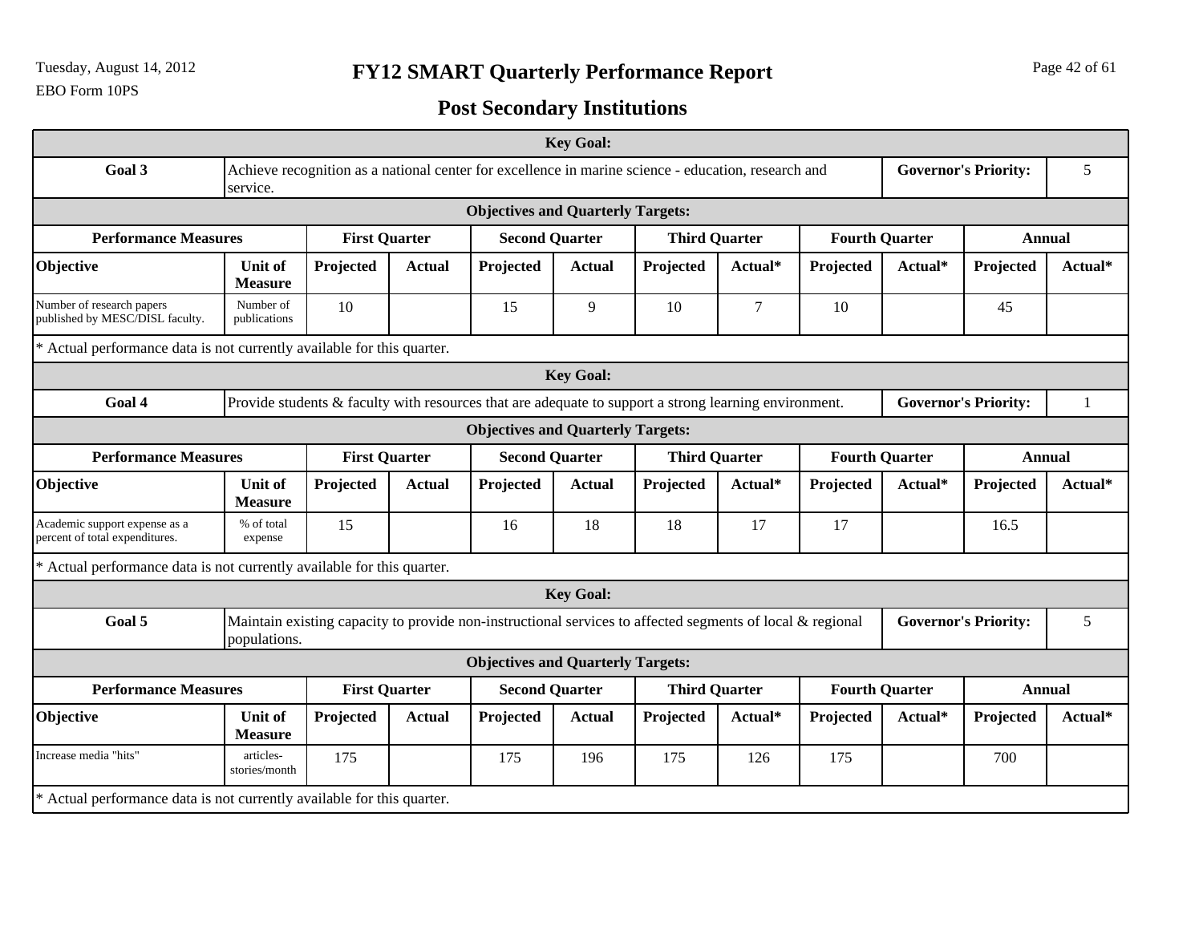# FY12 SMART Quarterly Performance Report

EBO Form 10PS

## Post Secondary Institutions

| Key Goal: | | | | | | | | | | | |
|---|---|---|---|---|---|---|---|---|---|---|---|
| **Goal 3** | Achieve recognition as a national center for excellence in marine science - education, research and service. | | | | | | | | | **Governor's Priority:** | 5 |
| **Objectives and Quarterly Targets:** | | | | | | | | | | | |
| **Performance Measures** | | **First Quarter** | | **Second Quarter** | | **Third Quarter** | | **Fourth Quarter** | | **Annual** | |
| **Objective** | **Unit of Measure** | **Projected** | **Actual** | **Projected** | **Actual** | **Projected** | **Actual*** | **Projected** | **Actual*** | **Projected** | **Actual*** |
| Number of research papers published by MESC/DISL faculty. | Number of publications | 10 | | 15 | 9 | 10 | 7 | 10 | | 45 | |

* Actual performance data is not currently available for this quarter.

| Key Goal: | | | | | | | | | | | |
|---|---|---|---|---|---|---|---|---|---|---|---|
| **Goal 4** | Provide students & faculty with resources that are adequate to support a strong learning environment. | | | | | | | | | **Governor's Priority:** | 1 |
| **Objectives and Quarterly Targets:** | | | | | | | | | | | |
| **Performance Measures** | | **First Quarter** | | **Second Quarter** | | **Third Quarter** | | **Fourth Quarter** | | **Annual** | |
| **Objective** | **Unit of Measure** | **Projected** | **Actual** | **Projected** | **Actual** | **Projected** | **Actual*** | **Projected** | **Actual*** | **Projected** | **Actual*** |
| Academic support expense as a percent of total expenditures. | % of total expense | 15 | | 16 | 18 | 18 | 17 | 17 | | 16.5 | |

* Actual performance data is not currently available for this quarter.

| Key Goal: | | | | | | | | | | | |
|---|---|---|---|---|---|---|---|---|---|---|---|
| **Goal 5** | Maintain existing capacity to provide non-instructional services to affected segments of local & regional populations. | | | | | | | | | **Governor's Priority:** | 5 |
| **Objectives and Quarterly Targets:** | | | | | | | | | | | |
| **Performance Measures** | | **First Quarter** | | **Second Quarter** | | **Third Quarter** | | **Fourth Quarter** | | **Annual** | |
| **Objective** | **Unit of Measure** | **Projected** | **Actual** | **Projected** | **Actual** | **Projected** | **Actual*** | **Projected** | **Actual*** | **Projected** | **Actual*** |
| Increase media "hits" | articles-stories/month | 175 | | 175 | 196 | 175 | 126 | 175 | | 700 | |

* Actual performance data is not currently available for this quarter.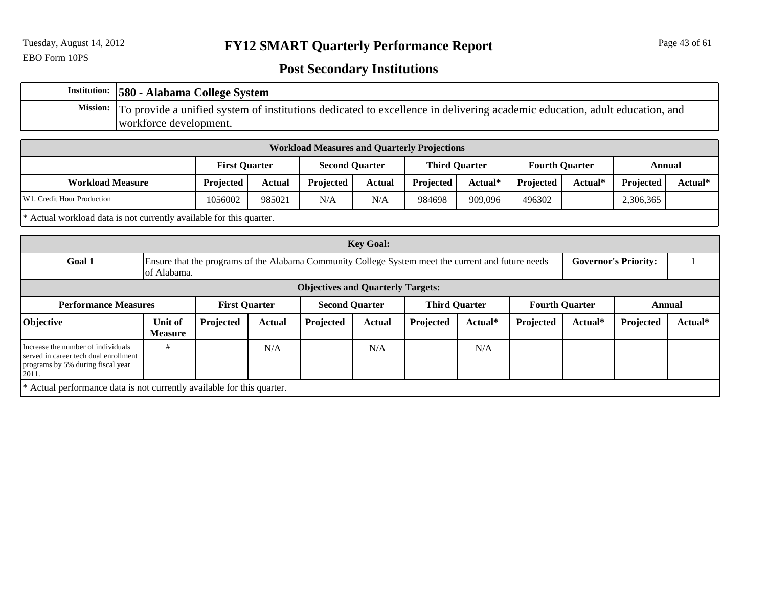# FY12 SMART Quarterly Performance Report

## Post Secondary Institutions

| | |
|---|---|
| **Institution:** | **580 - Alabama College System** |
| **Mission:** | To provide a unified system of institutions dedicated to excellence in delivering academic education, adult education, and workforce development. |

**Workload Measures and Quarterly Projections**

| | First Quarter | | Second Quarter | | Third Quarter | | Fourth Quarter | | Annual | |
|---|---|---|---|---|---|---|---|---|---|---|
| **Workload Measure** | **Projected** | **Actual** | **Projected** | **Actual** | **Projected** | **Actual*** | **Projected** | **Actual*** | **Projected** | **Actual*** |
| W1. Credit Hour Production | 1056002 | 985021 | N/A | N/A | 984698 | 909,096 | 496302 | | 2,306,365 | |

* Actual workload data is not currently available for this quarter.

**Key Goal:**

| | | | |
|---|---|---|---|
| **Goal 1** | Ensure that the programs of the Alabama Community College System meet the current and future needs of Alabama. | **Governor's Priority:** | 1 |

**Objectives and Quarterly Targets:**

| Performance Measures | | First Quarter | | Second Quarter | | Third Quarter | | Fourth Quarter | | Annual | |
|---|---|---|---|---|---|---|---|---|---|---|---|
| **Objective** | **Unit of Measure** | **Projected** | **Actual** | **Projected** | **Actual** | **Projected** | **Actual*** | **Projected** | **Actual*** | **Projected** | **Actual*** |
| Increase the number of individuals served in career tech dual enrollment programs by 5% during fiscal year 2011. | # | | N/A | | N/A | | N/A | | | | |

* Actual performance data is not currently available for this quarter.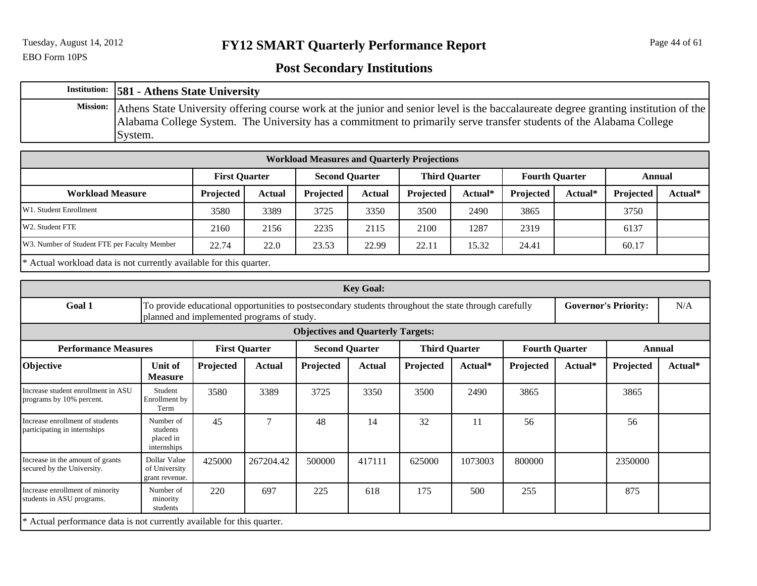# FY12 SMART Quarterly Performance Report

EBO Form 10PS

## Post Secondary Institutions

| | |
|---|---|
| **Institution:** | **581 - Athens State University** |
| **Mission:** | Athens State University offering course work at the junior and senior level is the baccalaureate degree granting institution of the Alabama College System. The University has a commitment to primarily serve transfer students of the Alabama College System. |

**Workload Measures and Quarterly Projections**

| | First Quarter | | Second Quarter | | Third Quarter | | Fourth Quarter | | Annual | |
|---|---|---|---|---|---|---|---|---|---|---|
| **Workload Measure** | **Projected** | **Actual** | **Projected** | **Actual** | **Projected** | **Actual*** | **Projected** | **Actual*** | **Projected** | **Actual*** |
| W1. Student Enrollment | 3580 | 3389 | 3725 | 3350 | 3500 | 2490 | 3865 | | 3750 | |
| W2. Student FTE | 2160 | 2156 | 2235 | 2115 | 2100 | 1287 | 2319 | | 6137 | |
| W3. Number of Student FTE per Faculty Member | 22.74 | 22.0 | 23.53 | 22.99 | 22.11 | 15.32 | 24.41 | | 60.17 | |

* Actual workload data is not currently available for this quarter.

**Key Goal:**

| | | |
|---|---|---|
| **Goal 1** | To provide educational opportunities to postsecondary students throughout the state through carefully planned and implemented programs of study. | **Governor's Priority:** N/A |

**Objectives and Quarterly Targets:**

| Performance Measures | | First Quarter | | Second Quarter | | Third Quarter | | Fourth Quarter | | Annual | |
|---|---|---|---|---|---|---|---|---|---|---|---|
| **Objective** | **Unit of Measure** | **Projected** | **Actual** | **Projected** | **Actual** | **Projected** | **Actual*** | **Projected** | **Actual*** | **Projected** | **Actual*** |
| Increase student enrollment in ASU programs by 10% percent. | Student Enrollment by Term | 3580 | 3389 | 3725 | 3350 | 3500 | 2490 | 3865 | | 3865 | |
| Increase enrollment of students participating in internships | Number of students placed in internships | 45 | 7 | 48 | 14 | 32 | 11 | 56 | | 56 | |
| Increase in the amount of grants secured by the University. | Dollar Value of University grant revenue. | 425000 | 267204.42 | 500000 | 417111 | 625000 | 1073003 | 800000 | | 2350000 | |
| Increase enrollment of minority students in ASU programs. | Number of minority students | 220 | 697 | 225 | 618 | 175 | 500 | 255 | | 875 | |

* Actual performance data is not currently available for this quarter.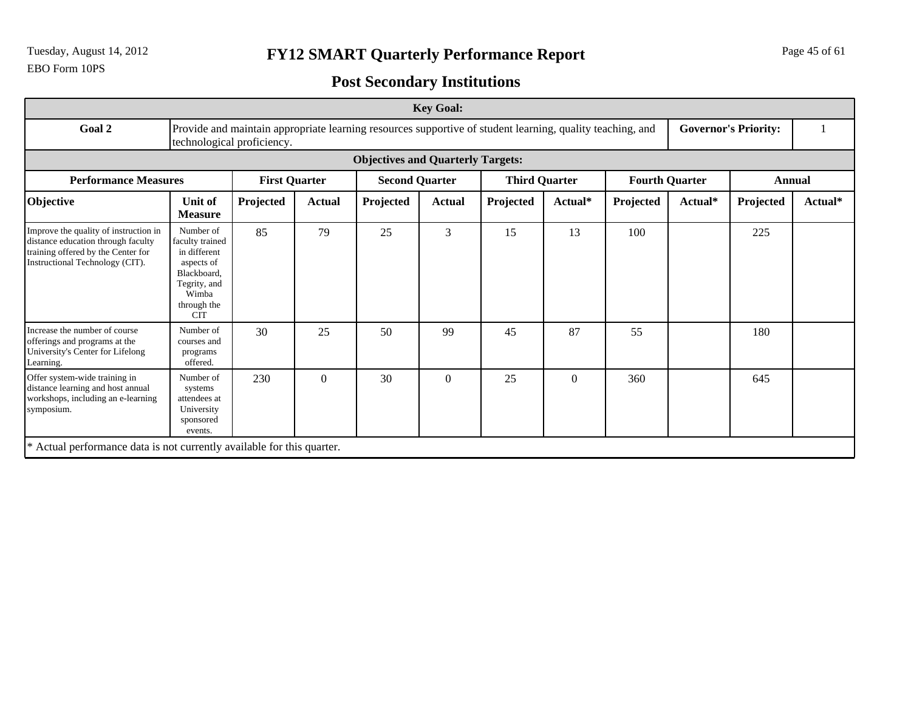# FY12 SMART Quarterly Performance Report

## Post Secondary Institutions

EBO Form 10PS

**Key Goal:**

| **Goal 2** | Provide and maintain appropriate learning resources supportive of student learning, quality teaching, and technological proficiency. | **Governor's Priority:** | 1 |
|---|---|---|---|

**Objectives and Quarterly Targets:**

| **Performance Measures** | | **First Quarter** | | **Second Quarter** | | **Third Quarter** | | **Fourth Quarter** | | **Annual** | |
|---|---|---|---|---|---|---|---|---|---|---|---|
| **Objective** | **Unit of Measure** | **Projected** | **Actual** | **Projected** | **Actual** | **Projected** | **Actual*** | **Projected** | **Actual*** | **Projected** | **Actual*** |
| Improve the quality of instruction in distance education through faculty training offered by the Center for Instructional Technology (CIT). | Number of faculty trained in different aspects of Blackboard, Tegrity, and Wimba through the CIT | 85 | 79 | 25 | 3 | 15 | 13 | 100 | | 225 | |
| Increase the number of course offerings and programs at the University's Center for Lifelong Learning. | Number of courses and programs offered. | 30 | 25 | 50 | 99 | 45 | 87 | 55 | | 180 | |
| Offer system-wide training in distance learning and host annual workshops, including an e-learning symposium. | Number of systems attendees at University sponsored events. | 230 | 0 | 30 | 0 | 25 | 0 | 360 | | 645 | |

* Actual performance data is not currently available for this quarter.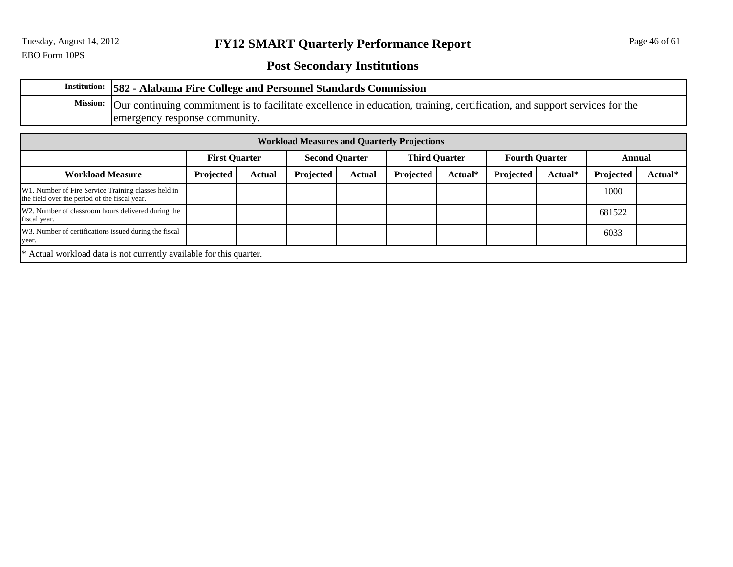# FY12 SMART Quarterly Performance Report

EBO Form 10PS

## Post Secondary Institutions

| | |
|---|---|
| **Institution:** | **582 - Alabama Fire College and Personnel Standards Commission** |
| **Mission:** | Our continuing commitment is to facilitate excellence in education, training, certification, and support services for the emergency response community. |

| Workload Measures and Quarterly Projections | | | | | | | | | | |
|---|---|---|---|---|---|---|---|---|---|---|
| | **First Quarter** | | **Second Quarter** | | **Third Quarter** | | **Fourth Quarter** | | **Annual** | |
| **Workload Measure** | **Projected** | **Actual** | **Projected** | **Actual** | **Projected** | **Actual*** | **Projected** | **Actual*** | **Projected** | **Actual*** |
| W1. Number of Fire Service Training classes held in the field over the period of the fiscal year. | | | | | | | | | 1000 | |
| W2. Number of classroom hours delivered during the fiscal year. | | | | | | | | | 681522 | |
| W3. Number of certifications issued during the fiscal year. | | | | | | | | | 6033 | |

* Actual workload data is not currently available for this quarter.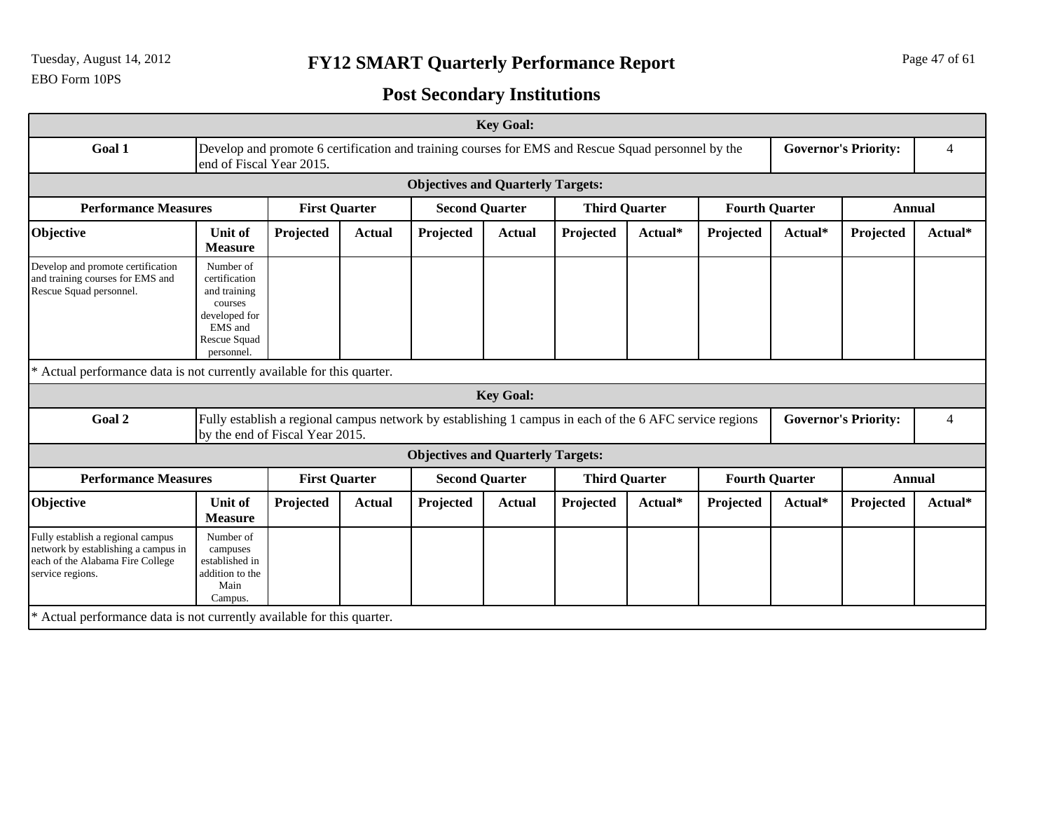# FY12 SMART Quarterly Performance Report

EBO Form 10PS

## Post Secondary Institutions

| Key Goal: | | | | | | | | | | | |
|---|---|---|---|---|---|---|---|---|---|---|---|
| **Goal 1** | Develop and promote 6 certification and training courses for EMS and Rescue Squad personnel by the end of Fiscal Year 2015. | | | | | | | | | **Governor's Priority:** | 4 |
| **Objectives and Quarterly Targets:** | | | | | | | | | | | |
| **Performance Measures** | | **First Quarter** | | **Second Quarter** | | **Third Quarter** | | **Fourth Quarter** | | **Annual** | |
| **Objective** | **Unit of Measure** | **Projected** | **Actual** | **Projected** | **Actual** | **Projected** | **Actual*** | **Projected** | **Actual*** | **Projected** | **Actual*** |
| Develop and promote certification and training courses for EMS and Rescue Squad personnel. | Number of certification and training courses developed for EMS and Rescue Squad personnel. | | | | | | | | | | |

* Actual performance data is not currently available for this quarter.

| Key Goal: | | | | | | | | | | | |
|---|---|---|---|---|---|---|---|---|---|---|---|
| **Goal 2** | Fully establish a regional campus network by establishing 1 campus in each of the 6 AFC service regions by the end of Fiscal Year 2015. | | | | | | | | | **Governor's Priority:** | 4 |
| **Objectives and Quarterly Targets:** | | | | | | | | | | | |
| **Performance Measures** | | **First Quarter** | | **Second Quarter** | | **Third Quarter** | | **Fourth Quarter** | | **Annual** | |
| **Objective** | **Unit of Measure** | **Projected** | **Actual** | **Projected** | **Actual** | **Projected** | **Actual*** | **Projected** | **Actual*** | **Projected** | **Actual*** |
| Fully establish a regional campus network by establishing a campus in each of the Alabama Fire College service regions. | Number of campuses established in addition to the Main Campus. | | | | | | | | | | |

* Actual performance data is not currently available for this quarter.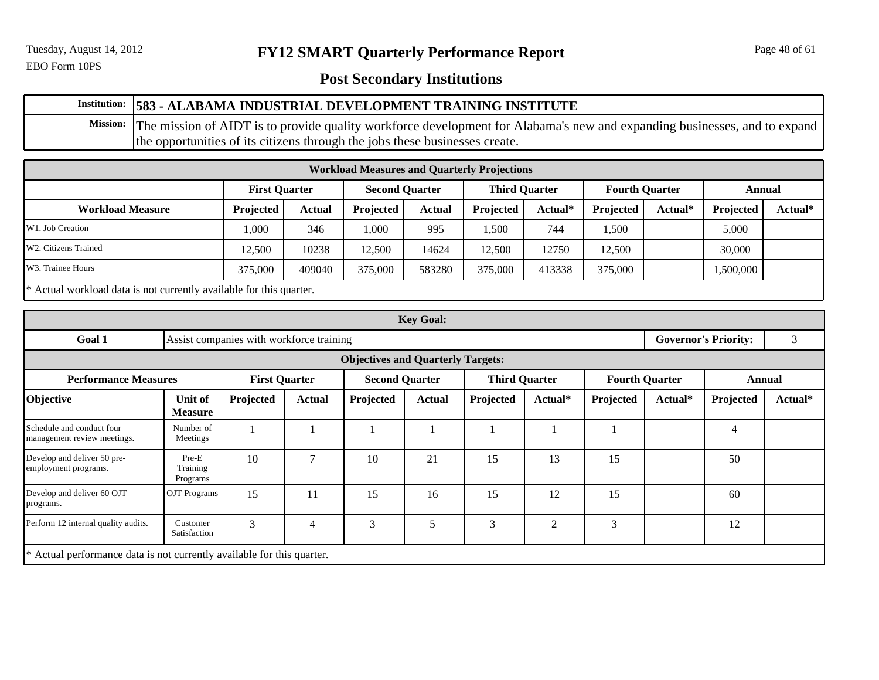# FY12 SMART Quarterly Performance Report

## Post Secondary Institutions

| Institution: | 583 - ALABAMA INDUSTRIAL DEVELOPMENT TRAINING INSTITUTE |
|---|---|
| Mission: | The mission of AIDT is to provide quality workforce development for Alabama's new and expanding businesses, and to expand the opportunities of its citizens through the jobs these businesses create. |

**Workload Measures and Quarterly Projections**

| | First Quarter | | Second Quarter | | Third Quarter | | Fourth Quarter | | Annual | |
|---|---|---|---|---|---|---|---|---|---|---|
| **Workload Measure** | **Projected** | **Actual** | **Projected** | **Actual** | **Projected** | **Actual*** | **Projected** | **Actual*** | **Projected** | **Actual*** |
| W1. Job Creation | 1,000 | 346 | 1,000 | 995 | 1,500 | 744 | 1,500 | | 5,000 | |
| W2. Citizens Trained | 12,500 | 10238 | 12,500 | 14624 | 12,500 | 12750 | 12,500 | | 30,000 | |
| W3. Trainee Hours | 375,000 | 409040 | 375,000 | 583280 | 375,000 | 413338 | 375,000 | | 1,500,000 | |

* Actual workload data is not currently available for this quarter.

**Key Goal:**

| Goal 1 | Assist companies with workforce training | Governor's Priority: | 3 |
|---|---|---|---|

**Objectives and Quarterly Targets:**

| Performance Measures | | First Quarter | | Second Quarter | | Third Quarter | | Fourth Quarter | | Annual | |
|---|---|---|---|---|---|---|---|---|---|---|---|
| **Objective** | **Unit of Measure** | **Projected** | **Actual** | **Projected** | **Actual** | **Projected** | **Actual*** | **Projected** | **Actual*** | **Projected** | **Actual*** |
| Schedule and conduct four management review meetings. | Number of Meetings | 1 | 1 | 1 | 1 | 1 | 1 | 1 | | 4 | |
| Develop and deliver 50 pre-employment programs. | Pre-E Training Programs | 10 | 7 | 10 | 21 | 15 | 13 | 15 | | 50 | |
| Develop and deliver 60 OJT programs. | OJT Programs | 15 | 11 | 15 | 16 | 15 | 12 | 15 | | 60 | |
| Perform 12 internal quality audits. | Customer Satisfaction | 3 | 4 | 3 | 5 | 3 | 2 | 3 | | 12 | |

* Actual performance data is not currently available for this quarter.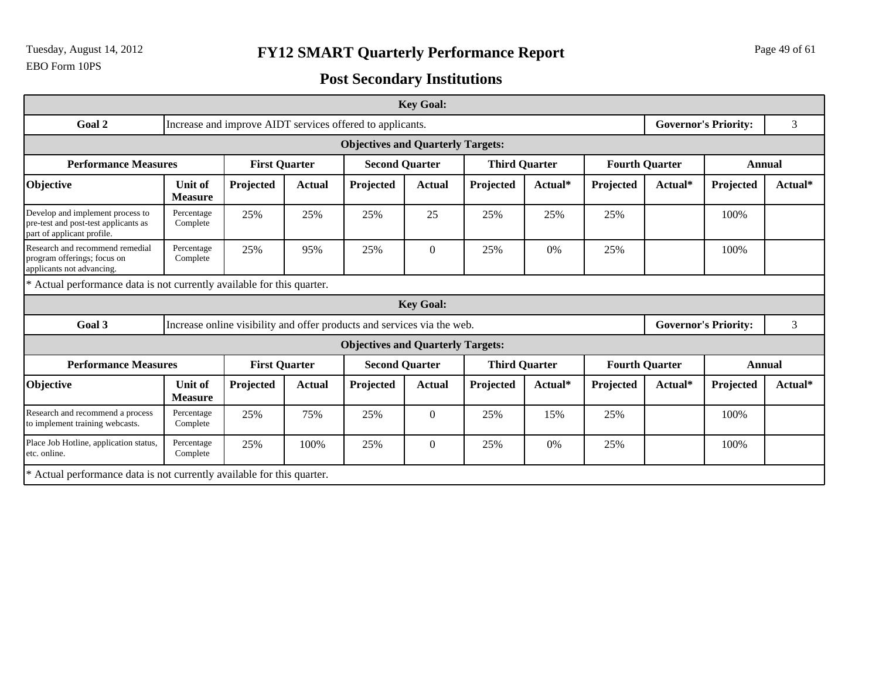# FY12 SMART Quarterly Performance Report

EBO Form 10PS

## Post Secondary Institutions

| Key Goal: | | | | | | | | | | | |
|---|---|---|---|---|---|---|---|---|---|---|---|
| **Goal 2** | Increase and improve AIDT services offered to applicants. | | | | | | | | | **Governor's Priority:** | 3 |
| **Objectives and Quarterly Targets:** | | | | | | | | | | | |
| **Performance Measures** | | **First Quarter** | | **Second Quarter** | | **Third Quarter** | | **Fourth Quarter** | | **Annual** | |
| **Objective** | **Unit of Measure** | **Projected** | **Actual** | **Projected** | **Actual** | **Projected** | **Actual*** | **Projected** | **Actual*** | **Projected** | **Actual*** |
| Develop and implement process to pre-test and post-test applicants as part of applicant profile. | Percentage Complete | 25% | 25% | 25% | 25 | 25% | 25% | 25% | | 100% | |
| Research and recommend remedial program offerings; focus on applicants not advancing. | Percentage Complete | 25% | 95% | 25% | 0 | 25% | 0% | 25% | | 100% | |

* Actual performance data is not currently available for this quarter.

| Key Goal: | | | | | | | | | | | |
|---|---|---|---|---|---|---|---|---|---|---|---|
| **Goal 3** | Increase online visibility and offer products and services via the web. | | | | | | | | | **Governor's Priority:** | 3 |
| **Objectives and Quarterly Targets:** | | | | | | | | | | | |
| **Performance Measures** | | **First Quarter** | | **Second Quarter** | | **Third Quarter** | | **Fourth Quarter** | | **Annual** | |
| **Objective** | **Unit of Measure** | **Projected** | **Actual** | **Projected** | **Actual** | **Projected** | **Actual*** | **Projected** | **Actual*** | **Projected** | **Actual*** |
| Research and recommend a process to implement training webcasts. | Percentage Complete | 25% | 75% | 25% | 0 | 25% | 15% | 25% | | 100% | |
| Place Job Hotline, application status, etc. online. | Percentage Complete | 25% | 100% | 25% | 0 | 25% | 0% | 25% | | 100% | |

* Actual performance data is not currently available for this quarter.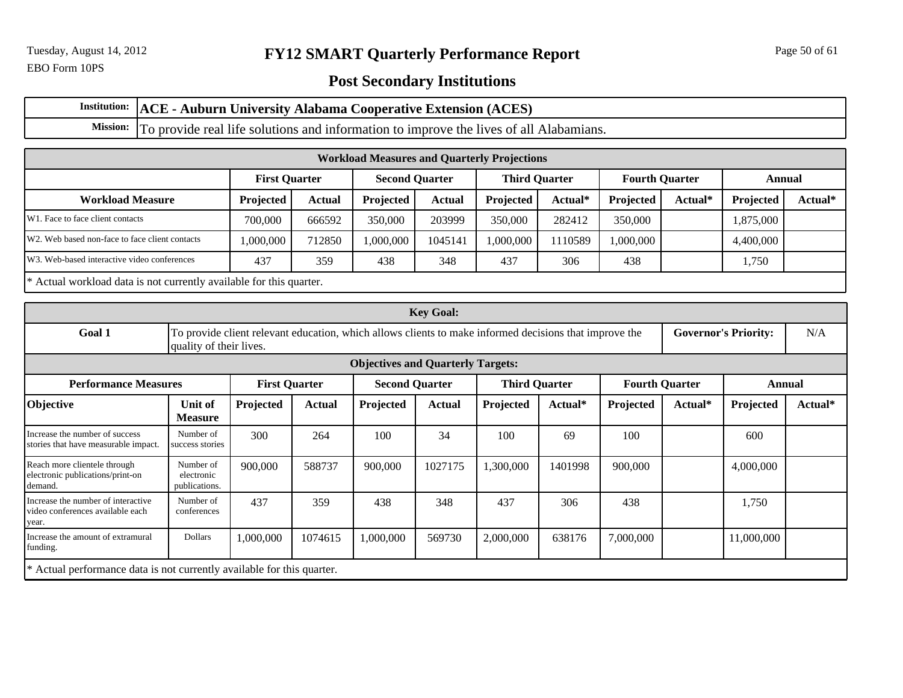# FY12 SMART Quarterly Performance Report

## Post Secondary Institutions

Tuesday, August 14, 2012

EBO Form 10PS

| | |
|---|---|
| **Institution:** | **ACE - Auburn University Alabama Cooperative Extension (ACES)** |
| **Mission:** | To provide real life solutions and information to improve the lives of all Alabamians. |

**Workload Measures and Quarterly Projections**

| | First Quarter | | Second Quarter | | Third Quarter | | Fourth Quarter | | Annual | |
|---|---|---|---|---|---|---|---|---|---|---|
| **Workload Measure** | **Projected** | **Actual** | **Projected** | **Actual** | **Projected** | **Actual*** | **Projected** | **Actual*** | **Projected** | **Actual*** |
| W1. Face to face client contacts | 700,000 | 666592 | 350,000 | 203999 | 350,000 | 282412 | 350,000 | | 1,875,000 | |
| W2. Web based non-face to face client contacts | 1,000,000 | 712850 | 1,000,000 | 1045141 | 1,000,000 | 1110589 | 1,000,000 | | 4,400,000 | |
| W3. Web-based interactive video conferences | 437 | 359 | 438 | 348 | 437 | 306 | 438 | | 1,750 | |

* Actual workload data is not currently available for this quarter.

**Key Goal:**

| | | | |
|---|---|---|---|
| **Goal 1** | To provide client relevant education, which allows clients to make informed decisions that improve the quality of their lives. | **Governor's Priority:** | N/A |

**Objectives and Quarterly Targets:**

| Performance Measures | | First Quarter | | Second Quarter | | Third Quarter | | Fourth Quarter | | Annual | |
|---|---|---|---|---|---|---|---|---|---|---|---|
| **Objective** | **Unit of Measure** | **Projected** | **Actual** | **Projected** | **Actual** | **Projected** | **Actual*** | **Projected** | **Actual*** | **Projected** | **Actual*** |
| Increase the number of success stories that have measurable impact. | Number of success stories | 300 | 264 | 100 | 34 | 100 | 69 | 100 | | 600 | |
| Reach more clientele through electronic publications/print-on demand. | Number of electronic publications. | 900,000 | 588737 | 900,000 | 1027175 | 1,300,000 | 1401998 | 900,000 | | 4,000,000 | |
| Increase the number of interactive video conferences available each year. | Number of conferences | 437 | 359 | 438 | 348 | 437 | 306 | 438 | | 1,750 | |
| Increase the amount of extramural funding. | Dollars | 1,000,000 | 1074615 | 1,000,000 | 569730 | 2,000,000 | 638176 | 7,000,000 | | 11,000,000 | |

* Actual performance data is not currently available for this quarter.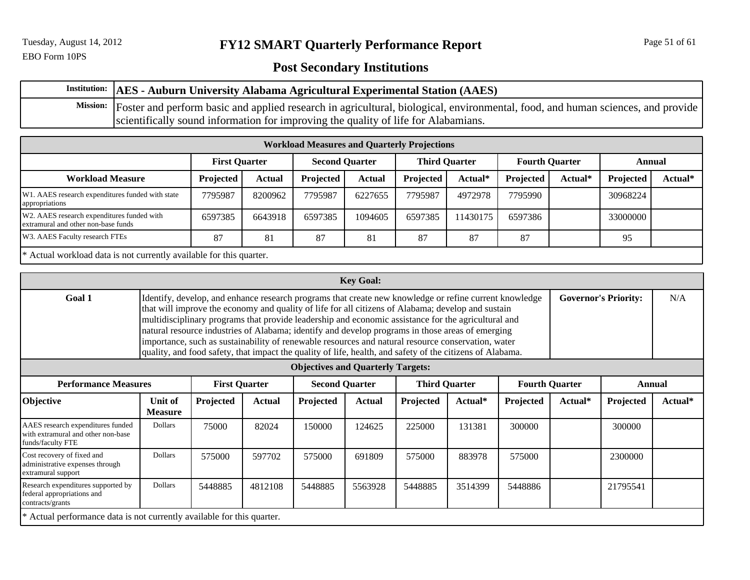# FY12 SMART Quarterly Performance Report

## Post Secondary Institutions

| | |
|---|---|
| **Institution:** | **AES - Auburn University Alabama Agricultural Experimental Station (AAES)** |
| **Mission:** | Foster and perform basic and applied research in agricultural, biological, environmental, food, and human sciences, and provide scientifically sound information for improving the quality of life for Alabamians. |

**Workload Measures and Quarterly Projections**

| | First Quarter | | Second Quarter | | Third Quarter | | Fourth Quarter | | Annual | |
|---|---|---|---|---|---|---|---|---|---|---|
| **Workload Measure** | **Projected** | **Actual** | **Projected** | **Actual** | **Projected** | **Actual*** | **Projected** | **Actual*** | **Projected** | **Actual*** |
| W1. AAES research expenditures funded with state appropriations | 7795987 | 8200962 | 7795987 | 6227655 | 7795987 | 4972978 | 7795990 | | 30968224 | |
| W2. AAES research expenditures funded with extramural and other non-base funds | 6597385 | 6643918 | 6597385 | 1094605 | 6597385 | 11430175 | 6597386 | | 33000000 | |
| W3. AAES Faculty research FTEs | 87 | 81 | 87 | 81 | 87 | 87 | 87 | | 95 | |

* Actual workload data is not currently available for this quarter.

**Key Goal:**

| | | | |
|---|---|---|---|
| **Goal 1** | Identify, develop, and enhance research programs that create new knowledge or refine current knowledge that will improve the economy and quality of life for all citizens of Alabama; develop and sustain multidisciplinary programs that provide leadership and economic assistance for the agricultural and natural resource industries of Alabama; identify and develop programs in those areas of emerging importance, such as sustainability of renewable resources and natural resource conservation, water quality, and food safety, that impact the quality of life, health, and safety of the citizens of Alabama. | **Governor's Priority:** | N/A |

**Objectives and Quarterly Targets:**

| Performance Measures | | First Quarter | | Second Quarter | | Third Quarter | | Fourth Quarter | | Annual | |
|---|---|---|---|---|---|---|---|---|---|---|---|
| **Objective** | **Unit of Measure** | **Projected** | **Actual** | **Projected** | **Actual** | **Projected** | **Actual*** | **Projected** | **Actual*** | **Projected** | **Actual*** |
| AAES research expenditures funded with extramural and other non-base funds/faculty FTE | Dollars | 75000 | 82024 | 150000 | 124625 | 225000 | 131381 | 300000 | | 300000 | |
| Cost recovery of fixed and administrative expenses through extramural support | Dollars | 575000 | 597702 | 575000 | 691809 | 575000 | 883978 | 575000 | | 2300000 | |
| Research expenditures supported by federal appropriations and contracts/grants | Dollars | 5448885 | 4812108 | 5448885 | 5563928 | 5448885 | 3514399 | 5448886 | | 21795541 | |

* Actual performance data is not currently available for this quarter.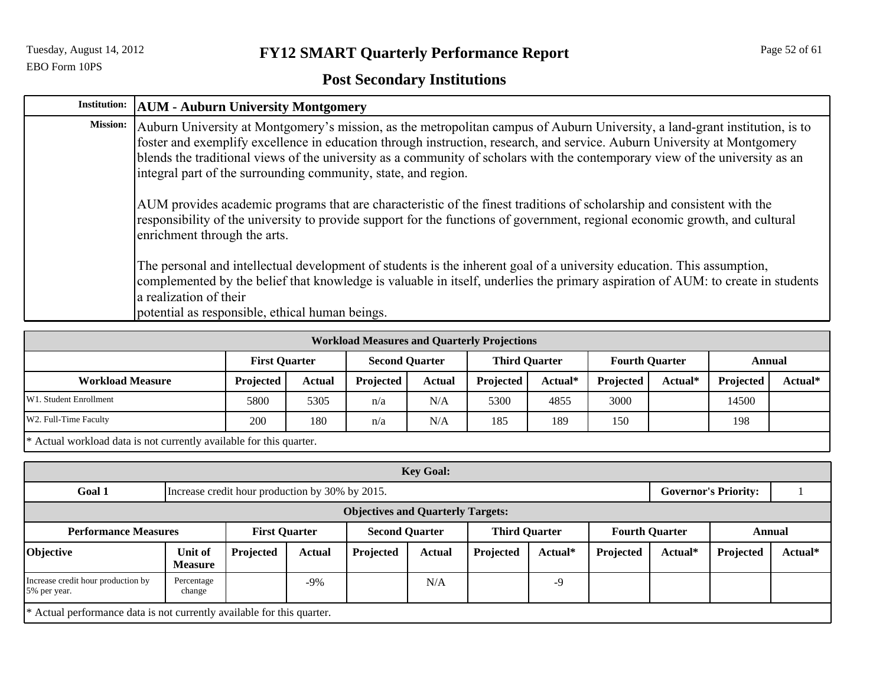# FY12 SMART Quarterly Performance Report

## Post Secondary Institutions

EBO Form 10PS

Tuesday, August 14, 2012

| **Institution:** | **AUM - Auburn University Montgomery** |
|---|---|
| **Mission:** | Auburn University at Montgomery's mission, as the metropolitan campus of Auburn University, a land-grant institution, is to foster and exemplify excellence in education through instruction, research, and service. Auburn University at Montgomery blends the traditional views of the university as a community of scholars with the contemporary view of the university as an integral part of the surrounding community, state, and region.<br><br>AUM provides academic programs that are characteristic of the finest traditions of scholarship and consistent with the responsibility of the university to provide support for the functions of government, regional economic growth, and cultural enrichment through the arts.<br><br>The personal and intellectual development of students is the inherent goal of a university education. This assumption, complemented by the belief that knowledge is valuable in itself, underlies the primary aspiration of AUM: to create in students a realization of their<br>potential as responsible, ethical human beings. |

**Workload Measures and Quarterly Projections**

| | First Quarter | | Second Quarter | | Third Quarter | | Fourth Quarter | | Annual | |
|---|---|---|---|---|---|---|---|---|---|---|
| **Workload Measure** | **Projected** | **Actual** | **Projected** | **Actual** | **Projected** | **Actual*** | **Projected** | **Actual*** | **Projected** | **Actual*** |
| W1. Student Enrollment | 5800 | 5305 | n/a | N/A | 5300 | 4855 | 3000 | | 14500 | |
| W2. Full-Time Faculty | 200 | 180 | n/a | N/A | 185 | 189 | 150 | | 198 | |

* Actual workload data is not currently available for this quarter.

**Key Goal:**

| **Goal 1** | Increase credit hour production by 30% by 2015. | **Governor's Priority:** | 1 |
|---|---|---|---|

**Objectives and Quarterly Targets:**

| Performance Measures | | First Quarter | | Second Quarter | | Third Quarter | | Fourth Quarter | | Annual | |
|---|---|---|---|---|---|---|---|---|---|---|---|
| **Objective** | **Unit of Measure** | **Projected** | **Actual** | **Projected** | **Actual** | **Projected** | **Actual*** | **Projected** | **Actual*** | **Projected** | **Actual*** |
| Increase credit hour production by 5% per year. | Percentage change | | -9% | | N/A | | -9 | | | | |

* Actual performance data is not currently available for this quarter.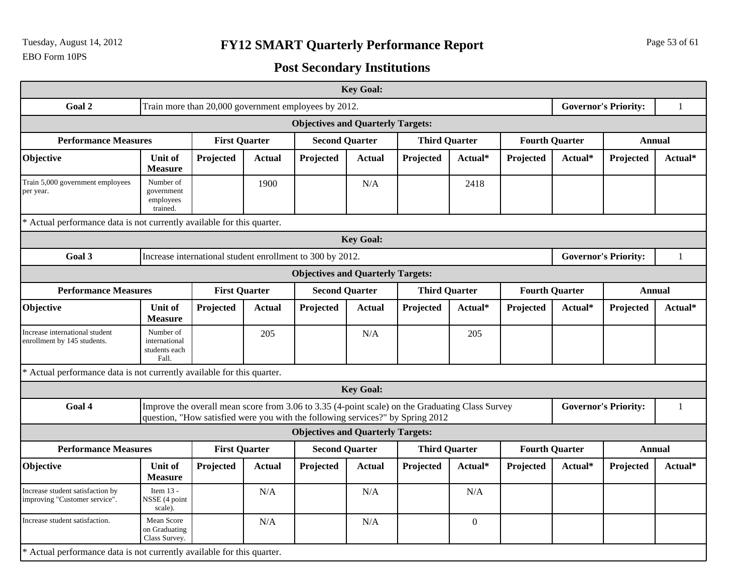# FY12 SMART Quarterly Performance Report

EBO Form 10PS

## Post Secondary Institutions

| Key Goal: | | | | | | | | | | | |
|---|---|---|---|---|---|---|---|---|---|---|---|
| **Goal 2** | Train more than 20,000 government employees by 2012. | | | | | | | | | **Governor's Priority:** | 1 |
| **Objectives and Quarterly Targets:** | | | | | | | | | | | |
| **Performance Measures** | | **First Quarter** | | **Second Quarter** | | **Third Quarter** | | **Fourth Quarter** | | **Annual** | |
| **Objective** | **Unit of Measure** | **Projected** | **Actual** | **Projected** | **Actual** | **Projected** | **Actual*** | **Projected** | **Actual*** | **Projected** | **Actual*** |
| Train 5,000 government employees per year. | Number of government employees trained. | | 1900 | | N/A | | 2418 | | | | |

* Actual performance data is not currently available for this quarter.

| Key Goal: | | | | | | | | | | | |
|---|---|---|---|---|---|---|---|---|---|---|---|
| **Goal 3** | Increase international student enrollment to 300 by 2012. | | | | | | | | | **Governor's Priority:** | 1 |
| **Objectives and Quarterly Targets:** | | | | | | | | | | | |
| **Performance Measures** | | **First Quarter** | | **Second Quarter** | | **Third Quarter** | | **Fourth Quarter** | | **Annual** | |
| **Objective** | **Unit of Measure** | **Projected** | **Actual** | **Projected** | **Actual** | **Projected** | **Actual*** | **Projected** | **Actual*** | **Projected** | **Actual*** |
| Increase international student enrollment by 145 students. | Number of international students each Fall. | | 205 | | N/A | | 205 | | | | |

* Actual performance data is not currently available for this quarter.

| Key Goal: | | | | | | | | | | | |
|---|---|---|---|---|---|---|---|---|---|---|---|
| **Goal 4** | Improve the overall mean score from 3.06 to 3.35 (4-point scale) on the Graduating Class Survey question, "How satisfied were you with the following services?" by Spring 2012 | | | | | | | | | **Governor's Priority:** | 1 |
| **Objectives and Quarterly Targets:** | | | | | | | | | | | |
| **Performance Measures** | | **First Quarter** | | **Second Quarter** | | **Third Quarter** | | **Fourth Quarter** | | **Annual** | |
| **Objective** | **Unit of Measure** | **Projected** | **Actual** | **Projected** | **Actual** | **Projected** | **Actual*** | **Projected** | **Actual*** | **Projected** | **Actual*** |
| Increase student satisfaction by improving "Customer service". | Item 13 - NSSE (4 point scale). | | N/A | | N/A | | N/A | | | | |
| Increase student satisfaction. | Mean Score on Graduating Class Survey. | | N/A | | N/A | | 0 | | | | |

* Actual performance data is not currently available for this quarter.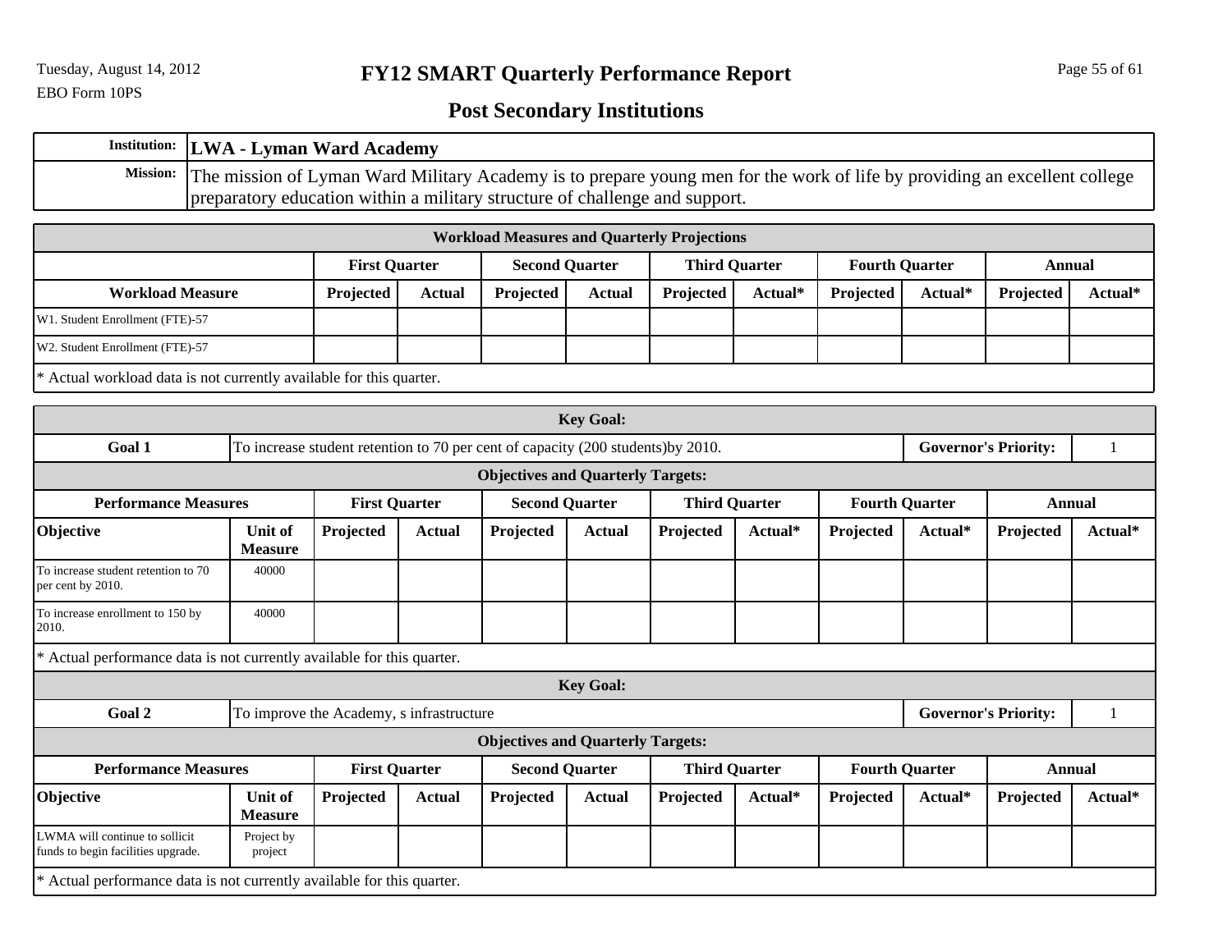# FY12 SMART Quarterly Performance Report

EBO Form 10PS

## Post Secondary Institutions

| | |
|---|---|
| **Institution:** | **LWA - Lyman Ward Academy** |
| **Mission:** | The mission of Lyman Ward Military Academy is to prepare young men for the work of life by providing an excellent college preparatory education within a military structure of challenge and support. |

**Workload Measures and Quarterly Projections**

| | First Quarter | | Second Quarter | | Third Quarter | | Fourth Quarter | | Annual | |
|---|---|---|---|---|---|---|---|---|---|---|
| **Workload Measure** | **Projected** | **Actual** | **Projected** | **Actual** | **Projected** | **Actual*** | **Projected** | **Actual*** | **Projected** | **Actual*** |
| W1. Student Enrollment (FTE)-57 | | | | | | | | | | |
| W2. Student Enrollment (FTE)-57 | | | | | | | | | | |

* Actual workload data is not currently available for this quarter.

**Key Goal:**

| | | | |
|---|---|---|---|
| **Goal 1** | To increase student retention to 70 per cent of capacity (200 students)by 2010. | **Governor's Priority:** | 1 |

**Objectives and Quarterly Targets:**

| Performance Measures | | First Quarter | | Second Quarter | | Third Quarter | | Fourth Quarter | | Annual | |
|---|---|---|---|---|---|---|---|---|---|---|---|
| **Objective** | **Unit of Measure** | **Projected** | **Actual** | **Projected** | **Actual** | **Projected** | **Actual*** | **Projected** | **Actual*** | **Projected** | **Actual*** |
| To increase student retention to 70 per cent by 2010. | 40000 | | | | | | | | | | |
| To increase enrollment to 150 by 2010. | 40000 | | | | | | | | | | |

* Actual performance data is not currently available for this quarter.

**Key Goal:**

| | | | |
|---|---|---|---|
| **Goal 2** | To improve the Academy, s infrastructure | **Governor's Priority:** | 1 |

**Objectives and Quarterly Targets:**

| Performance Measures | | First Quarter | | Second Quarter | | Third Quarter | | Fourth Quarter | | Annual | |
|---|---|---|---|---|---|---|---|---|---|---|---|
| **Objective** | **Unit of Measure** | **Projected** | **Actual** | **Projected** | **Actual** | **Projected** | **Actual*** | **Projected** | **Actual*** | **Projected** | **Actual*** |
| LWMA will continue to sollicit funds to begin facilities upgrade. | Project by project | | | | | | | | | | |

* Actual performance data is not currently available for this quarter.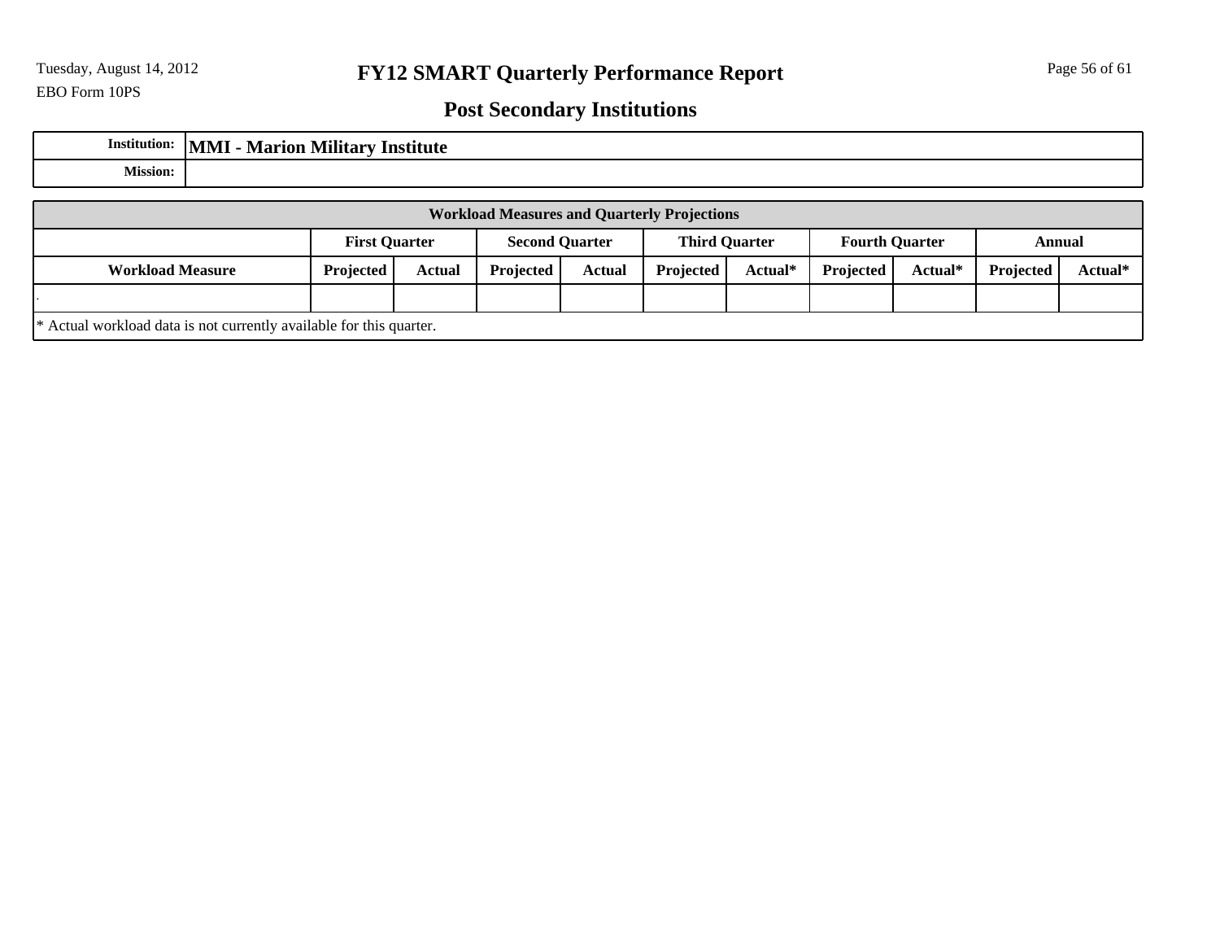# FY12 SMART Quarterly Performance Report

EBO Form 10PS

## Post Secondary Institutions

| | |
|---|---|
| **Institution:** | **MMI - Marion Military Institute** |
| **Mission:** | |

**Workload Measures and Quarterly Projections**

| | **First Quarter** | | **Second Quarter** | | **Third Quarter** | | **Fourth Quarter** | | **Annual** | |
|---|---|---|---|---|---|---|---|---|---|---|
| **Workload Measure** | **Projected** | **Actual** | **Projected** | **Actual** | **Projected** | **Actual*** | **Projected** | **Actual*** | **Projected** | **Actual*** |
| . | | | | | | | | | | |

* Actual workload data is not currently available for this quarter.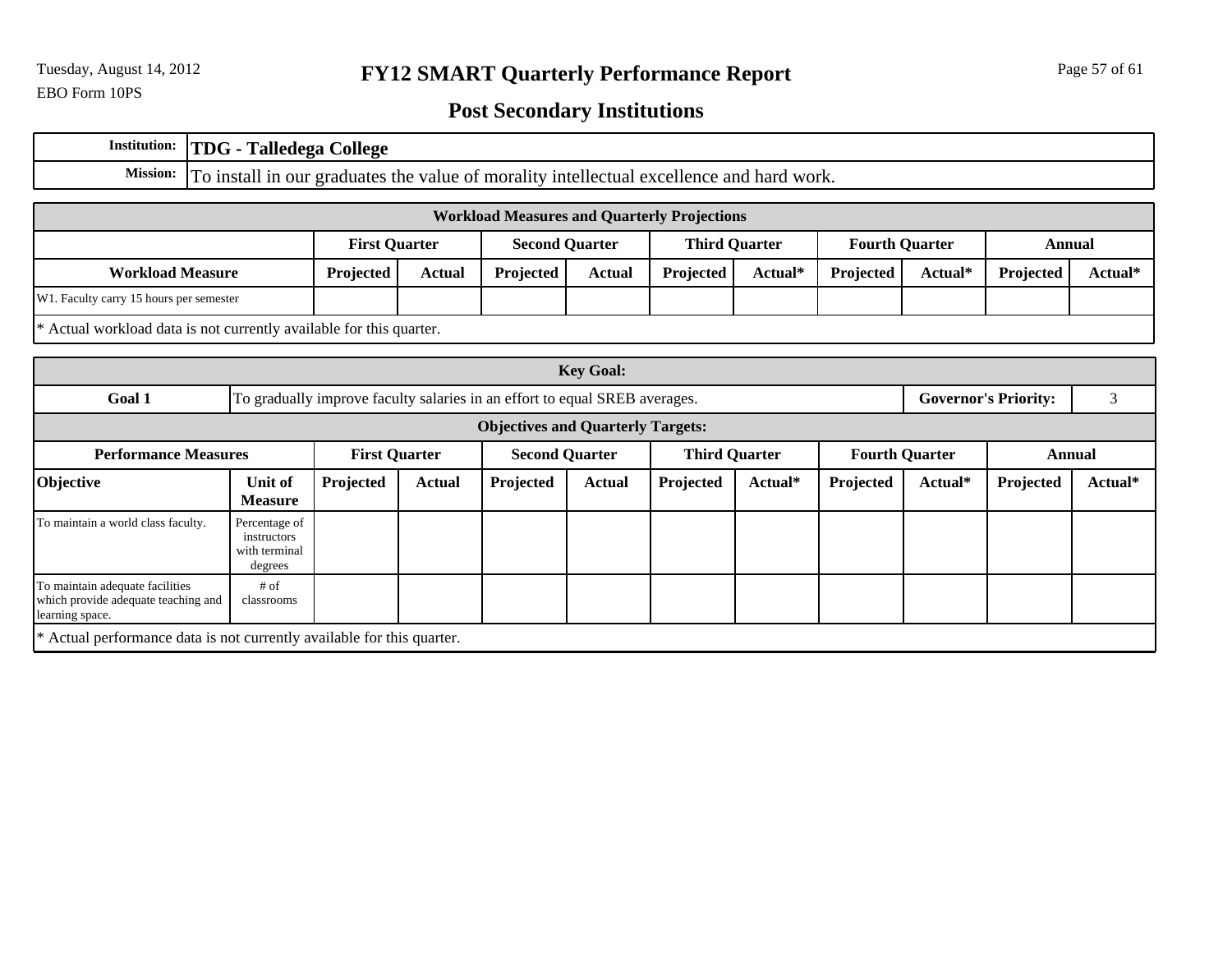EBO Form 10PS

# FY12 SMART Quarterly Performance Report

## Post Secondary Institutions

| Institution: | TDG - Talledega College |
|---|---|
| Mission: | To install in our graduates the value of morality intellectual excellence and hard work. |

| Workload Measures and Quarterly Projections | | | | | | | | | | |
|---|---|---|---|---|---|---|---|---|---|---|
| | First Quarter | | Second Quarter | | Third Quarter | | Fourth Quarter | | Annual | |
| Workload Measure | Projected | Actual | Projected | Actual | Projected | Actual* | Projected | Actual* | Projected | Actual* |
| W1. Faculty carry 15 hours per semester | | | | | | | | | | |

* Actual workload data is not currently available for this quarter.

| Key Goal: | | | | | | | | | | | |
|---|---|---|---|---|---|---|---|---|---|---|---|
| Goal 1 | To gradually improve faculty salaries in an effort to equal SREB averages. | | | | | | | | Governor's Priority: | | 3 |
| Objectives and Quarterly Targets: | | | | | | | | | | | |
| Performance Measures | | First Quarter | | Second Quarter | | Third Quarter | | Fourth Quarter | | Annual | |
| Objective | Unit of Measure | Projected | Actual | Projected | Actual | Projected | Actual* | Projected | Actual* | Projected | Actual* |
| To maintain a world class faculty. | Percentage of instructors with terminal degrees | | | | | | | | | | |
| To maintain adequate facilities which provide adequate teaching and learning space. | # of classrooms | | | | | | | | | | |

* Actual performance data is not currently available for this quarter.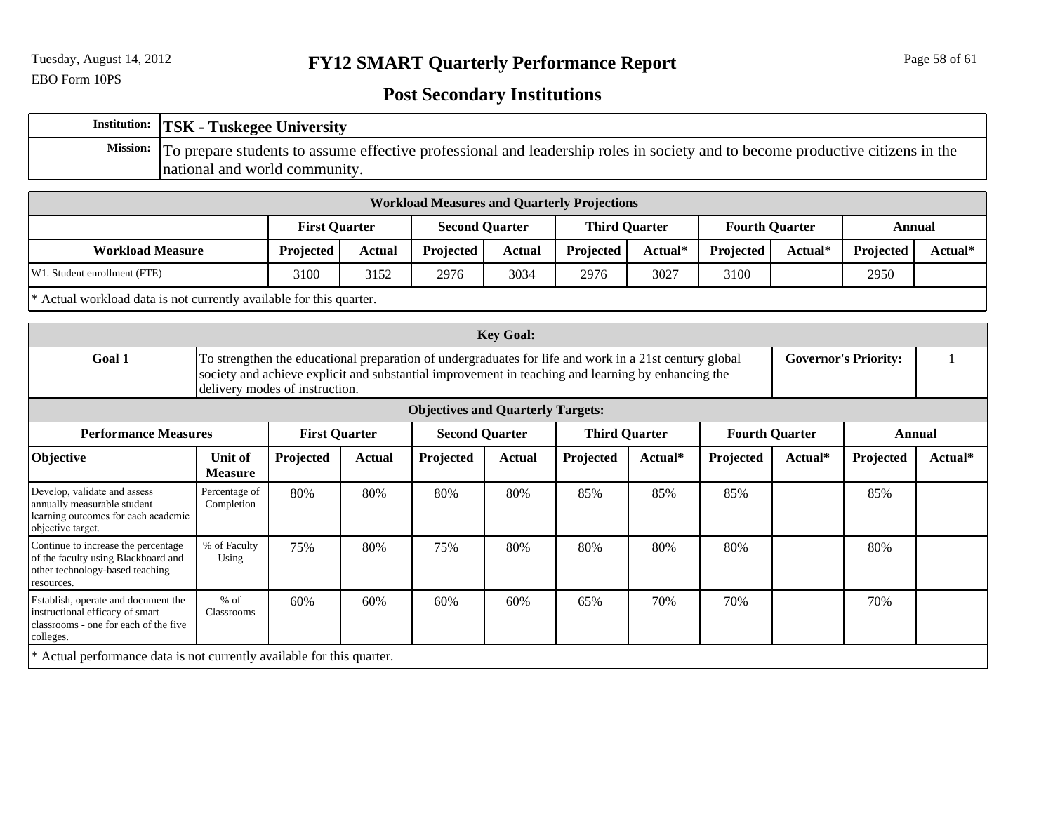EBO Form 10PS

# FY12 SMART Quarterly Performance Report

## Post Secondary Institutions

| | |
|---|---|
| **Institution:** | **TSK - Tuskegee University** |
| **Mission:** | To prepare students to assume effective professional and leadership roles in society and to become productive citizens in the national and world community. |

| **Workload Measures and Quarterly Projections** | | | | | | | | | | |
|---|---|---|---|---|---|---|---|---|---|---|
| | **First Quarter** | | **Second Quarter** | | **Third Quarter** | | **Fourth Quarter** | | **Annual** | |
| **Workload Measure** | **Projected** | **Actual** | **Projected** | **Actual** | **Projected** | **Actual*** | **Projected** | **Actual*** | **Projected** | **Actual*** |
| W1. Student enrollment (FTE) | 3100 | 3152 | 2976 | 3034 | 2976 | 3027 | 3100 | | 2950 | |

* Actual workload data is not currently available for this quarter.

| **Key Goal:** | | | | | | | | | | | |
|---|---|---|---|---|---|---|---|---|---|---|---|
| **Goal 1** | To strengthen the educational preparation of undergraduates for life and work in a 21st century global society and achieve explicit and substantial improvement in teaching and learning by enhancing the delivery modes of instruction. | | | | | | | | **Governor's Priority:** | | 1 |
| **Objectives and Quarterly Targets:** | | | | | | | | | | | |
| **Performance Measures** | | **First Quarter** | | **Second Quarter** | | **Third Quarter** | | **Fourth Quarter** | | **Annual** | |
| **Objective** | **Unit of Measure** | **Projected** | **Actual** | **Projected** | **Actual** | **Projected** | **Actual*** | **Projected** | **Actual*** | **Projected** | **Actual*** |
| Develop, validate and assess annually measurable student learning outcomes for each academic objective target. | Percentage of Completion | 80% | 80% | 80% | 80% | 85% | 85% | 85% | | 85% | |
| Continue to increase the percentage of the faculty using Blackboard and other technology-based teaching resources. | % of Faculty Using | 75% | 80% | 75% | 80% | 80% | 80% | 80% | | 80% | |
| Establish, operate and document the instructional efficacy of smart classrooms - one for each of the five colleges. | % of Classrooms | 60% | 60% | 60% | 60% | 65% | 70% | 70% | | 70% | |

* Actual performance data is not currently available for this quarter.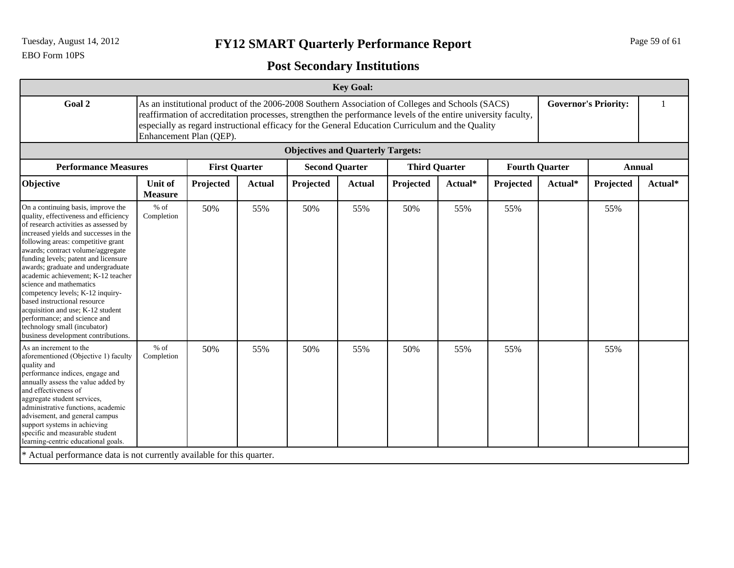# FY12 SMART Quarterly Performance Report

## Post Secondary Institutions

EBO Form 10PS

| Key Goal: | | | | | | | | | | | |
|---|---|---|---|---|---|---|---|---|---|---|---|
| **Goal 2** | As an institutional product of the 2006-2008 Southern Association of Colleges and Schools (SACS) reaffirmation of accreditation processes, strengthen the performance levels of the entire university faculty, especially as regard instructional efficacy for the General Education Curriculum and the Quality Enhancement Plan (QEP). | | | | | | | | | **Governor's Priority:** | 1 |

**Objectives and Quarterly Targets:**

| **Performance Measures** | | **First Quarter** | | **Second Quarter** | | **Third Quarter** | | **Fourth Quarter** | | **Annual** | |
|---|---|---|---|---|---|---|---|---|---|---|---|
| **Objective** | **Unit of Measure** | **Projected** | **Actual** | **Projected** | **Actual** | **Projected** | **Actual*** | **Projected** | **Actual*** | **Projected** | **Actual*** |
| On a continuing basis, improve the quality, effectiveness and efficiency of research activities as assessed by increased yields and successes in the following areas: competitive grant awards; contract volume/aggregate funding levels; patent and licensure awards; graduate and undergraduate academic achievement; K-12 teacher science and mathematics competency levels; K-12 inquiry-based instructional resource acquisition and use; K-12 student performance; and science and technology small (incubator) business development contributions. | % of Completion | 50% | 55% | 50% | 55% | 50% | 55% | 55% | | 55% | |
| As an increment to the aforementioned (Objective 1) faculty quality and performance indices, engage and annually assess the value added by and effectiveness of aggregate student services, administrative functions, academic advisement, and general campus support systems in achieving specific and measurable student learning-centric educational goals. | % of Completion | 50% | 55% | 50% | 55% | 50% | 55% | 55% | | 55% | |

* Actual performance data is not currently available for this quarter.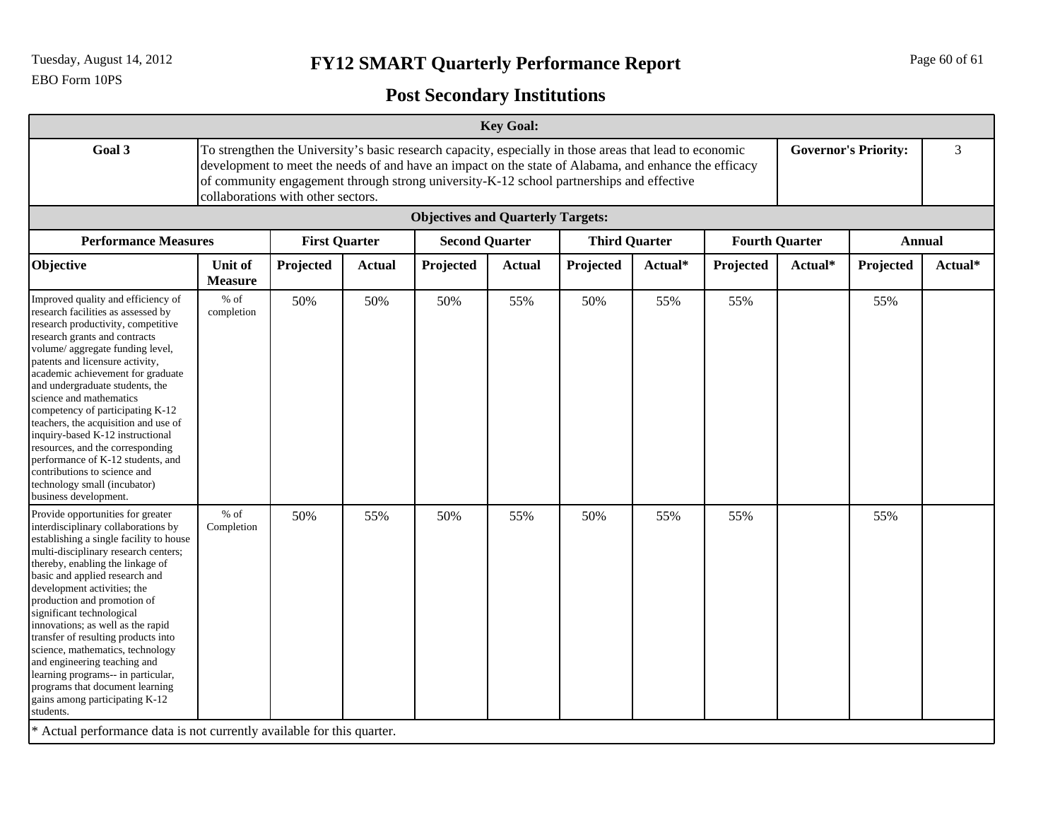EBO Form 10PS

# FY12 SMART Quarterly Performance Report

## Post Secondary Institutions

| Key Goal: | | | | | | | | | | | |
|---|---|---|---|---|---|---|---|---|---|---|---|
| **Goal 3** | To strengthen the University's basic research capacity, especially in those areas that lead to economic development to meet the needs of and have an impact on the state of Alabama, and enhance the efficacy of community engagement through strong university-K-12 school partnerships and effective collaborations with other sectors. | | | | | | | | **Governor's Priority:** | | 3 |
| **Objectives and Quarterly Targets:** | | | | | | | | | | | |
| **Performance Measures** | | **First Quarter** | | **Second Quarter** | | **Third Quarter** | | **Fourth Quarter** | | **Annual** | |
| **Objective** | **Unit of Measure** | **Projected** | **Actual** | **Projected** | **Actual** | **Projected** | **Actual*** | **Projected** | **Actual*** | **Projected** | **Actual*** |
| Improved quality and efficiency of research facilities as assessed by research productivity, competitive research grants and contracts volume/ aggregate funding level, patents and licensure activity, academic achievement for graduate and undergraduate students, the science and mathematics competency of participating K-12 teachers, the acquisition and use of inquiry-based K-12 instructional resources, and the corresponding performance of K-12 students, and contributions to science and technology small (incubator) business development. | % of completion | 50% | 50% | 50% | 55% | 50% | 55% | 55% | | 55% | |
| Provide opportunities for greater interdisciplinary collaborations by establishing a single facility to house multi-disciplinary research centers; thereby, enabling the linkage of basic and applied research and development activities; the production and promotion of significant technological innovations; as well as the rapid transfer of resulting products into science, mathematics, technology and engineering teaching and learning programs-- in particular, programs that document learning gains among participating K-12 students. | % of Completion | 50% | 55% | 50% | 55% | 50% | 55% | 55% | | 55% | |

* Actual performance data is not currently available for this quarter.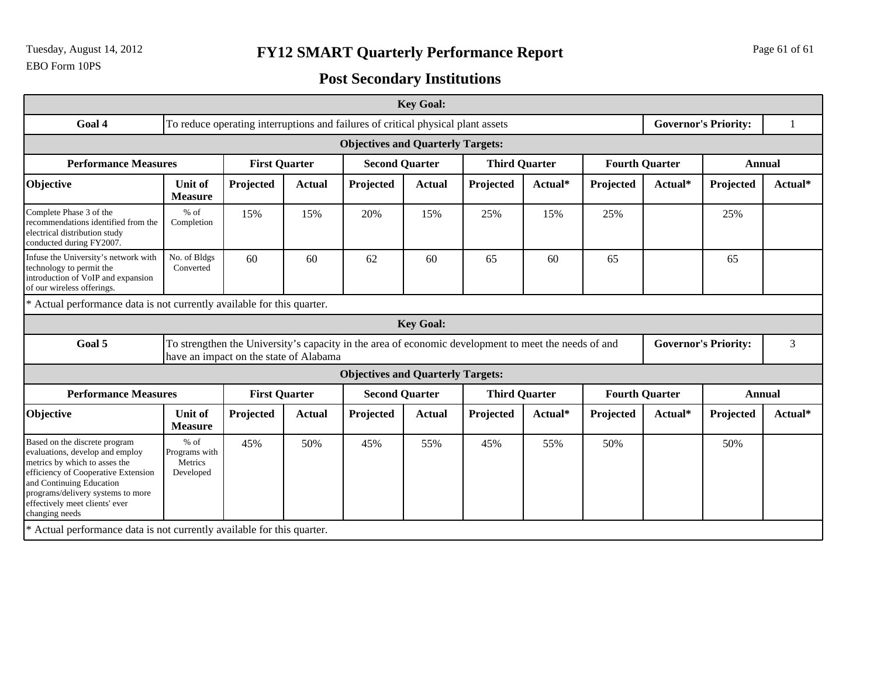# FY12 SMART Quarterly Performance Report

EBO Form 10PS

## Post Secondary Institutions

| Key Goal: | | | | | | | | | | | |
|---|---|---|---|---|---|---|---|---|---|---|---|
| **Goal 4** | To reduce operating interruptions and failures of critical physical plant assets | | | | | | | | **Governor's Priority:** | | 1 |
| **Objectives and Quarterly Targets:** | | | | | | | | | | | |
| **Performance Measures** | | **First Quarter** | | **Second Quarter** | | **Third Quarter** | | **Fourth Quarter** | | **Annual** | |
| **Objective** | **Unit of Measure** | **Projected** | **Actual** | **Projected** | **Actual** | **Projected** | **Actual*** | **Projected** | **Actual*** | **Projected** | **Actual*** |
| Complete Phase 3 of the recommendations identified from the electrical distribution study conducted during FY2007. | % of Completion | 15% | 15% | 20% | 15% | 25% | 15% | 25% | | 25% | |
| Infuse the University's network with technology to permit the introduction of VoIP and expansion of our wireless offerings. | No. of Bldgs Converted | 60 | 60 | 62 | 60 | 65 | 60 | 65 | | 65 | |

* Actual performance data is not currently available for this quarter.

| Key Goal: | | | | | | | | | | | |
|---|---|---|---|---|---|---|---|---|---|---|---|
| **Goal 5** | To strengthen the University's capacity in the area of economic development to meet the needs of and have an impact on the state of Alabama | | | | | | | | **Governor's Priority:** | | 3 |
| **Objectives and Quarterly Targets:** | | | | | | | | | | | |
| **Performance Measures** | | **First Quarter** | | **Second Quarter** | | **Third Quarter** | | **Fourth Quarter** | | **Annual** | |
| **Objective** | **Unit of Measure** | **Projected** | **Actual** | **Projected** | **Actual** | **Projected** | **Actual*** | **Projected** | **Actual*** | **Projected** | **Actual*** |
| Based on the discrete program evaluations, develop and employ metrics by which to asses the efficiency of Cooperative Extension and Continuing Education programs/delivery systems to more effectively meet clients' ever changing needs | % of Programs with Metrics Developed | 45% | 50% | 45% | 55% | 45% | 55% | 50% | | 50% | |

* Actual performance data is not currently available for this quarter.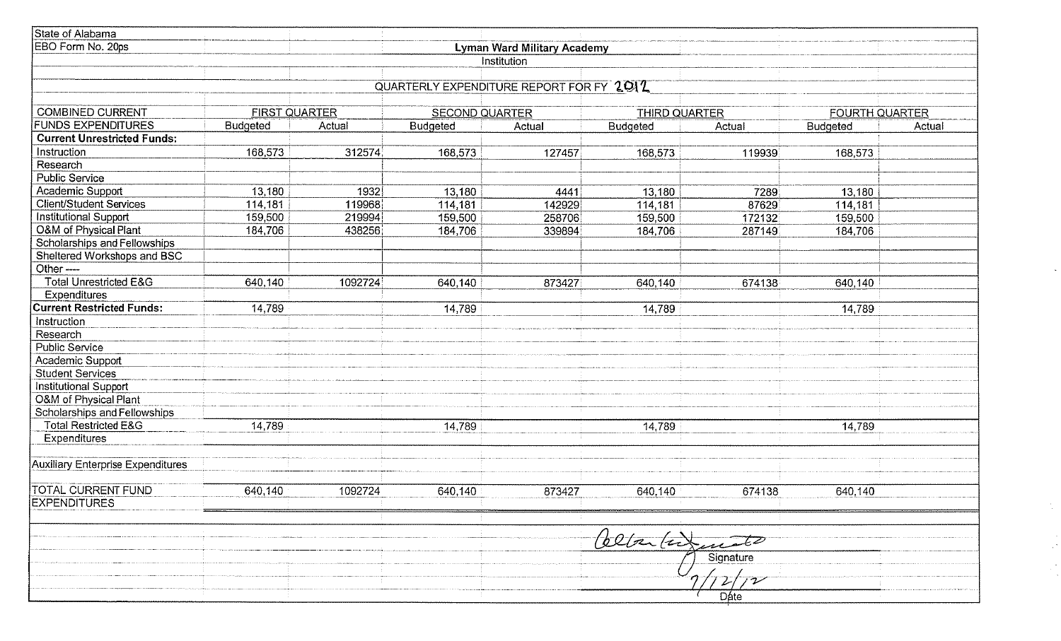State of Alabama
EBO Form No. 20ps

**Lyman Ward Military Academy**
Institution

QUARTERLY EXPENDITURE REPORT FOR FY 2012

| COMBINED CURRENT FUNDS EXPENDITURES | FIRST QUARTER | | SECOND QUARTER | | THIRD QUARTER | | FOURTH QUARTER | |
|---|---|---|---|---|---|---|---|---|
| | Budgeted | Actual | Budgeted | Actual | Budgeted | Actual | Budgeted | Actual |
| **Current Unrestricted Funds:** | | | | | | | | |
| Instruction | 168,573 | 312574 | 168,573 | 127457 | 168,573 | 119939 | 168,573 | |
| Research | | | | | | | | |
| Public Service | | | | | | | | |
| Academic Support | 13,180 | 1932 | 13,180 | 4441 | 13,180 | 7289 | 13,180 | |
| Client/Student Services | 114,181 | 119968 | 114,181 | 142929 | 114,181 | 87629 | 114,181 | |
| Institutional Support | 159,500 | 219994 | 159,500 | 258706 | 159,500 | 172132 | 159,500 | |
| O&M of Physical Plant | 184,706 | 438256 | 184,706 | 339894 | 184,706 | 287149 | 184,706 | |
| Scholarships and Fellowships | | | | | | | | |
| Sheltered Workshops and BSC | | | | | | | | |
| Other ---- | | | | | | | | |
| Total Unrestricted E&G Expenditures | 640,140 | 1092724 | 640,140 | 873427 | 640,140 | 674138 | 640,140 | |
| **Current Restricted Funds:** | 14,789 | | 14,789 | | 14,789 | | 14,789 | |
| Instruction | | | | | | | | |
| Research | | | | | | | | |
| Public Service | | | | | | | | |
| Academic Support | | | | | | | | |
| Student Services | | | | | | | | |
| Institutional Support | | | | | | | | |
| O&M of Physical Plant | | | | | | | | |
| Scholarships and Fellowships | | | | | | | | |
| Total Restricted E&G Expenditures | 14,789 | | 14,789 | | 14,789 | | 14,789 | |
| Auxiliary Enterprise Expenditures | | | | | | | | |
| TOTAL CURRENT FUND EXPENDITURES | 640,140 | 1092724 | 640,140 | 873427 | 640,140 | 674138 | 640,140 | |

[Signature]
Signature

7/12/12
Date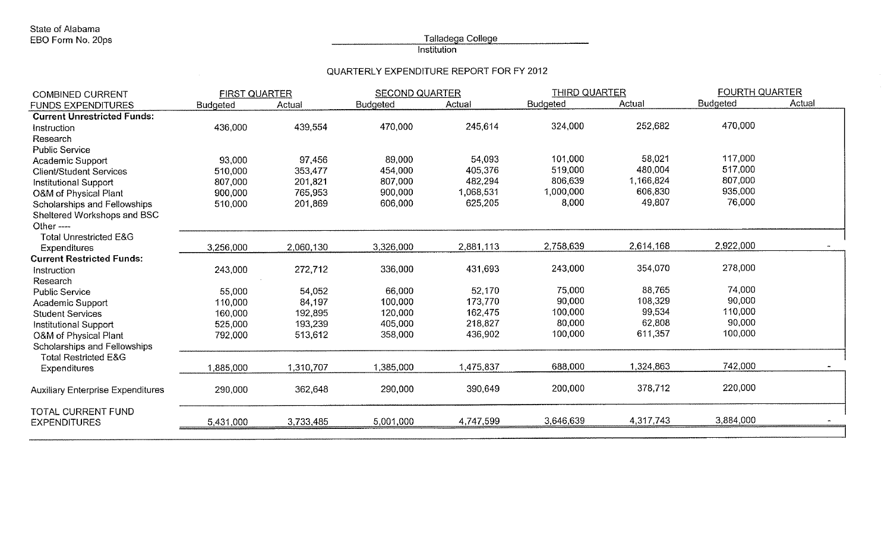State of Alabama
EBO Form No. 20ps

Talladega College
Institution

QUARTERLY EXPENDITURE REPORT FOR FY 2012

| COMBINED CURRENT FUNDS EXPENDITURES | FIRST QUARTER | | SECOND QUARTER | | THIRD QUARTER | | FOURTH QUARTER | |
|---|---|---|---|---|---|---|---|---|
| | Budgeted | Actual | Budgeted | Actual | Budgeted | Actual | Budgeted | Actual |
| **Current Unrestricted Funds:** | | | | | | | | |
| Instruction | 436,000 | 439,554 | 470,000 | 245,614 | 324,000 | 252,682 | 470,000 | |
| Research | | | | | | | | |
| Public Service | | | | | | | | |
| Academic Support | 93,000 | 97,456 | 89,000 | 54,093 | 101,000 | 58,021 | 117,000 | |
| Client/Student Services | 510,000 | 353,477 | 454,000 | 405,376 | 519,000 | 480,004 | 517,000 | |
| Institutional Support | 807,000 | 201,821 | 807,000 | 482,294 | 806,639 | 1,166,824 | 807,000 | |
| O&M of Physical Plant | 900,000 | 765,953 | 900,000 | 1,068,531 | 1,000,000 | 606,830 | 935,000 | |
| Scholarships and Fellowships | 510,000 | 201,869 | 606,000 | 625,205 | 8,000 | 49,807 | 76,000 | |
| Sheltered Workshops and BSC | | | | | | | | |
| Other ---- | | | | | | | | |
| Total Unrestricted E&G Expenditures | 3,256,000 | 2,060,130 | 3,326,000 | 2,881,113 | 2,758,639 | 2,614,168 | 2,922,000 | - |
| **Current Restricted Funds:** | | | | | | | | |
| Instruction | 243,000 | 272,712 | 336,000 | 431,693 | 243,000 | 354,070 | 278,000 | |
| Research | | | | | | | | |
| Public Service | 55,000 | 54,052 | 66,000 | 52,170 | 75,000 | 88,765 | 74,000 | |
| Academic Support | 110,000 | 84,197 | 100,000 | 173,770 | 90,000 | 108,329 | 90,000 | |
| Student Services | 160,000 | 192,895 | 120,000 | 162,475 | 100,000 | 99,534 | 110,000 | |
| Institutional Support | 525,000 | 193,239 | 405,000 | 218,827 | 80,000 | 62,808 | 90,000 | |
| O&M of Physical Plant | 792,000 | 513,612 | 358,000 | 436,902 | 100,000 | 611,357 | 100,000 | |
| Scholarships and Fellowships | | | | | | | | |
| Total Restricted E&G Expenditures | 1,885,000 | 1,310,707 | 1,385,000 | 1,475,837 | 688,000 | 1,324,863 | 742,000 | - |
| Auxiliary Enterprise Expenditures | 290,000 | 362,648 | 290,000 | 390,649 | 200,000 | 378,712 | 220,000 | |
| TOTAL CURRENT FUND EXPENDITURES | 5,431,000 | 3,733,485 | 5,001,000 | 4,747,599 | 3,646,639 | 4,317,743 | 3,884,000 | - |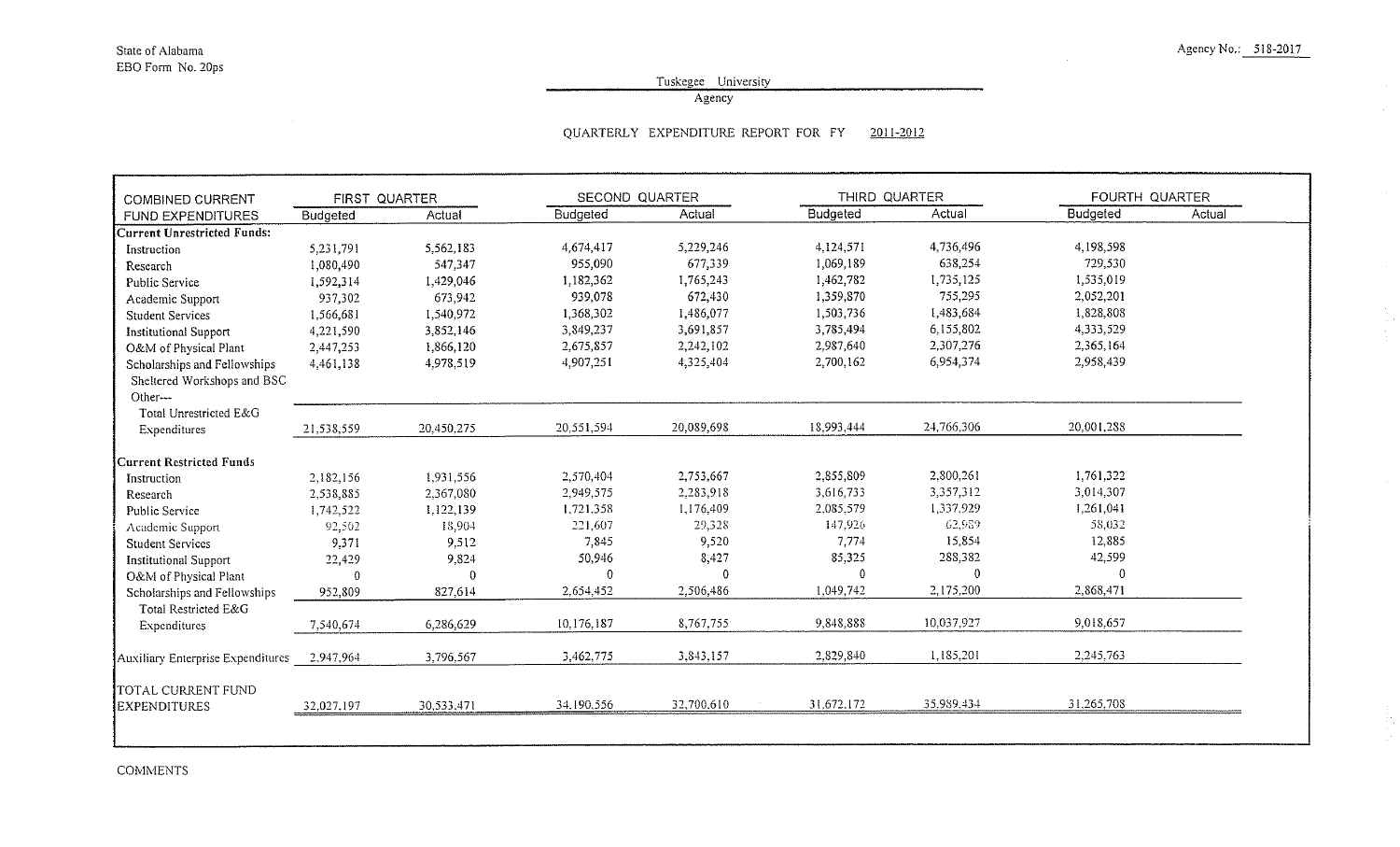State of Alabama
EBO Form No. 20ps

Agency No.: 518-2017

Tuskegee University
Agency

QUARTERLY EXPENDITURE REPORT FOR FY 2011-2012

| COMBINED CURRENT FUND EXPENDITURES | FIRST QUARTER | | SECOND QUARTER | | THIRD QUARTER | | FOURTH QUARTER | |
|---|---|---|---|---|---|---|---|---|
| | Budgeted | Actual | Budgeted | Actual | Budgeted | Actual | Budgeted | Actual |
| **Current Unrestricted Funds:** | | | | | | | | |
| Instruction | 5,231,791 | 5,562,183 | 4,674,417 | 5,229,246 | 4,124,571 | 4,736,496 | 4,198,598 | |
| Research | 1,080,490 | 547,347 | 955,090 | 677,339 | 1,069,189 | 638,254 | 729,530 | |
| Public Service | 1,592,314 | 1,429,046 | 1,182,362 | 1,765,243 | 1,462,782 | 1,735,125 | 1,535,019 | |
| Academic Support | 937,302 | 673,942 | 939,078 | 672,430 | 1,359,870 | 755,295 | 2,052,201 | |
| Student Services | 1,566,681 | 1,540,972 | 1,368,302 | 1,486,077 | 1,503,736 | 1,483,684 | 1,828,808 | |
| Institutional Support | 4,221,590 | 3,852,146 | 3,849,237 | 3,691,857 | 3,785,494 | 6,155,802 | 4,333,529 | |
| O&M of Physical Plant | 2,447,253 | 1,866,120 | 2,675,857 | 2,242,102 | 2,987,640 | 2,307,276 | 2,365,164 | |
| Scholarships and Fellowships | 4,461,138 | 4,978,519 | 4,907,251 | 4,325,404 | 2,700,162 | 6,954,374 | 2,958,439 | |
| Sheltered Workshops and BSC | | | | | | | | |
| Other--- | | | | | | | | |
| Total Unrestricted E&G Expenditures | 21,538,559 | 20,450,275 | 20,551,594 | 20,089,698 | 18,993,444 | 24,766,306 | 20,001,288 | |
| **Current Restricted Funds** | | | | | | | | |
| Instruction | 2,182,156 | 1,931,556 | 2,570,404 | 2,753,667 | 2,855,809 | 2,800,261 | 1,761,322 | |
| Research | 2,538,885 | 2,367,080 | 2,949,575 | 2,283,918 | 3,616,733 | 3,357,312 | 3,014,307 | |
| Public Service | 1,742,522 | 1,122,139 | 1,721,358 | 1,176,409 | 2,085,579 | 1,337,929 | 1,261,041 | |
| Academic Support | 92,502 | 18,904 | 221,607 | 29,328 | 147,926 | 62,989 | 58,032 | |
| Student Services | 9,371 | 9,512 | 7,845 | 9,520 | 7,774 | 15,854 | 12,885 | |
| Institutional Support | 22,429 | 9,824 | 50,946 | 8,427 | 85,325 | 288,382 | 42,599 | |
| O&M of Physical Plant | 0 | 0 | 0 | 0 | 0 | 0 | 0 | |
| Scholarships and Fellowships | 952,809 | 827,614 | 2,654,452 | 2,506,486 | 1,049,742 | 2,175,200 | 2,868,471 | |
| Total Restricted E&G Expenditures | 7,540,674 | 6,286,629 | 10,176,187 | 8,767,755 | 9,848,888 | 10,037,927 | 9,018,657 | |
| Auxiliary Enterprise Expenditures | 2,947,964 | 3,796,567 | 3,462,775 | 3,843,157 | 2,829,840 | 1,185,201 | 2,245,763 | |
| TOTAL CURRENT FUND EXPENDITURES | 32,027,197 | 30,533,471 | 34,190,556 | 32,700,610 | 31,672,172 | 35,989,434 | 31,265,708 | |

COMMENTS